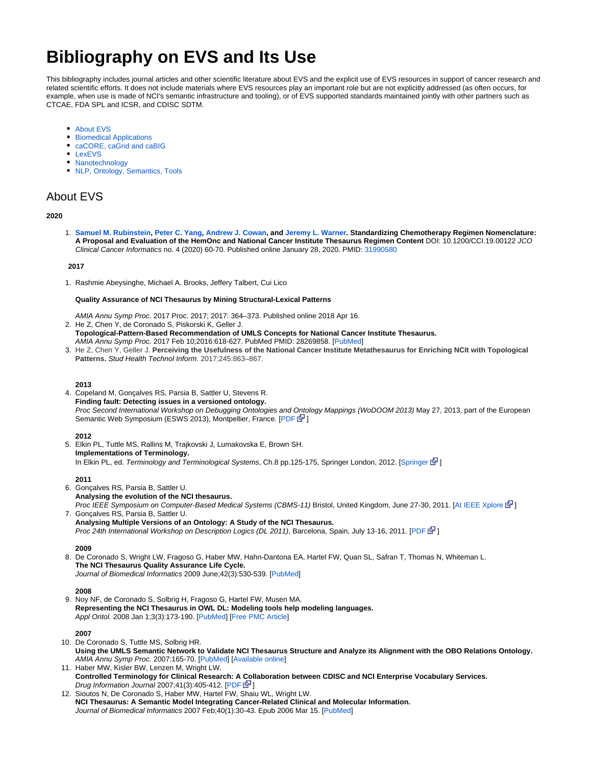# Bibliography on EVS and Its Use

This bibliography includes journal articles and other scientific literature about EVS and the explicit use of EVS resources in support of cancer research and related scientific efforts. It does not include materials where EVS resources play an important role but are not explicitly addressed (as often occurs, for example, when use is made of NCI's semantic infrastructure and tooling), or of EVS supported standards maintained jointly with other partners such as CTCAE, FDA SPL and ICSR, and CDISC SDTM.

- About EVS
- Biomedical Applications
- caCORE, caGrid and caBIG
- LexEVS
- Nanotechnology
- NLP, Ontology, Semantics, Tools

## About EVS

**2020**

1. **Samuel M. Rubinstein, Peter C. Yang, Andrew J. Cowan, and Jeremy L. Warner. Standardizing Chemotherapy Regimen Nomenclature: A Proposal and Evaluation of the HemOnc and National Cancer Institute Thesaurus Regimen Content** DOI: 10.1200/CCI.19.00122 *JCO Clinical Cancer Informatics* no. 4 (2020) 60-70. Published online January 28, 2020. PMID: 31990580

**2017**

1. Rashmie Abeysinghe, Michael A. Brooks, Jeffery Talbert, Cui Lico

   **Quality Assurance of NCI Thesaurus by Mining Structural-Lexical Patterns**

   *AMIA Annu Symp Proc.* 2017 Proc. 2017; 2017: 364–373. Published online 2018 Apr 16.
2. He Z, Chen Y, de Coronado S, Piskorski K, Geller J.
   **Topological-Pattern-Based Recommendation of UMLS Concepts for National Cancer Institute Thesaurus.**
   *AMIA Annu Symp Proc.* 2017 Feb 10;2016:618-627. PubMed PMID: 28269858. [PubMed]
3. He Z, Chen Y, Geller J. **Perceiving the Usefulness of the National Cancer Institute Metathesaurus for Enriching NCIt with Topological Patterns.** *Stud Health Technol Inform*. 2017;245:863–867.

**2013**

4. Copeland M, Gonçalves RS, Parsia B, Sattler U, Stevens R.
   **Finding fault: Detecting issues in a versioned ontology.**
   *Proc Second International Workshop on Debugging Ontologies and Ontology Mappings (WoDOOM 2013)* May 27, 2013, part of the European Semantic Web Symposium (ESWS 2013), Montpellier, France. [PDF]

**2012**

5. Elkin PL, Tuttle MS, Rallins M, Trajkovski J, Lumakovska E, Brown SH.
   **Implementations of Terminology.**
   In Elkin PL, ed. *Terminology and Terminological Systems*, Ch.8 pp.125-175, Springer London, 2012. [Springer]

**2011**

6. Gonçalves RS, Parsia B, Sattler U.
   **Analysing the evolution of the NCI thesaurus.**
   *Proc IEEE Symposium on Computer-Based Medical Systems (CBMS-11)* Bristol, United Kingdom, June 27-30, 2011. [At IEEE Xplore]
7. Gonçalves RS, Parsia B, Sattler U.
   **Analysing Multiple Versions of an Ontology: A Study of the NCI Thesaurus.**
   *Proc 24th International Workshop on Description Logics (DL 2011)*, Barcelona, Spain, July 13-16, 2011. [PDF]

**2009**

8. De Coronado S, Wright LW, Fragoso G, Haber MW, Hahn-Dantona EA, Hartel FW, Quan SL, Safran T, Thomas N, Whiteman L.
   **The NCI Thesaurus Quality Assurance Life Cycle.**
   *Journal of Biomedical Informatics* 2009 June;42(3):530-539. [PubMed]

**2008**

9. Noy NF, de Coronado S, Solbrig H, Fragoso G, Hartel FW, Musen MA.
   **Representing the NCI Thesaurus in OWL DL: Modeling tools help modeling languages.**
   *Appl Ontol.* 2008 Jan 1;3(3):173-190. [PubMed] [Free PMC Article]

**2007**

10. De Coronado S, Tuttle MS, Solbrig HR.
    **Using the UMLS Semantic Network to Validate NCI Thesaurus Structure and Analyze its Alignment with the OBO Relations Ontology.**
    *AMIA Annu Symp Proc.* 2007:165-70. [PubMed] [Available online]
11. Haber MW, Kisler BW, Lenzen M, Wright LW.
    **Controlled Terminology for Clinical Research: A Collaboration between CDISC and NCI Enterprise Vocabulary Services.**
    *Drug Information Journal* 2007;41(3):405-412. [PDF]
12. Sioutos N, De Coronado S, Haber MW, Hartel FW, Shaiu WL, Wright LW.
    **NCI Thesaurus: A Semantic Model Integrating Cancer-Related Clinical and Molecular Information.**
    *Journal of Biomedical Informatics* 2007 Feb;40(1):30-43. Epub 2006 Mar 15. [PubMed]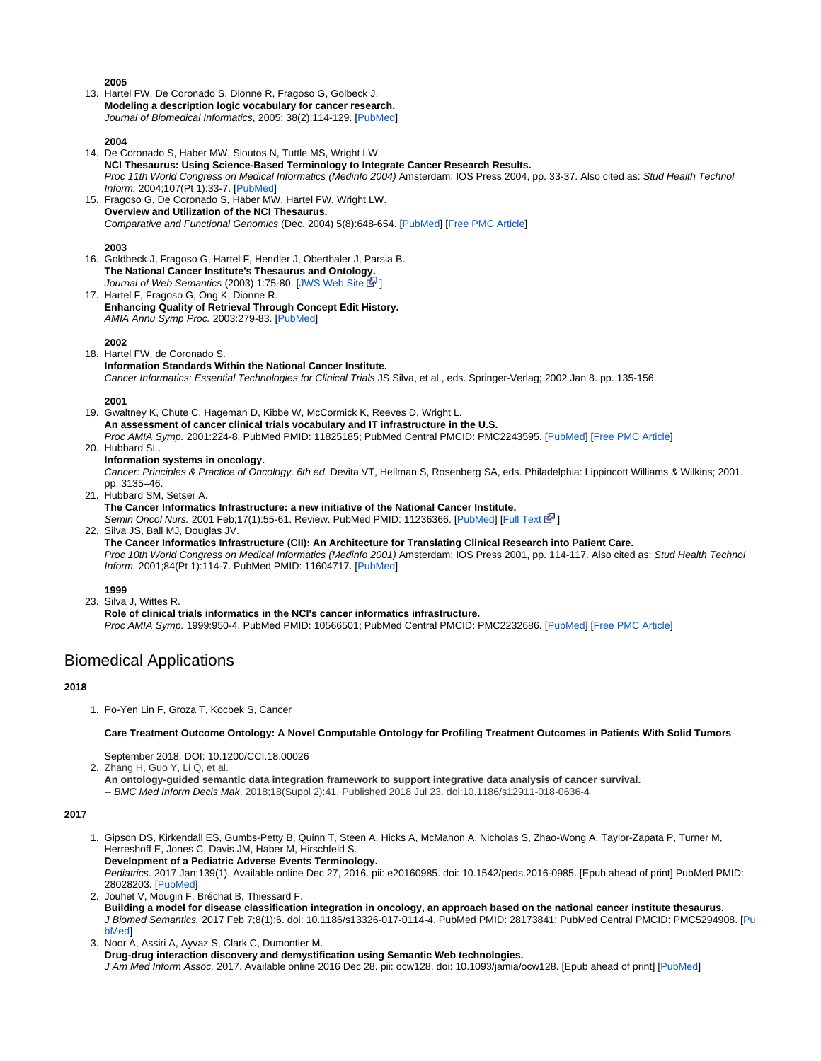**2005**

13. Hartel FW, De Coronado S, Dionne R, Fragoso G, Golbeck J.
**Modeling a description logic vocabulary for cancer research.**
*Journal of Biomedical Informatics*, 2005; 38(2):114-129. [PubMed]

**2004**

14. De Coronado S, Haber MW, Sioutos N, Tuttle MS, Wright LW.
**NCI Thesaurus: Using Science-Based Terminology to Integrate Cancer Research Results.**
*Proc 11th World Congress on Medical Informatics (Medinfo 2004)* Amsterdam: IOS Press 2004, pp. 33-37. Also cited as: *Stud Health Technol Inform.* 2004;107(Pt 1):33-7. [PubMed]
15. Fragoso G, De Coronado S, Haber MW, Hartel FW, Wright LW.
**Overview and Utilization of the NCI Thesaurus.**
*Comparative and Functional Genomics* (Dec. 2004) 5(8):648-654. [PubMed] [Free PMC Article]

**2003**

16. Goldbeck J, Fragoso G, Hartel F, Hendler J, Oberthaler J, Parsia B.
**The National Cancer Institute's Thesaurus and Ontology.**
*Journal of Web Semantics* (2003) 1:75-80. [JWS Web Site]
17. Hartel F, Fragoso G, Ong K, Dionne R.
**Enhancing Quality of Retrieval Through Concept Edit History.**
*AMIA Annu Symp Proc.* 2003:279-83. [PubMed]

**2002**

18. Hartel FW, de Coronado S.
**Information Standards Within the National Cancer Institute.**
*Cancer Informatics: Essential Technologies for Clinical Trials* JS Silva, et al., eds. Springer-Verlag; 2002 Jan 8. pp. 135-156.

**2001**

19. Gwaltney K, Chute C, Hageman D, Kibbe W, McCormick K, Reeves D, Wright L.
**An assessment of cancer clinical trials vocabulary and IT infrastructure in the U.S.**
*Proc AMIA Symp.* 2001:224-8. PubMed PMID: 11825185; PubMed Central PMCID: PMC2243595. [PubMed] [Free PMC Article]
20. Hubbard SL.
**Information systems in oncology.**
*Cancer: Principles & Practice of Oncology, 6th ed.* Devita VT, Hellman S, Rosenberg SA, eds. Philadelphia: Lippincott Williams & Wilkins; 2001. pp. 3135–46.
21. Hubbard SM, Setser A.
**The Cancer Informatics Infrastructure: a new initiative of the National Cancer Institute.**
*Semin Oncol Nurs.* 2001 Feb;17(1):55-61. Review. PubMed PMID: 11236366. [PubMed] [Full Text]
22. Silva JS, Ball MJ, Douglas JV.
**The Cancer Informatics Infrastructure (CII): An Architecture for Translating Clinical Research into Patient Care.**
*Proc 10th World Congress on Medical Informatics (Medinfo 2001)* Amsterdam: IOS Press 2001, pp. 114-117. Also cited as: *Stud Health Technol Inform.* 2001;84(Pt 1):114-7. PubMed PMID: 11604717. [PubMed]

**1999**

23. Silva J, Wittes R.
**Role of clinical trials informatics in the NCI's cancer informatics infrastructure.**
*Proc AMIA Symp.* 1999:950-4. PubMed PMID: 10566501; PubMed Central PMCID: PMC2232686. [PubMed] [Free PMC Article]

# Biomedical Applications

**2018**

1. Po-Yen Lin F, Groza T, Kocbek S, Cancer

   **Care Treatment Outcome Ontology: A Novel Computable Ontology for Profiling Treatment Outcomes in Patients With Solid Tumors**

   September 2018, DOI: 10.1200/CCI.18.00026
2. Zhang H, Guo Y, Li Q, et al.
**An ontology-guided semantic data integration framework to support integrative data analysis of cancer survival.**
*-- BMC Med Inform Decis Mak*. 2018;18(Suppl 2):41. Published 2018 Jul 23. doi:10.1186/s12911-018-0636-4

**2017**

1. Gipson DS, Kirkendall ES, Gumbs-Petty B, Quinn T, Steen A, Hicks A, McMahon A, Nicholas S, Zhao-Wong A, Taylor-Zapata P, Turner M, Herreshoff E, Jones C, Davis JM, Haber M, Hirschfeld S.
**Development of a Pediatric Adverse Events Terminology.**
*Pediatrics.* 2017 Jan;139(1). Available online Dec 27, 2016. pii: e20160985. doi: 10.1542/peds.2016-0985. [Epub ahead of print] PubMed PMID: 28028203. [PubMed]
2. Jouhet V, Mougin F, Bréchat B, Thiessard F.
**Building a model for disease classification integration in oncology, an approach based on the national cancer institute thesaurus.**
*J Biomed Semantics.* 2017 Feb 7;8(1):6. doi: 10.1186/s13326-017-0114-4. PubMed PMID: 28173841; PubMed Central PMCID: PMC5294908. [PubMed]
3. Noor A, Assiri A, Ayvaz S, Clark C, Dumontier M.
**Drug-drug interaction discovery and demystification using Semantic Web technologies.**
*J Am Med Inform Assoc.* 2017. Available online 2016 Dec 28. pii: ocw128. doi: 10.1093/jamia/ocw128. [Epub ahead of print] [PubMed]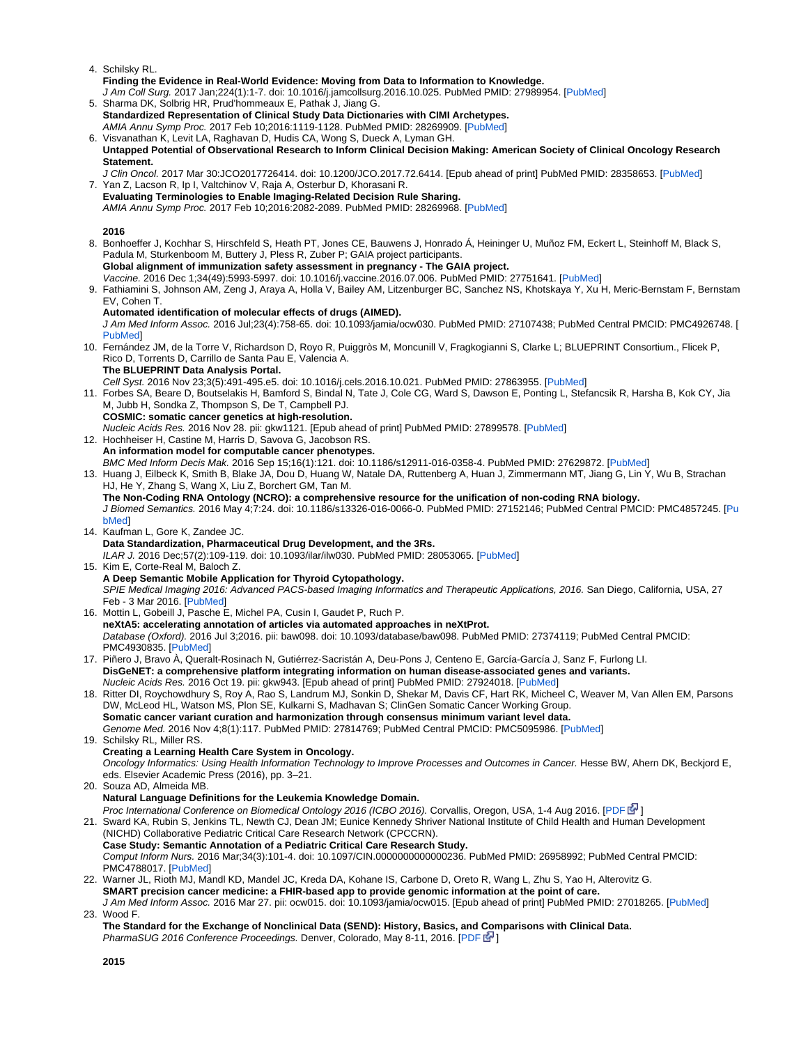4. Schilsky RL.
   **Finding the Evidence in Real-World Evidence: Moving from Data to Information to Knowledge.**
   *J Am Coll Surg.* 2017 Jan;224(1):1-7. doi: 10.1016/j.jamcollsurg.2016.10.025. PubMed PMID: 27989954. [PubMed]
5. Sharma DK, Solbrig HR, Prud'hommeaux E, Pathak J, Jiang G.
   **Standardized Representation of Clinical Study Data Dictionaries with CIMI Archetypes.**
   *AMIA Annu Symp Proc.* 2017 Feb 10;2016:1119-1128. PubMed PMID: 28269909. [PubMed]
6. Visvanathan K, Levit LA, Raghavan D, Hudis CA, Wong S, Dueck A, Lyman GH.
   **Untapped Potential of Observational Research to Inform Clinical Decision Making: American Society of Clinical Oncology Research Statement.**
   *J Clin Oncol.* 2017 Mar 30:JCO2017726414. doi: 10.1200/JCO.2017.72.6414. [Epub ahead of print] PubMed PMID: 28358653. [PubMed]
7. Yan Z, Lacson R, Ip I, Valtchinov V, Raja A, Osterbur D, Khorasani R.
   **Evaluating Terminologies to Enable Imaging-Related Decision Rule Sharing.**
   *AMIA Annu Symp Proc.* 2017 Feb 10;2016:2082-2089. PubMed PMID: 28269968. [PubMed]

**2016**

8. Bonhoeffer J, Kochhar S, Hirschfeld S, Heath PT, Jones CE, Bauwens J, Honrado Á, Heininger U, Muñoz FM, Eckert L, Steinhoff M, Black S, Padula M, Sturkenboom M, Buttery J, Pless R, Zuber P; GAIA project participants.
   **Global alignment of immunization safety assessment in pregnancy - The GAIA project.**
   *Vaccine.* 2016 Dec 1;34(49):5993-5997. doi: 10.1016/j.vaccine.2016.07.006. PubMed PMID: 27751641. [PubMed]
9. Fathiamini S, Johnson AM, Zeng J, Araya A, Holla V, Bailey AM, Litzenburger BC, Sanchez NS, Khotskaya Y, Xu H, Meric-Bernstam F, Bernstam EV, Cohen T.
   **Automated identification of molecular effects of drugs (AIMED).**
   *J Am Med Inform Assoc.* 2016 Jul;23(4):758-65. doi: 10.1093/jamia/ocw030. PubMed PMID: 27107438; PubMed Central PMCID: PMC4926748. [PubMed]
10. Fernández JM, de la Torre V, Richardson D, Royo R, Puiggròs M, Moncunill V, Fragkogianni S, Clarke L; BLUEPRINT Consortium., Flicek P, Rico D, Torrents D, Carrillo de Santa Pau E, Valencia A.
    **The BLUEPRINT Data Analysis Portal.**
    *Cell Syst.* 2016 Nov 23;3(5):491-495.e5. doi: 10.1016/j.cels.2016.10.021. PubMed PMID: 27863955. [PubMed]
11. Forbes SA, Beare D, Boutselakis H, Bamford S, Bindal N, Tate J, Cole CG, Ward S, Dawson E, Ponting L, Stefancsik R, Harsha B, Kok CY, Jia M, Jubb H, Sondka Z, Thompson S, De T, Campbell PJ.
    **COSMIC: somatic cancer genetics at high-resolution.**
    *Nucleic Acids Res.* 2016 Nov 28. pii: gkw1121. [Epub ahead of print] PubMed PMID: 27899578. [PubMed]
12. Hochheiser H, Castine M, Harris D, Savova G, Jacobson RS.
    **An information model for computable cancer phenotypes.**
    *BMC Med Inform Decis Mak.* 2016 Sep 15;16(1):121. doi: 10.1186/s12911-016-0358-4. PubMed PMID: 27629872. [PubMed]
13. Huang J, Eilbeck K, Smith B, Blake JA, Dou D, Huang W, Natale DA, Ruttenberg A, Huan J, Zimmermann MT, Jiang G, Lin Y, Wu B, Strachan HJ, He Y, Zhang S, Wang X, Liu Z, Borchert GM, Tan M.
    **The Non-Coding RNA Ontology (NCRO): a comprehensive resource for the unification of non-coding RNA biology.**
    *J Biomed Semantics.* 2016 May 4;7:24. doi: 10.1186/s13326-016-0066-0. PubMed PMID: 27152146; PubMed Central PMCID: PMC4857245. [PubMed]
14. Kaufman L, Gore K, Zandee JC.
    **Data Standardization, Pharmaceutical Drug Development, and the 3Rs.**
    *ILAR J.* 2016 Dec;57(2):109-119. doi: 10.1093/ilar/ilw030. PubMed PMID: 28053065. [PubMed]
15. Kim E, Corte-Real M, Baloch Z.
    **A Deep Semantic Mobile Application for Thyroid Cytopathology.**
    *SPIE Medical Imaging 2016: Advanced PACS-based Imaging Informatics and Therapeutic Applications, 2016.* San Diego, California, USA, 27 Feb - 3 Mar 2016. [PubMed]
16. Mottin L, Gobeill J, Pasche E, Michel PA, Cusin I, Gaudet P, Ruch P.
    **neXtA5: accelerating annotation of articles via automated approaches in neXtProt.**
    *Database (Oxford).* 2016 Jul 3;2016. pii: baw098. doi: 10.1093/database/baw098. PubMed PMID: 27374119; PubMed Central PMCID: PMC4930835. [PubMed]
17. Piñero J, Bravo À, Queralt-Rosinach N, Gutiérrez-Sacristán A, Deu-Pons J, Centeno E, García-García J, Sanz F, Furlong LI.
    **DisGeNET: a comprehensive platform integrating information on human disease-associated genes and variants.**
    *Nucleic Acids Res.* 2016 Oct 19. pii: gkw943. [Epub ahead of print] PubMed PMID: 27924018. [PubMed]
18. Ritter DI, Roychowdhury S, Roy A, Rao S, Landrum MJ, Sonkin D, Shekar M, Davis CF, Hart RK, Micheel C, Weaver M, Van Allen EM, Parsons DW, McLeod HL, Watson MS, Plon SE, Kulkarni S, Madhavan S; ClinGen Somatic Cancer Working Group.
    **Somatic cancer variant curation and harmonization through consensus minimum variant level data.**
    *Genome Med.* 2016 Nov 4;8(1):117. PubMed PMID: 27814769; PubMed Central PMCID: PMC5095986. [PubMed]
19. Schilsky RL, Miller RS.
    **Creating a Learning Health Care System in Oncology.**
    *Oncology Informatics: Using Health Information Technology to Improve Processes and Outcomes in Cancer.* Hesse BW, Ahern DK, Beckjord E, eds. Elsevier Academic Press (2016), pp. 3–21.
20. Souza AD, Almeida MB.
    **Natural Language Definitions for the Leukemia Knowledge Domain.**
    *Proc International Conference on Biomedical Ontology 2016 (ICBO 2016).* Corvallis, Oregon, USA, 1-4 Aug 2016. [PDF]
21. Sward KA, Rubin S, Jenkins TL, Newth CJ, Dean JM; Eunice Kennedy Shriver National Institute of Child Health and Human Development (NICHD) Collaborative Pediatric Critical Care Research Network (CPCCRN).
    **Case Study: Semantic Annotation of a Pediatric Critical Care Research Study.**
    *Comput Inform Nurs.* 2016 Mar;34(3):101-4. doi: 10.1097/CIN.0000000000000236. PubMed PMID: 26958992; PubMed Central PMCID: PMC4788017. [PubMed]
22. Warner JL, Rioth MJ, Mandl KD, Mandel JC, Kreda DA, Kohane IS, Carbone D, Oreto R, Wang L, Zhu S, Yao H, Alterovitz G.
    **SMART precision cancer medicine: a FHIR-based app to provide genomic information at the point of care.**
    *J Am Med Inform Assoc.* 2016 Mar 27. pii: ocw015. doi: 10.1093/jamia/ocw015. [Epub ahead of print] PubMed PMID: 27018265. [PubMed]
23. Wood F.
    **The Standard for the Exchange of Nonclinical Data (SEND): History, Basics, and Comparisons with Clinical Data.**
    *PharmaSUG 2016 Conference Proceedings.* Denver, Colorado, May 8-11, 2016. [PDF]

**2015**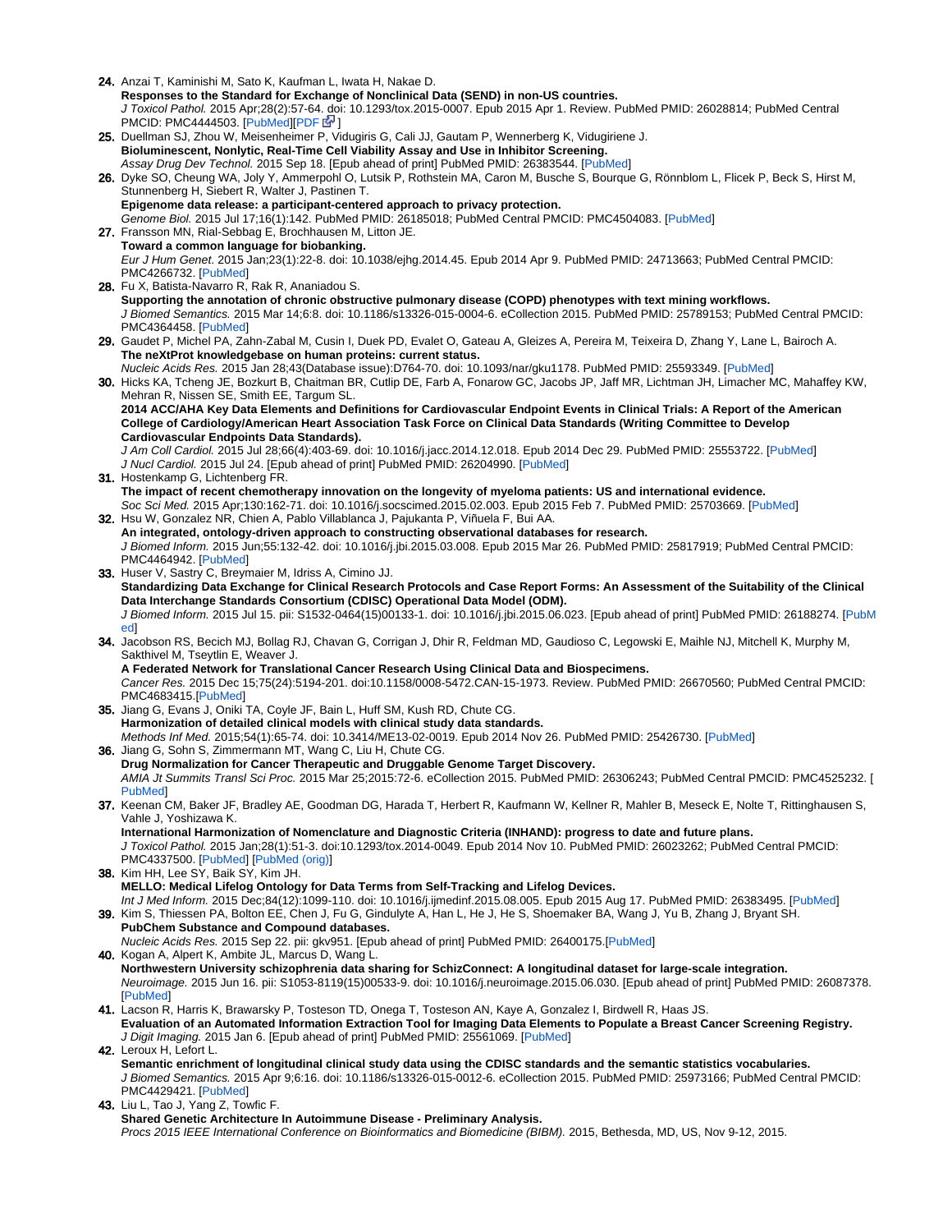24. Anzai T, Kaminishi M, Sato K, Kaufman L, Iwata H, Nakae D.
**Responses to the Standard for Exchange of Nonclinical Data (SEND) in non-US countries.**
*J Toxicol Pathol.* 2015 Apr;28(2):57-64. doi: 10.1293/tox.2015-0007. Epub 2015 Apr 1. Review. PubMed PMID: 26028814; PubMed Central PMCID: PMC4444503. [PubMed][PDF ]

25. Duellman SJ, Zhou W, Meisenheimer P, Vidugiris G, Cali JJ, Gautam P, Wennerberg K, Vidugiriene J.
**Bioluminescent, Nonlytic, Real-Time Cell Viability Assay and Use in Inhibitor Screening.**
*Assay Drug Dev Technol.* 2015 Sep 18. [Epub ahead of print] PubMed PMID: 26383544. [PubMed]

26. Dyke SO, Cheung WA, Joly Y, Ammerpohl O, Lutsik P, Rothstein MA, Caron M, Busche S, Bourque G, Rönnblom L, Flicek P, Beck S, Hirst M, Stunnenberg H, Siebert R, Walter J, Pastinen T.
**Epigenome data release: a participant-centered approach to privacy protection.**
*Genome Biol.* 2015 Jul 17;16(1):142. PubMed PMID: 26185018; PubMed Central PMCID: PMC4504083. [PubMed]

27. Fransson MN, Rial-Sebbag E, Brochhausen M, Litton JE.
**Toward a common language for biobanking.**
*Eur J Hum Genet.* 2015 Jan;23(1):22-8. doi: 10.1038/ejhg.2014.45. Epub 2014 Apr 9. PubMed PMID: 24713663; PubMed Central PMCID: PMC4266732. [PubMed]

28. Fu X, Batista-Navarro R, Rak R, Ananiadou S.
**Supporting the annotation of chronic obstructive pulmonary disease (COPD) phenotypes with text mining workflows.**
*J Biomed Semantics.* 2015 Mar 14;6:8. doi: 10.1186/s13326-015-0004-6. eCollection 2015. PubMed PMID: 25789153; PubMed Central PMCID: PMC4364458. [PubMed]

29. Gaudet P, Michel PA, Zahn-Zabal M, Cusin I, Duek PD, Evalet O, Gateau A, Gleizes A, Pereira M, Teixeira D, Zhang Y, Lane L, Bairoch A.
**The neXtProt knowledgebase on human proteins: current status.**
*Nucleic Acids Res.* 2015 Jan 28;43(Database issue):D764-70. doi: 10.1093/nar/gku1178. PubMed PMID: 25593349. [PubMed]

30. Hicks KA, Tcheng JE, Bozkurt B, Chaitman BR, Cutlip DE, Farb A, Fonarow GC, Jacobs JP, Jaff MR, Lichtman JH, Limacher MC, Mahaffey KW, Mehran R, Nissen SE, Smith EE, Targum SL.
**2014 ACC/AHA Key Data Elements and Definitions for Cardiovascular Endpoint Events in Clinical Trials: A Report of the American College of Cardiology/American Heart Association Task Force on Clinical Data Standards (Writing Committee to Develop Cardiovascular Endpoints Data Standards).**
*J Am Coll Cardiol.* 2015 Jul 28;66(4):403-69. doi: 10.1016/j.jacc.2014.12.018. Epub 2014 Dec 29. PubMed PMID: 25553722. [PubMed]
*J Nucl Cardiol.* 2015 Jul 24. [Epub ahead of print] PubMed PMID: 26204990. [PubMed]

31. Hostenkamp G, Lichtenberg FR.
**The impact of recent chemotherapy innovation on the longevity of myeloma patients: US and international evidence.**
*Soc Sci Med.* 2015 Apr;130:162-71. doi: 10.1016/j.socscimed.2015.02.003. Epub 2015 Feb 7. PubMed PMID: 25703669. [PubMed]

32. Hsu W, Gonzalez NR, Chien A, Pablo Villablanca J, Pajukanta P, Viñuela F, Bui AA.
**An integrated, ontology-driven approach to constructing observational databases for research.**
*J Biomed Inform.* 2015 Jun;55:132-42. doi: 10.1016/j.jbi.2015.03.008. Epub 2015 Mar 26. PubMed PMID: 25817919; PubMed Central PMCID: PMC4464942. [PubMed]

33. Huser V, Sastry C, Breymaier M, Idriss A, Cimino JJ.
**Standardizing Data Exchange for Clinical Research Protocols and Case Report Forms: An Assessment of the Suitability of the Clinical Data Interchange Standards Consortium (CDISC) Operational Data Model (ODM).**
*J Biomed Inform.* 2015 Jul 15. pii: S1532-0464(15)00133-1. doi: 10.1016/j.jbi.2015.06.023. [Epub ahead of print] PubMed PMID: 26188274. [PubMed]

34. Jacobson RS, Becich MJ, Bollag RJ, Chavan G, Corrigan J, Dhir R, Feldman MD, Gaudioso C, Legowski E, Maihle NJ, Mitchell K, Murphy M, Sakthivel M, Tseytlin E, Weaver J.
**A Federated Network for Translational Cancer Research Using Clinical Data and Biospecimens.**
*Cancer Res.* 2015 Dec 15;75(24):5194-201. doi:10.1158/0008-5472.CAN-15-1973. Review. PubMed PMID: 26670560; PubMed Central PMCID: PMC4683415.[PubMed]

35. Jiang G, Evans J, Oniki TA, Coyle JF, Bain L, Huff SM, Kush RD, Chute CG.
**Harmonization of detailed clinical models with clinical study data standards.**
*Methods Inf Med.* 2015;54(1):65-74. doi: 10.3414/ME13-02-0019. Epub 2014 Nov 26. PubMed PMID: 25426730. [PubMed]

36. Jiang G, Sohn S, Zimmermann MT, Wang C, Liu H, Chute CG.
**Drug Normalization for Cancer Therapeutic and Druggable Genome Target Discovery.**
*AMIA Jt Summits Transl Sci Proc.* 2015 Mar 25;2015:72-6. eCollection 2015. PubMed PMID: 26306243; PubMed Central PMCID: PMC4525232. [PubMed]

37. Keenan CM, Baker JF, Bradley AE, Goodman DG, Harada T, Herbert R, Kaufmann W, Kellner R, Mahler B, Meseck E, Nolte T, Rittinghausen S, Vahle J, Yoshizawa K.
**International Harmonization of Nomenclature and Diagnostic Criteria (INHAND): progress to date and future plans.**
*J Toxicol Pathol.* 2015 Jan;28(1):51-3. doi:10.1293/tox.2014-0049. Epub 2014 Nov 10. PubMed PMID: 26023262; PubMed Central PMCID: PMC4337500. [PubMed] [PubMed (orig)]

38. Kim HH, Lee SY, Baik SY, Kim JH.
**MELLO: Medical Lifelog Ontology for Data Terms from Self-Tracking and Lifelog Devices.**
*Int J Med Inform.* 2015 Dec;84(12):1099-110. doi: 10.1016/j.ijmedinf.2015.08.005. Epub 2015 Aug 17. PubMed PMID: 26383495. [PubMed]

39. Kim S, Thiessen PA, Bolton EE, Chen J, Fu G, Gindulyte A, Han L, He J, He S, Shoemaker BA, Wang J, Yu B, Zhang J, Bryant SH.
**PubChem Substance and Compound databases.**
*Nucleic Acids Res.* 2015 Sep 22. pii: gkv951. [Epub ahead of print] PubMed PMID: 26400175.[PubMed]

40. Kogan A, Alpert K, Ambite JL, Marcus D, Wang L.
**Northwestern University schizophrenia data sharing for SchizConnect: A longitudinal dataset for large-scale integration.**
*Neuroimage.* 2015 Jun 16. pii: S1053-8119(15)00533-9. doi: 10.1016/j.neuroimage.2015.06.030. [Epub ahead of print] PubMed PMID: 26087378. [PubMed]

41. Lacson R, Harris K, Brawarsky P, Tosteson TD, Onega T, Tosteson AN, Kaye A, Gonzalez I, Birdwell R, Haas JS.
**Evaluation of an Automated Information Extraction Tool for Imaging Data Elements to Populate a Breast Cancer Screening Registry.**
*J Digit Imaging.* 2015 Jan 6. [Epub ahead of print] PubMed PMID: 25561069. [PubMed]

42. Leroux H, Lefort L.
**Semantic enrichment of longitudinal clinical study data using the CDISC standards and the semantic statistics vocabularies.**
*J Biomed Semantics.* 2015 Apr 9;6:16. doi: 10.1186/s13326-015-0012-6. eCollection 2015. PubMed PMID: 25973166; PubMed Central PMCID: PMC4429421. [PubMed]

43. Liu L, Tao J, Yang Z, Towfic F.
**Shared Genetic Architecture In Autoimmune Disease - Preliminary Analysis.**
*Procs 2015 IEEE International Conference on Bioinformatics and Biomedicine (BIBM).* 2015, Bethesda, MD, US, Nov 9-12, 2015.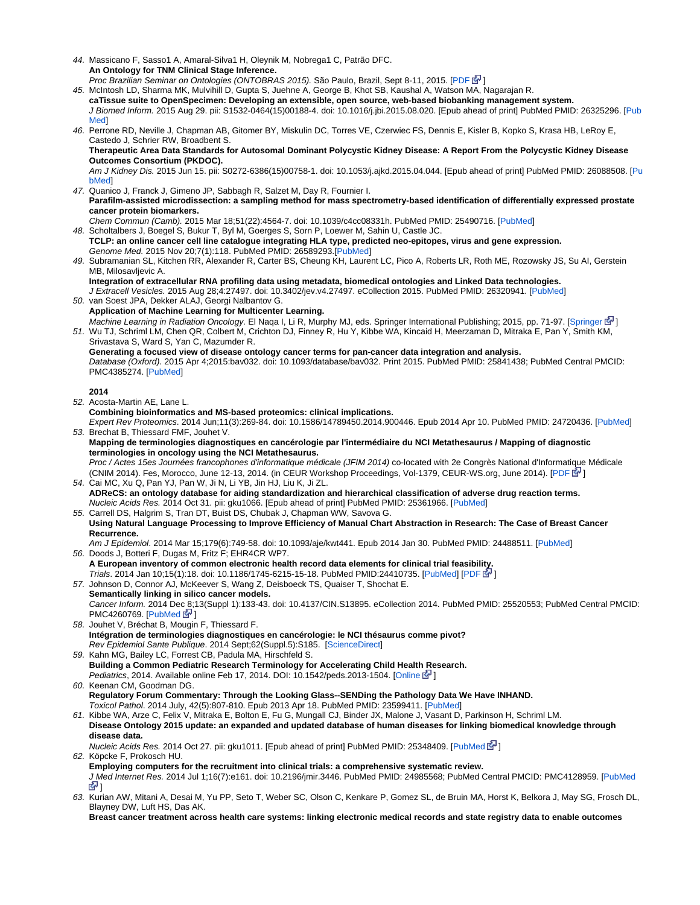44. Massicano F, Sasso1 A, Amaral-Silva1 H, Oleynik M, Nobrega1 C, Patrão DFC.
    **An Ontology for TNM Clinical Stage Inference.**
    *Proc Brazilian Seminar on Ontologies (ONTOBRAS 2015).* São Paulo, Brazil, Sept 8-11, 2015. [PDF]
45. McIntosh LD, Sharma MK, Mulvihill D, Gupta S, Juehne A, George B, Khot SB, Kaushal A, Watson MA, Nagarajan R.
    **caTissue suite to OpenSpecimen: Developing an extensible, open source, web-based biobanking management system.**
    *J Biomed Inform.* 2015 Aug 29. pii: S1532-0464(15)00188-4. doi: 10.1016/j.jbi.2015.08.020. [Epub ahead of print] PubMed PMID: 26325296. [PubMed]
46. Perrone RD, Neville J, Chapman AB, Gitomer BY, Miskulin DC, Torres VE, Czerwiec FS, Dennis E, Kisler B, Kopko S, Krasa HB, LeRoy E, Castedo J, Schrier RW, Broadbent S.
    **Therapeutic Area Data Standards for Autosomal Dominant Polycystic Kidney Disease: A Report From the Polycystic Kidney Disease Outcomes Consortium (PKDOC).**
    *Am J Kidney Dis.* 2015 Jun 15. pii: S0272-6386(15)00758-1. doi: 10.1053/j.ajkd.2015.04.044. [Epub ahead of print] PubMed PMID: 26088508. [PubMed]
47. Quanico J, Franck J, Gimeno JP, Sabbagh R, Salzet M, Day R, Fournier I.
    **Parafilm-assisted microdissection: a sampling method for mass spectrometry-based identification of differentially expressed prostate cancer protein biomarkers.**
    *Chem Commun (Camb).* 2015 Mar 18;51(22):4564-7. doi: 10.1039/c4cc08331h. PubMed PMID: 25490716. [PubMed]
48. Scholtalbers J, Boegel S, Bukur T, Byl M, Goerges S, Sorn P, Loewer M, Sahin U, Castle JC.
    **TCLP: an online cancer cell line catalogue integrating HLA type, predicted neo-epitopes, virus and gene expression.**
    *Genome Med.* 2015 Nov 20;7(1):118. PubMed PMID: 26589293.[PubMed]
49. Subramanian SL, Kitchen RR, Alexander R, Carter BS, Cheung KH, Laurent LC, Pico A, Roberts LR, Roth ME, Rozowsky JS, Su AI, Gerstein MB, Milosavljevic A.
    **Integration of extracellular RNA profiling data using metadata, biomedical ontologies and Linked Data technologies.**
    *J Extracell Vesicles.* 2015 Aug 28;4:27497. doi: 10.3402/jev.v4.27497. eCollection 2015. PubMed PMID: 26320941. [PubMed]
50. van Soest JPA, Dekker ALAJ, Georgi Nalbantov G.
    **Application of Machine Learning for Multicenter Learning.**
    *Machine Learning in Radiation Oncology.* El Naqa I, Li R, Murphy MJ, eds. Springer International Publishing; 2015, pp. 71-97. [Springer]
51. Wu TJ, Schriml LM, Chen QR, Colbert M, Crichton DJ, Finney R, Hu Y, Kibbe WA, Kincaid H, Meerzaman D, Mitraka E, Pan Y, Smith KM, Srivastava S, Ward S, Yan C, Mazumder R.
    **Generating a focused view of disease ontology cancer terms for pan-cancer data integration and analysis.**
    *Database (Oxford).* 2015 Apr 4;2015:bav032. doi: 10.1093/database/bav032. Print 2015. PubMed PMID: 25841438; PubMed Central PMCID: PMC4385274. [PubMed]

**2014**

52. Acosta-Martin AE, Lane L.
    **Combining bioinformatics and MS-based proteomics: clinical implications.**
    *Expert Rev Proteomics*. 2014 Jun;11(3):269-84. doi: 10.1586/14789450.2014.900446. Epub 2014 Apr 10. PubMed PMID: 24720436. [PubMed]
53. Brechat B, Thiessard FMF, Jouhet V.
    **Mapping de terminologies diagnostiques en cancérologie par l'intermédiaire du NCI Metathesaurus / Mapping of diagnostic terminologies in oncology using the NCI Metathesaurus.**
    *Proc / Actes 15es Journées francophones d'informatique médicale (JFIM 2014)* co-located with 2e Congrès National d'Informatique Médicale (CNIM 2014). Fes, Morocco, June 12-13, 2014. (in CEUR Workshop Proceedings, Vol-1379, CEUR-WS.org, June 2014). [PDF]
54. Cai MC, Xu Q, Pan YJ, Pan W, Ji N, Li YB, Jin HJ, Liu K, Ji ZL.
    **ADReCS: an ontology database for aiding standardization and hierarchical classification of adverse drug reaction terms.**
    *Nucleic Acids Res.* 2014 Oct 31. pii: gku1066. [Epub ahead of print] PubMed PMID: 25361966. [PubMed]
55. Carrell DS, Halgrim S, Tran DT, Buist DS, Chubak J, Chapman WW, Savova G.
    **Using Natural Language Processing to Improve Efficiency of Manual Chart Abstraction in Research: The Case of Breast Cancer Recurrence.**
    *Am J Epidemiol*. 2014 Mar 15;179(6):749-58. doi: 10.1093/aje/kwt441. Epub 2014 Jan 30. PubMed PMID: 24488511. [PubMed]
56. Doods J, Botteri F, Dugas M, Fritz F; EHR4CR WP7.
    **A European inventory of common electronic health record data elements for clinical trial feasibility.**
    *Trials*. 2014 Jan 10;15(1):18. doi: 10.1186/1745-6215-15-18. PubMed PMID:24410735. [PubMed] [PDF]
57. Johnson D, Connor AJ, McKeever S, Wang Z, Deisboeck TS, Quaiser T, Shochat E.
    **Semantically linking in silico cancer models.**
    *Cancer Inform.* 2014 Dec 8;13(Suppl 1):133-43. doi: 10.4137/CIN.S13895. eCollection 2014. PubMed PMID: 25520553; PubMed Central PMCID: PMC4260769. [PubMed]
58. Jouhet V, Bréchat B, Mougin F, Thiessard F.
    **Intégration de terminologies diagnostiques en cancérologie: le NCI thésaurus comme pivot?**
    *Rev Epidemiol Sante Publique*. 2014 Sept;62(Suppl.5):S185. [ScienceDirect]
59. Kahn MG, Bailey LC, Forrest CB, Padula MA, Hirschfeld S.
    **Building a Common Pediatric Research Terminology for Accelerating Child Health Research.**
    *Pediatrics*, 2014. Available online Feb 17, 2014. DOI: 10.1542/peds.2013-1504. [Online]
60. Keenan CM, Goodman DG.
    **Regulatory Forum Commentary: Through the Looking Glass--SENDing the Pathology Data We Have INHAND.**
    *Toxicol Pathol*. 2014 July, 42(5):807-810. Epub 2013 Apr 18. PubMed PMID: 23599411. [PubMed]
61. Kibbe WA, Arze C, Felix V, Mitraka E, Bolton E, Fu G, Mungall CJ, Binder JX, Malone J, Vasant D, Parkinson H, Schriml LM.
    **Disease Ontology 2015 update: an expanded and updated database of human diseases for linking biomedical knowledge through disease data.**
    *Nucleic Acids Res.* 2014 Oct 27. pii: gku1011. [Epub ahead of print] PubMed PMID: 25348409. [PubMed]
62. Köpcke F, Prokosch HU.
    **Employing computers for the recruitment into clinical trials: a comprehensive systematic review.**
    *J Med Internet Res.* 2014 Jul 1;16(7):e161. doi: 10.2196/jmir.3446. PubMed PMID: 24985568; PubMed Central PMCID: PMC4128959. [PubMed]
63. Kurian AW, Mitani A, Desai M, Yu PP, Seto T, Weber SC, Olson C, Kenkare P, Gomez SL, de Bruin MA, Horst K, Belkora J, May SG, Frosch DL, Blayney DW, Luft HS, Das AK.
    **Breast cancer treatment across health care systems: linking electronic medical records and state registry data to enable outcomes**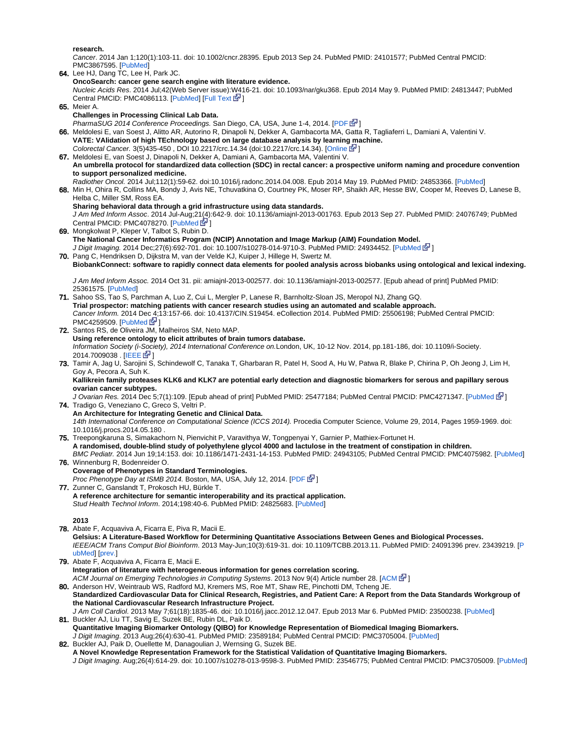**research.**
*Cancer*. 2014 Jan 1;120(1):103-11. doi: 10.1002/cncr.28395. Epub 2013 Sep 24. PubMed PMID: 24101577; PubMed Central PMCID: PMC3867595. [PubMed]

64. Lee HJ, Dang TC, Lee H, Park JC.
**OncoSearch: cancer gene search engine with literature evidence.**
*Nucleic Acids Res*. 2014 Jul;42(Web Server issue):W416-21. doi: 10.1093/nar/gku368. Epub 2014 May 9. PubMed PMID: 24813447; PubMed Central PMCID: PMC4086113. [PubMed] [Full Text]
65. Meier A.
**Challenges in Processing Clinical Lab Data.**
*PharmaSUG 2014 Conference Proceedings.* San Diego, CA, USA, June 1-4, 2014. [PDF]
66. Meldolesi E, van Soest J, Alitto AR, Autorino R, Dinapoli N, Dekker A, Gambacorta MA, Gatta R, Tagliaferri L, Damiani A, Valentini V.
**VATE: VAlidation of high TEchnology based on large database analysis by learning machine.**
*Colorectal Cancer.* 3(5)435-450 , DOI 10.2217/crc.14.34 (doi:10.2217/crc.14.34). [Online]
67. Meldolesi E, van Soest J, Dinapoli N, Dekker A, Damiani A, Gambacorta MA, Valentini V.
**An umbrella protocol for standardized data collection (SDC) in rectal cancer: a prospective uniform naming and procedure convention to support personalized medicine.**
*Radiother Oncol.* 2014 Jul;112(1):59-62. doi:10.1016/j.radonc.2014.04.008. Epub 2014 May 19. PubMed PMID: 24853366. [PubMed]
68. Min H, Ohira R, Collins MA, Bondy J, Avis NE, Tchuvatkina O, Courtney PK, Moser RP, Shaikh AR, Hesse BW, Cooper M, Reeves D, Lanese B, Helba C, Miller SM, Ross EA.
**Sharing behavioral data through a grid infrastructure using data standards.**
*J Am Med Inform Assoc*. 2014 Jul-Aug;21(4):642-9. doi: 10.1136/amiajnl-2013-001763. Epub 2013 Sep 27. PubMed PMID: 24076749; PubMed Central PMCID: PMC4078270. [PubMed]
69. Mongkolwat P, Kleper V, Talbot S, Rubin D.
**The National Cancer Informatics Program (NCIP) Annotation and Image Markup (AIM) Foundation Model.**
*J Digit Imaging.* 2014 Dec;27(6):692-701. doi: 10.1007/s10278-014-9710-3. PubMed PMID: 24934452. [PubMed]
70. Pang C, Hendriksen D, Dijkstra M, van der Velde KJ, Kuiper J, Hillege H, Swertz M.
**BiobankConnect: software to rapidly connect data elements for pooled analysis across biobanks using ontological and lexical indexing.**
*J Am Med Inform Assoc.* 2014 Oct 31. pii: amiajnl-2013-002577. doi: 10.1136/amiajnl-2013-002577. [Epub ahead of print] PubMed PMID: 25361575. [PubMed]
71. Sahoo SS, Tao S, Parchman A, Luo Z, Cui L, Mergler P, Lanese R, Barnholtz-Sloan JS, Meropol NJ, Zhang GQ.
**Trial prospector: matching patients with cancer research studies using an automated and scalable approach.**
*Cancer Inform.* 2014 Dec 4;13:157-66. doi: 10.4137/CIN.S19454. eCollection 2014. PubMed PMID: 25506198; PubMed Central PMCID: PMC4259509. [PubMed]
72. Santos RS, de Oliveira JM, Malheiros SM, Neto MAP.
**Using reference ontology to elicit attributes of brain tumors database.**
*Information Society (i-Society), 2014 International Conference on.*London, UK, 10-12 Nov. 2014, pp.181-186, doi: 10.1109/i-Society.2014.7009038 . [IEEE]
73. Tamir A, Jag U, Sarojini S, Schindewolf C, Tanaka T, Gharbaran R, Patel H, Sood A, Hu W, Patwa R, Blake P, Chirina P, Oh Jeong J, Lim H, Goy A, Pecora A, Suh K.
**Kallikrein family proteases KLK6 and KLK7 are potential early detection and diagnostic biomarkers for serous and papillary serous ovarian cancer subtypes.**
*J Ovarian Res.* 2014 Dec 5;7(1):109. [Epub ahead of print] PubMed PMID: 25477184; PubMed Central PMCID: PMC4271347. [PubMed]
74. Tradigo G, Veneziano C, Greco S, Veltri P.
**An Architecture for Integrating Genetic and Clinical Data.**
*14th International Conference on Computational Science (ICCS 2014).* Procedia Computer Science, Volume 29, 2014, Pages 1959-1969. doi: 10.1016/j.procs.2014.05.180 .
75. Treepongkaruna S, Simakachorn N, Pienvichit P, Varavithya W, Tongpenyai Y, Garnier P, Mathiex-Fortunet H.
**A randomised, double-blind study of polyethylene glycol 4000 and lactulose in the treatment of constipation in children.**
*BMC Pediatr.* 2014 Jun 19;14:153. doi: 10.1186/1471-2431-14-153. PubMed PMID: 24943105; PubMed Central PMCID: PMC4075982. [PubMed]
76. Winnenburg R, Bodenreider O.
**Coverage of Phenotypes in Standard Terminologies.**
*Proc Phenotype Day at ISMB 2014.* Boston, MA, USA, July 12, 2014. [PDF]
77. Zunner C, Ganslandt T, Prokosch HU, Bürkle T.
**A reference architecture for semantic interoperability and its practical application.**
*Stud Health Technol Inform*. 2014;198:40-6. PubMed PMID: 24825683. [PubMed]

**2013**

78. Abate F, Acquaviva A, Ficarra E, Piva R, Macii E.
**Gelsius: A Literature-Based Workflow for Determining Quantitative Associations Between Genes and Biological Processes.**
*IEEE/ACM Trans Comput Biol Bioinform*. 2013 May-Jun;10(3):619-31. doi: 10.1109/TCBB.2013.11. PubMed PMID: 24091396 prev. 23439219. [PubMed] [prev.]
79. Abate F, Acquaviva A, Ficarra E, Macii E.
**Integration of literature with heterogeneous information for genes correlation scoring.**
*ACM Journal on Emerging Technologies in Computing Systems*. 2013 Nov 9(4) Article number 28. [ACM]
80. Anderson HV, Weintraub WS, Radford MJ, Kremers MS, Roe MT, Shaw RE, Pinchotti DM, Tcheng JE.
**Standardized Cardiovascular Data for Clinical Research, Registries, and Patient Care: A Report from the Data Standards Workgroup of the National Cardiovascular Research Infrastructure Project.**
*J Am Coll Cardiol.* 2013 May 7;61(18):1835-46. doi: 10.1016/j.jacc.2012.12.047. Epub 2013 Mar 6. PubMed PMID: 23500238. [PubMed]
81. Buckler AJ, Liu TT, Savig E, Suzek BE, Rubin DL, Paik D.
**Quantitative Imaging Biomarker Ontology (QIBO) for Knowledge Representation of Biomedical Imaging Biomarkers.**
*J Digit Imaging*. 2013 Aug;26(4):630-41. PubMed PMID: 23589184; PubMed Central PMCID: PMC3705004. [PubMed]
82. Buckler AJ, Paik D, Ouellette M, Danagoulian J, Wernsing G, Suzek BE.
**A Novel Knowledge Representation Framework for the Statistical Validation of Quantitative Imaging Biomarkers.**
*J Digit Imaging*. Aug;26(4):614-29. doi: 10.1007/s10278-013-9598-3. PubMed PMID: 23546775; PubMed Central PMCID: PMC3705009. [PubMed]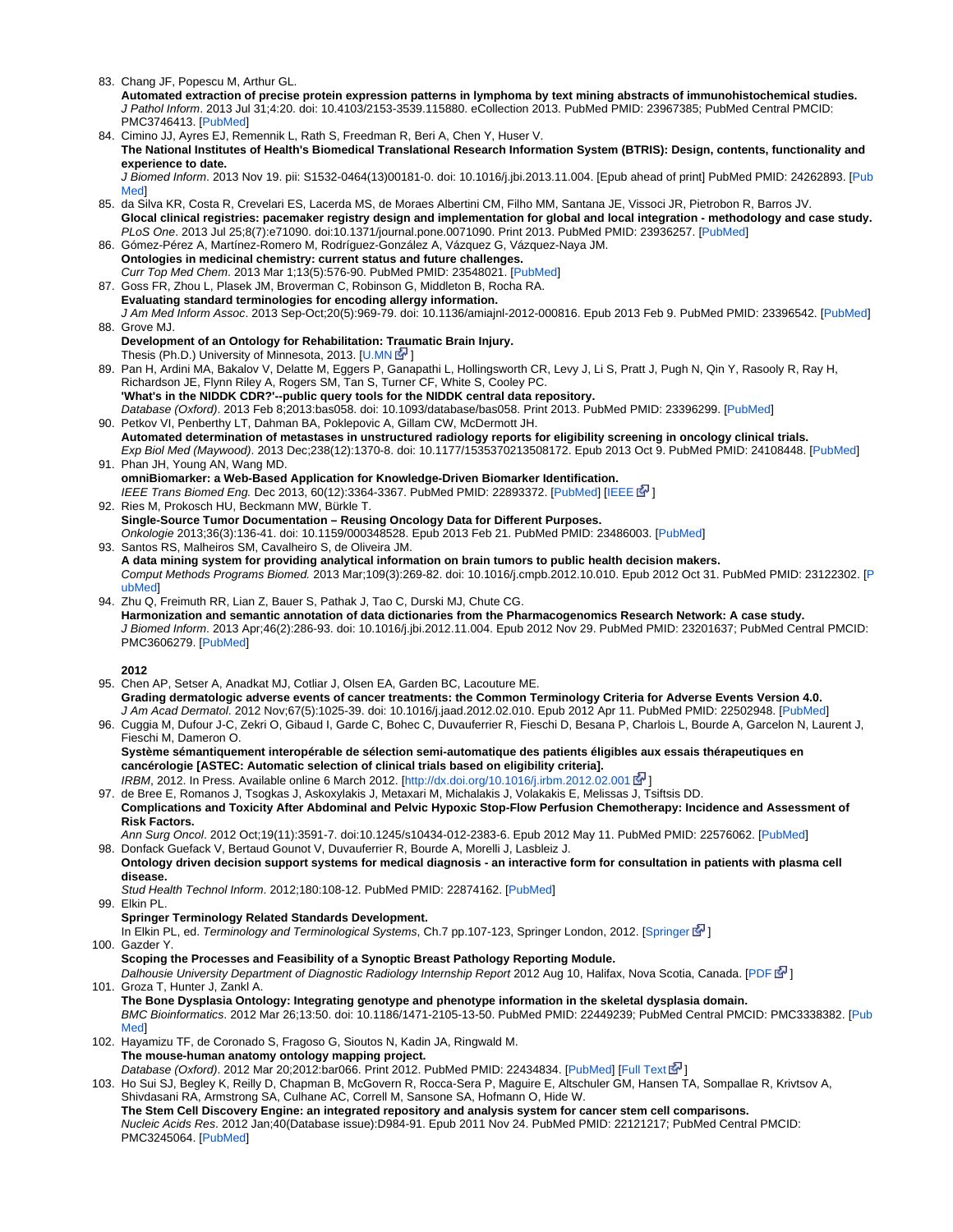83. Chang JF, Popescu M, Arthur GL.
**Automated extraction of precise protein expression patterns in lymphoma by text mining abstracts of immunohistochemical studies.**
*J Pathol Inform*. 2013 Jul 31;4:20. doi: 10.4103/2153-3539.115880. eCollection 2013. PubMed PMID: 23967385; PubMed Central PMCID: PMC3746413. [PubMed]
84. Cimino JJ, Ayres EJ, Remennik L, Rath S, Freedman R, Beri A, Chen Y, Huser V.
**The National Institutes of Health's Biomedical Translational Research Information System (BTRIS): Design, contents, functionality and experience to date.**
*J Biomed Inform*. 2013 Nov 19. pii: S1532-0464(13)00181-0. doi: 10.1016/j.jbi.2013.11.004. [Epub ahead of print] PubMed PMID: 24262893. [PubMed]
85. da Silva KR, Costa R, Crevelari ES, Lacerda MS, de Moraes Albertini CM, Filho MM, Santana JE, Vissoci JR, Pietrobon R, Barros JV.
**Glocal clinical registries: pacemaker registry design and implementation for global and local integration - methodology and case study.**
*PLoS One*. 2013 Jul 25;8(7):e71090. doi:10.1371/journal.pone.0071090. Print 2013. PubMed PMID: 23936257. [PubMed]
86. Gómez-Pérez A, Martínez-Romero M, Rodríguez-González A, Vázquez G, Vázquez-Naya JM.
**Ontologies in medicinal chemistry: current status and future challenges.**
*Curr Top Med Chem*. 2013 Mar 1;13(5):576-90. PubMed PMID: 23548021. [PubMed]
87. Goss FR, Zhou L, Plasek JM, Broverman C, Robinson G, Middleton B, Rocha RA.
**Evaluating standard terminologies for encoding allergy information.**
*J Am Med Inform Assoc*. 2013 Sep-Oct;20(5):969-79. doi: 10.1136/amiajnl-2012-000816. Epub 2013 Feb 9. PubMed PMID: 23396542. [PubMed]
88. Grove MJ.
**Development of an Ontology for Rehabilitation: Traumatic Brain Injury.**
Thesis (Ph.D.) University of Minnesota, 2013. [U.MN]
89. Pan H, Ardini MA, Bakalov V, Delatte M, Eggers P, Ganapathi L, Hollingsworth CR, Levy J, Li S, Pratt J, Pugh N, Qin Y, Rasooly R, Ray H, Richardson JE, Flynn Riley A, Rogers SM, Tan S, Turner CF, White S, Cooley PC.
**'What's in the NIDDK CDR?'--public query tools for the NIDDK central data repository.**
*Database (Oxford)*. 2013 Feb 8;2013:bas058. doi: 10.1093/database/bas058. Print 2013. PubMed PMID: 23396299. [PubMed]
90. Petkov VI, Penberthy LT, Dahman BA, Poklepovic A, Gillam CW, McDermott JH.
**Automated determination of metastases in unstructured radiology reports for eligibility screening in oncology clinical trials.**
*Exp Biol Med (Maywood)*. 2013 Dec;238(12):1370-8. doi: 10.1177/1535370213508172. Epub 2013 Oct 9. PubMed PMID: 24108448. [PubMed]
91. Phan JH, Young AN, Wang MD.
**omniBiomarker: a Web-Based Application for Knowledge-Driven Biomarker Identification.**
*IEEE Trans Biomed Eng.* Dec 2013, 60(12):3364-3367. PubMed PMID: 22893372. [PubMed] [IEEE]
92. Ries M, Prokosch HU, Beckmann MW, Bürkle T.
**Single-Source Tumor Documentation – Reusing Oncology Data for Different Purposes.**
*Onkologie* 2013;36(3):136-41. doi: 10.1159/000348528. Epub 2013 Feb 21. PubMed PMID: 23486003. [PubMed]
93. Santos RS, Malheiros SM, Cavalheiro S, de Oliveira JM.
**A data mining system for providing analytical information on brain tumors to public health decision makers.**
*Comput Methods Programs Biomed.* 2013 Mar;109(3):269-82. doi: 10.1016/j.cmpb.2012.10.010. Epub 2012 Oct 31. PubMed PMID: 23122302. [PubMed]
94. Zhu Q, Freimuth RR, Lian Z, Bauer S, Pathak J, Tao C, Durski MJ, Chute CG.
**Harmonization and semantic annotation of data dictionaries from the Pharmacogenomics Research Network: A case study.**
*J Biomed Inform*. 2013 Apr;46(2):286-93. doi: 10.1016/j.jbi.2012.11.004. Epub 2012 Nov 29. PubMed PMID: 23201637; PubMed Central PMCID: PMC3606279. [PubMed]

**2012**

95. Chen AP, Setser A, Anadkat MJ, Cotliar J, Olsen EA, Garden BC, Lacouture ME.
**Grading dermatologic adverse events of cancer treatments: the Common Terminology Criteria for Adverse Events Version 4.0.**
*J Am Acad Dermatol*. 2012 Nov;67(5):1025-39. doi: 10.1016/j.jaad.2012.02.010. Epub 2012 Apr 11. PubMed PMID: 22502948. [PubMed]
96. Cuggia M, Dufour J-C, Zekri O, Gibaud I, Garde C, Bohec C, Duvauferrier R, Fieschi D, Besana P, Charlois L, Bourde A, Garcelon N, Laurent J, Fieschi M, Dameron O.
**Système sémantiquement interopérable de sélection semi-automatique des patients éligibles aux essais thérapeutiques en cancérologie [ASTEC: Automatic selection of clinical trials based on eligibility criteria].**
*IRBM*, 2012. In Press. Available online 6 March 2012. [http://dx.doi.org/10.1016/j.irbm.2012.02.001]
97. de Bree E, Romanos J, Tsogkas J, Askoxylakis J, Metaxari M, Michalakis J, Volakakis E, Melissas J, Tsiftsis DD.
**Complications and Toxicity After Abdominal and Pelvic Hypoxic Stop-Flow Perfusion Chemotherapy: Incidence and Assessment of Risk Factors.**
*Ann Surg Oncol*. 2012 Oct;19(11):3591-7. doi:10.1245/s10434-012-2383-6. Epub 2012 May 11. PubMed PMID: 22576062. [PubMed]
98. Donfack Guefack V, Bertaud Gounot V, Duvauferrier R, Bourde A, Morelli J, Lasbleiz J.
**Ontology driven decision support systems for medical diagnosis - an interactive form for consultation in patients with plasma cell disease.**
*Stud Health Technol Inform*. 2012;180:108-12. PubMed PMID: 22874162. [PubMed]
99. Elkin PL.
**Springer Terminology Related Standards Development.**
In Elkin PL, ed. *Terminology and Terminological Systems*, Ch.7 pp.107-123, Springer London, 2012. [Springer]
100. Gazder Y.
**Scoping the Processes and Feasibility of a Synoptic Breast Pathology Reporting Module.**
*Dalhousie University Department of Diagnostic Radiology Internship Report* 2012 Aug 10, Halifax, Nova Scotia, Canada. [PDF]
101. Groza T, Hunter J, Zankl A.
**The Bone Dysplasia Ontology: Integrating genotype and phenotype information in the skeletal dysplasia domain.**
*BMC Bioinformatics*. 2012 Mar 26;13:50. doi: 10.1186/1471-2105-13-50. PubMed PMID: 22449239; PubMed Central PMCID: PMC3338382. [PubMed]
102. Hayamizu TF, de Coronado S, Fragoso G, Sioutos N, Kadin JA, Ringwald M.
**The mouse-human anatomy ontology mapping project.**
*Database (Oxford)*. 2012 Mar 20;2012:bar066. Print 2012. PubMed PMID: 22434834. [PubMed] [Full Text]
103. Ho Sui SJ, Begley K, Reilly D, Chapman B, McGovern R, Rocca-Sera P, Maguire E, Altschuler GM, Hansen TA, Sompallae R, Krivtsov A, Shivdasani RA, Armstrong SA, Culhane AC, Correll M, Sansone SA, Hofmann O, Hide W.
**The Stem Cell Discovery Engine: an integrated repository and analysis system for cancer stem cell comparisons.**
*Nucleic Acids Res*. 2012 Jan;40(Database issue):D984-91. Epub 2011 Nov 24. PubMed PMID: 22121217; PubMed Central PMCID: PMC3245064. [PubMed]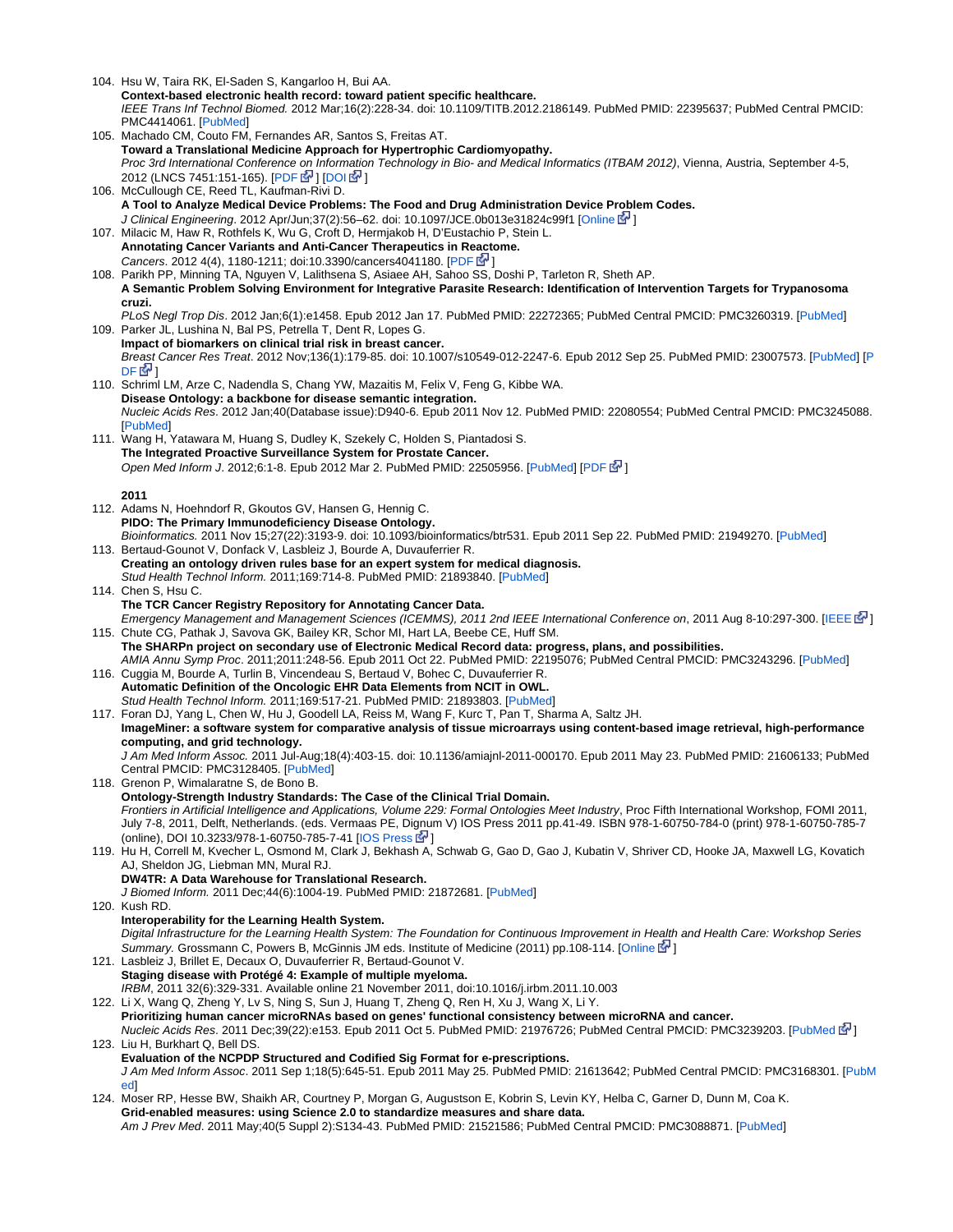104. Hsu W, Taira RK, El-Saden S, Kangarloo H, Bui AA.
**Context-based electronic health record: toward patient specific healthcare.**
*IEEE Trans Inf Technol Biomed.* 2012 Mar;16(2):228-34. doi: 10.1109/TITB.2012.2186149. PubMed PMID: 22395637; PubMed Central PMCID: PMC4414061. [PubMed]
105. Machado CM, Couto FM, Fernandes AR, Santos S, Freitas AT.
**Toward a Translational Medicine Approach for Hypertrophic Cardiomyopathy.**
*Proc 3rd International Conference on Information Technology in Bio- and Medical Informatics (ITBAM 2012)*, Vienna, Austria, September 4-5, 2012 (LNCS 7451:151-165). [PDF] [DOI]
106. McCullough CE, Reed TL, Kaufman-Rivi D.
**A Tool to Analyze Medical Device Problems: The Food and Drug Administration Device Problem Codes.**
*J Clinical Engineering*. 2012 Apr/Jun;37(2):56–62. doi: 10.1097/JCE.0b013e31824c99f1 [Online]
107. Milacic M, Haw R, Rothfels K, Wu G, Croft D, Hermjakob H, D'Eustachio P, Stein L.
**Annotating Cancer Variants and Anti-Cancer Therapeutics in Reactome.**
*Cancers*. 2012 4(4), 1180-1211; doi:10.3390/cancers4041180. [PDF]
108. Parikh PP, Minning TA, Nguyen V, Lalithsena S, Asiaee AH, Sahoo SS, Doshi P, Tarleton R, Sheth AP.
**A Semantic Problem Solving Environment for Integrative Parasite Research: Identification of Intervention Targets for Trypanosoma cruzi.**
*PLoS Negl Trop Dis*. 2012 Jan;6(1):e1458. Epub 2012 Jan 17. PubMed PMID: 22272365; PubMed Central PMCID: PMC3260319. [PubMed]
109. Parker JL, Lushina N, Bal PS, Petrella T, Dent R, Lopes G.
**Impact of biomarkers on clinical trial risk in breast cancer.**
*Breast Cancer Res Treat*. 2012 Nov;136(1):179-85. doi: 10.1007/s10549-012-2247-6. Epub 2012 Sep 25. PubMed PMID: 23007573. [PubMed] [PDF]
110. Schriml LM, Arze C, Nadendla S, Chang YW, Mazaitis M, Felix V, Feng G, Kibbe WA.
**Disease Ontology: a backbone for disease semantic integration.**
*Nucleic Acids Res*. 2012 Jan;40(Database issue):D940-6. Epub 2011 Nov 12. PubMed PMID: 22080554; PubMed Central PMCID: PMC3245088. [PubMed]
111. Wang H, Yatawara M, Huang S, Dudley K, Szekely C, Holden S, Piantadosi S.
**The Integrated Proactive Surveillance System for Prostate Cancer.**
*Open Med Inform J*. 2012;6:1-8. Epub 2012 Mar 2. PubMed PMID: 22505956. [PubMed] [PDF]

**2011**

112. Adams N, Hoehndorf R, Gkoutos GV, Hansen G, Hennig C.
**PIDO: The Primary Immunodeficiency Disease Ontology.**
*Bioinformatics.* 2011 Nov 15;27(22):3193-9. doi: 10.1093/bioinformatics/btr531. Epub 2011 Sep 22. PubMed PMID: 21949270. [PubMed]
113. Bertaud-Gounot V, Donfack V, Lasbleiz J, Bourde A, Duvauferrier R.
**Creating an ontology driven rules base for an expert system for medical diagnosis.**
*Stud Health Technol Inform.* 2011;169:714-8. PubMed PMID: 21893840. [PubMed]
114. Chen S, Hsu C.
**The TCR Cancer Registry Repository for Annotating Cancer Data.**
*Emergency Management and Management Sciences (ICEMMS), 2011 2nd IEEE International Conference on*, 2011 Aug 8-10:297-300. [IEEE]
115. Chute CG, Pathak J, Savova GK, Bailey KR, Schor MI, Hart LA, Beebe CE, Huff SM.
**The SHARPn project on secondary use of Electronic Medical Record data: progress, plans, and possibilities.**
*AMIA Annu Symp Proc*. 2011;2011:248-56. Epub 2011 Oct 22. PubMed PMID: 22195076; PubMed Central PMCID: PMC3243296. [PubMed]
116. Cuggia M, Bourde A, Turlin B, Vincendeau S, Bertaud V, Bohec C, Duvauferrier R.
**Automatic Definition of the Oncologic EHR Data Elements from NCIT in OWL.**
*Stud Health Technol Inform.* 2011;169:517-21. PubMed PMID: 21893803. [PubMed]
117. Foran DJ, Yang L, Chen W, Hu J, Goodell LA, Reiss M, Wang F, Kurc T, Pan T, Sharma A, Saltz JH.
**ImageMiner: a software system for comparative analysis of tissue microarrays using content-based image retrieval, high-performance computing, and grid technology.**
*J Am Med Inform Assoc.* 2011 Jul-Aug;18(4):403-15. doi: 10.1136/amiajnl-2011-000170. Epub 2011 May 23. PubMed PMID: 21606133; PubMed Central PMCID: PMC3128405. [PubMed]
118. Grenon P, Wimalaratne S, de Bono B.
**Ontology-Strength Industry Standards: The Case of the Clinical Trial Domain.**
*Frontiers in Artificial Intelligence and Applications, Volume 229: Formal Ontologies Meet Industry*, Proc Fifth International Workshop, FOMI 2011, July 7-8, 2011, Delft, Netherlands. (eds. Vermaas PE, Dignum V) IOS Press 2011 pp.41-49. ISBN 978-1-60750-784-0 (print) 978-1-60750-785-7 (online), DOI 10.3233/978-1-60750-785-7-41 [IOS Press]
119. Hu H, Correll M, Kvecher L, Osmond M, Clark J, Bekhash A, Schwab G, Gao D, Gao J, Kubatin V, Shriver CD, Hooke JA, Maxwell LG, Kovatich AJ, Sheldon JG, Liebman MN, Mural RJ.
**DW4TR: A Data Warehouse for Translational Research.**
*J Biomed Inform.* 2011 Dec;44(6):1004-19. PubMed PMID: 21872681. [PubMed]
120. Kush RD.
**Interoperability for the Learning Health System.**
*Digital Infrastructure for the Learning Health System: The Foundation for Continuous Improvement in Health and Health Care: Workshop Series Summary.* Grossmann C, Powers B, McGinnis JM eds. Institute of Medicine (2011) pp.108-114. [Online]
121. Lasbleiz J, Brillet E, Decaux O, Duvauferrier R, Bertaud-Gounot V.
**Staging disease with Protégé 4: Example of multiple myeloma.**
*IRBM*, 2011 32(6):329-331. Available online 21 November 2011, doi:10.1016/j.irbm.2011.10.003
122. Li X, Wang Q, Zheng Y, Lv S, Ning S, Sun J, Huang T, Zheng Q, Ren H, Xu J, Wang X, Li Y.
**Prioritizing human cancer microRNAs based on genes' functional consistency between microRNA and cancer.**
*Nucleic Acids Res*. 2011 Dec;39(22):e153. Epub 2011 Oct 5. PubMed PMID: 21976726; PubMed Central PMCID: PMC3239203. [PubMed]
123. Liu H, Burkhart Q, Bell DS.
**Evaluation of the NCPDP Structured and Codified Sig Format for e-prescriptions.**
*J Am Med Inform Assoc*. 2011 Sep 1;18(5):645-51. Epub 2011 May 25. PubMed PMID: 21613642; PubMed Central PMCID: PMC3168301. [PubMed]
124. Moser RP, Hesse BW, Shaikh AR, Courtney P, Morgan G, Augustson E, Kobrin S, Levin KY, Helba C, Garner D, Dunn M, Coa K.
**Grid-enabled measures: using Science 2.0 to standardize measures and share data.**
*Am J Prev Med*. 2011 May;40(5 Suppl 2):S134-43. PubMed PMID: 21521586; PubMed Central PMCID: PMC3088871. [PubMed]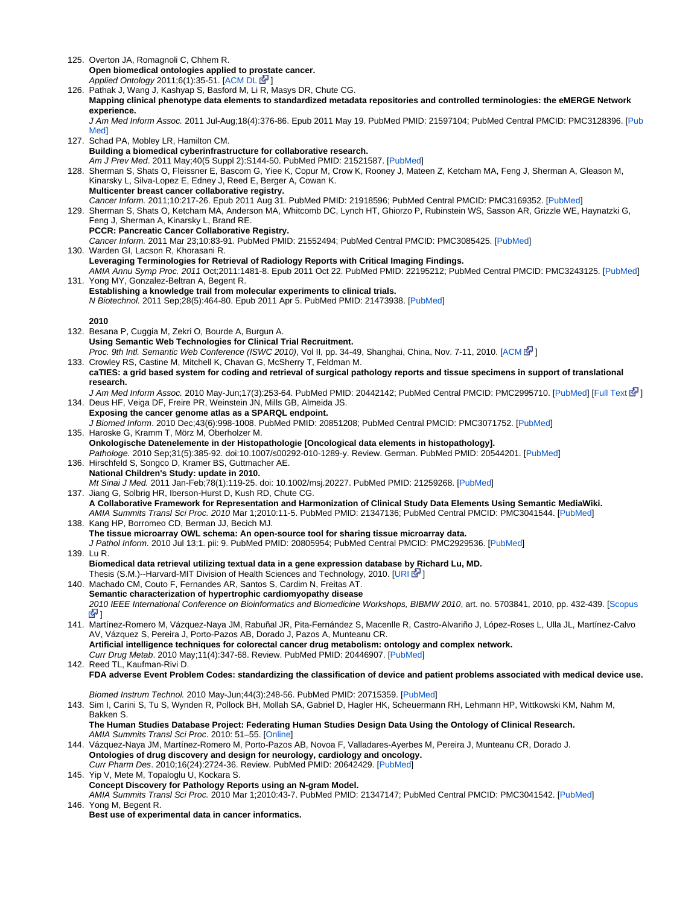125. Overton JA, Romagnoli C, Chhem R.
**Open biomedical ontologies applied to prostate cancer.**
*Applied Ontology* 2011;6(1):35-51. [ACM DL]

126. Pathak J, Wang J, Kashyap S, Basford M, Li R, Masys DR, Chute CG.
**Mapping clinical phenotype data elements to standardized metadata repositories and controlled terminologies: the eMERGE Network experience.**
*J Am Med Inform Assoc.* 2011 Jul-Aug;18(4):376-86. Epub 2011 May 19. PubMed PMID: 21597104; PubMed Central PMCID: PMC3128396. [PubMed]

127. Schad PA, Mobley LR, Hamilton CM.
**Building a biomedical cyberinfrastructure for collaborative research.**
*Am J Prev Med*. 2011 May;40(5 Suppl 2):S144-50. PubMed PMID: 21521587. [PubMed]

128. Sherman S, Shats O, Fleissner E, Bascom G, Yiee K, Copur M, Crow K, Rooney J, Mateen Z, Ketcham MA, Feng J, Sherman A, Gleason M, Kinarsky L, Silva-Lopez E, Edney J, Reed E, Berger A, Cowan K.
**Multicenter breast cancer collaborative registry.**
*Cancer Inform.* 2011;10:217-26. Epub 2011 Aug 31. PubMed PMID: 21918596; PubMed Central PMCID: PMC3169352. [PubMed]

129. Sherman S, Shats O, Ketcham MA, Anderson MA, Whitcomb DC, Lynch HT, Ghiorzo P, Rubinstein WS, Sasson AR, Grizzle WE, Haynatzki G, Feng J, Sherman A, Kinarsky L, Brand RE.
**PCCR: Pancreatic Cancer Collaborative Registry.**
*Cancer Inform.* 2011 Mar 23;10:83-91. PubMed PMID: 21552494; PubMed Central PMCID: PMC3085425. [PubMed]

130. Warden GI, Lacson R, Khorasani R.
**Leveraging Terminologies for Retrieval of Radiology Reports with Critical Imaging Findings.**
*AMIA Annu Symp Proc. 2011* Oct;2011:1481-8. Epub 2011 Oct 22. PubMed PMID: 22195212; PubMed Central PMCID: PMC3243125. [PubMed]

131. Yong MY, Gonzalez-Beltran A, Begent R.
**Establishing a knowledge trail from molecular experiments to clinical trials.**
*N Biotechnol.* 2011 Sep;28(5):464-80. Epub 2011 Apr 5. PubMed PMID: 21473938. [PubMed]

**2010**

132. Besana P, Cuggia M, Zekri O, Bourde A, Burgun A.
**Using Semantic Web Technologies for Clinical Trial Recruitment.**
*Proc. 9th Intl. Semantic Web Conference (ISWC 2010)*, Vol II, pp. 34-49, Shanghai, China, Nov. 7-11, 2010. [ACM]

133. Crowley RS, Castine M, Mitchell K, Chavan G, McSherry T, Feldman M.
**caTIES: a grid based system for coding and retrieval of surgical pathology reports and tissue specimens in support of translational research.**
*J Am Med Inform Assoc.* 2010 May-Jun;17(3):253-64. PubMed PMID: 20442142; PubMed Central PMCID: PMC2995710. [PubMed] [Full Text]

134. Deus HF, Veiga DF, Freire PR, Weinstein JN, Mills GB, Almeida JS.
**Exposing the cancer genome atlas as a SPARQL endpoint.**
*J Biomed Inform*. 2010 Dec;43(6):998-1008. PubMed PMID: 20851208; PubMed Central PMCID: PMC3071752. [PubMed]

135. Haroske G, Kramm T, Mörz M, Oberholzer M.
**Onkologische Datenelemente in der Histopathologie [Oncological data elements in histopathology].**
*Pathologe.* 2010 Sep;31(5):385-92. doi:10.1007/s00292-010-1289-y. Review. German. PubMed PMID: 20544201. [PubMed]

136. Hirschfeld S, Songco D, Kramer BS, Guttmacher AE.
**National Children's Study: update in 2010.**
*Mt Sinai J Med.* 2011 Jan-Feb;78(1):119-25. doi: 10.1002/msj.20227. PubMed PMID: 21259268. [PubMed]

137. Jiang G, Solbrig HR, Iberson-Hurst D, Kush RD, Chute CG.
**A Collaborative Framework for Representation and Harmonization of Clinical Study Data Elements Using Semantic MediaWiki.**
*AMIA Summits Transl Sci Proc. 2010* Mar 1;2010:11-5. PubMed PMID: 21347136; PubMed Central PMCID: PMC3041544. [PubMed]

138. Kang HP, Borromeo CD, Berman JJ, Becich MJ.
**The tissue microarray OWL schema: An open-source tool for sharing tissue microarray data.**
*J Pathol Inform.* 2010 Jul 13;1. pii: 9. PubMed PMID: 20805954; PubMed Central PMCID: PMC2929536. [PubMed]

139. Lu R.
**Biomedical data retrieval utilizing textual data in a gene expression database by Richard Lu, MD.**
Thesis (S.M.)--Harvard-MIT Division of Health Sciences and Technology, 2010. [URI]

140. Machado CM, Couto F, Fernandes AR, Santos S, Cardim N, Freitas AT.
**Semantic characterization of hypertrophic cardiomyopathy disease**
*2010 IEEE International Conference on Bioinformatics and Biomedicine Workshops, BIBMW 2010*, art. no. 5703841, 2010, pp. 432-439. [Scopus]

141. Martínez-Romero M, Vázquez-Naya JM, Rabuñal JR, Pita-Fernández S, Macenlle R, Castro-Alvariño J, López-Roses L, Ulla JL, Martínez-Calvo AV, Vázquez S, Pereira J, Porto-Pazos AB, Dorado J, Pazos A, Munteanu CR.
**Artificial intelligence techniques for colorectal cancer drug metabolism: ontology and complex network.**
*Curr Drug Metab*. 2010 May;11(4):347-68. Review. PubMed PMID: 20446907. [PubMed]

142. Reed TL, Kaufman-Rivi D.
**FDA adverse Event Problem Codes: standardizing the classification of device and patient problems associated with medical device use.**
*Biomed Instrum Technol.* 2010 May-Jun;44(3):248-56. PubMed PMID: 20715359. [PubMed]

143. Sim I, Carini S, Tu S, Wynden R, Pollock BH, Mollah SA, Gabriel D, Hagler HK, Scheuermann RH, Lehmann HP, Wittkowski KM, Nahm M, Bakken S.
**The Human Studies Database Project: Federating Human Studies Design Data Using the Ontology of Clinical Research.**
*AMIA Summits Transl Sci Proc*. 2010: 51–55. [Online]

144. Vázquez-Naya JM, Martínez-Romero M, Porto-Pazos AB, Novoa F, Valladares-Ayerbes M, Pereira J, Munteanu CR, Dorado J.
**Ontologies of drug discovery and design for neurology, cardiology and oncology.**
*Curr Pharm Des*. 2010;16(24):2724-36. Review. PubMed PMID: 20642429. [PubMed]

145. Yip V, Mete M, Topaloglu U, Kockara S.
**Concept Discovery for Pathology Reports using an N-gram Model.**
*AMIA Summits Transl Sci Proc.* 2010 Mar 1;2010:43-7. PubMed PMID: 21347147; PubMed Central PMCID: PMC3041542. [PubMed]

146. Yong M, Begent R.
**Best use of experimental data in cancer informatics.**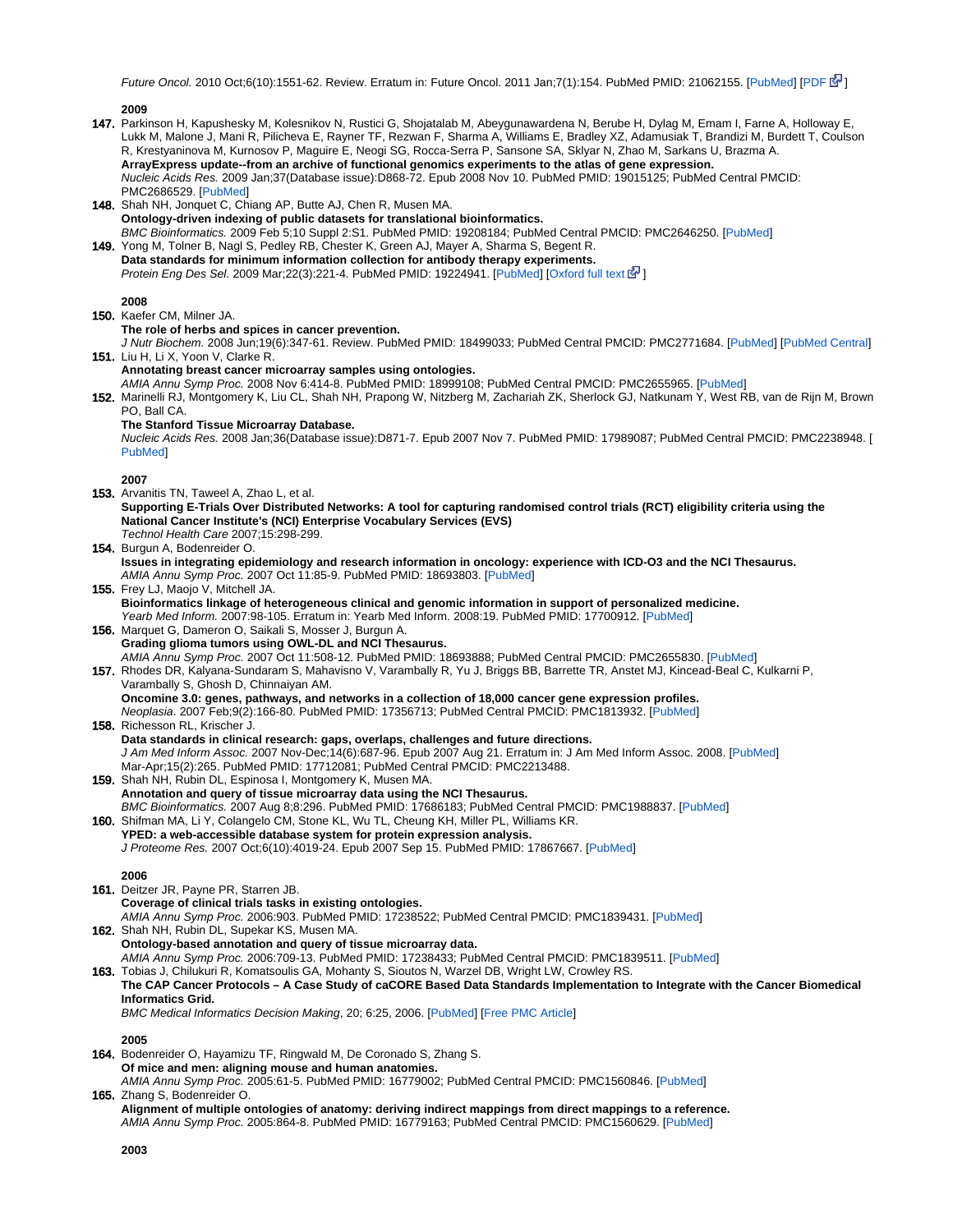*Future Oncol.* 2010 Oct;6(10):1551-62. Review. Erratum in: Future Oncol. 2011 Jan;7(1):154. PubMed PMID: 21062155. [PubMed] [PDF]

**2009**

147. Parkinson H, Kapushesky M, Kolesnikov N, Rustici G, Shojatalab M, Abeygunawardena N, Berube H, Dylag M, Emam I, Farne A, Holloway E, Lukk M, Malone J, Mani R, Pilicheva E, Rayner TF, Rezwan F, Sharma A, Williams E, Bradley XZ, Adamusiak T, Brandizi M, Burdett T, Coulson R, Krestyaninova M, Kurnosov P, Maguire E, Neogi SG, Rocca-Serra P, Sansone SA, Sklyar N, Zhao M, Sarkans U, Brazma A.
**ArrayExpress update--from an archive of functional genomics experiments to the atlas of gene expression.**
*Nucleic Acids Res.* 2009 Jan;37(Database issue):D868-72. Epub 2008 Nov 10. PubMed PMID: 19015125; PubMed Central PMCID: PMC2686529. [PubMed]
148. Shah NH, Jonquet C, Chiang AP, Butte AJ, Chen R, Musen MA.
**Ontology-driven indexing of public datasets for translational bioinformatics.**
*BMC Bioinformatics.* 2009 Feb 5;10 Suppl 2:S1. PubMed PMID: 19208184; PubMed Central PMCID: PMC2646250. [PubMed]
149. Yong M, Tolner B, Nagl S, Pedley RB, Chester K, Green AJ, Mayer A, Sharma S, Begent R.
**Data standards for minimum information collection for antibody therapy experiments.**
*Protein Eng Des Sel.* 2009 Mar;22(3):221-4. PubMed PMID: 19224941. [PubMed] [Oxford full text]

**2008**

150. Kaefer CM, Milner JA.
**The role of herbs and spices in cancer prevention.**
*J Nutr Biochem.* 2008 Jun;19(6):347-61. Review. PubMed PMID: 18499033; PubMed Central PMCID: PMC2771684. [PubMed] [PubMed Central]
151. Liu H, Li X, Yoon V, Clarke R.
**Annotating breast cancer microarray samples using ontologies.**
*AMIA Annu Symp Proc.* 2008 Nov 6:414-8. PubMed PMID: 18999108; PubMed Central PMCID: PMC2655965. [PubMed]
152. Marinelli RJ, Montgomery K, Liu CL, Shah NH, Prapong W, Nitzberg M, Zachariah ZK, Sherlock GJ, Natkunam Y, West RB, van de Rijn M, Brown PO, Ball CA.
**The Stanford Tissue Microarray Database.**
*Nucleic Acids Res.* 2008 Jan;36(Database issue):D871-7. Epub 2007 Nov 7. PubMed PMID: 17989087; PubMed Central PMCID: PMC2238948. [PubMed]

**2007**

153. Arvanitis TN, Taweel A, Zhao L, et al.
**Supporting E-Trials Over Distributed Networks: A tool for capturing randomised control trials (RCT) eligibility criteria using the National Cancer Institute's (NCI) Enterprise Vocabulary Services (EVS)**
*Technol Health Care* 2007;15:298-299.
154. Burgun A, Bodenreider O.
**Issues in integrating epidemiology and research information in oncology: experience with ICD-O3 and the NCI Thesaurus.**
*AMIA Annu Symp Proc.* 2007 Oct 11:85-9. PubMed PMID: 18693803. [PubMed]
155. Frey LJ, Maojo V, Mitchell JA.
**Bioinformatics linkage of heterogeneous clinical and genomic information in support of personalized medicine.**
*Yearb Med Inform.* 2007:98-105. Erratum in: Yearb Med Inform. 2008:19. PubMed PMID: 17700912. [PubMed]
156. Marquet G, Dameron O, Saikali S, Mosser J, Burgun A.
**Grading glioma tumors using OWL-DL and NCI Thesaurus.**
*AMIA Annu Symp Proc.* 2007 Oct 11:508-12. PubMed PMID: 18693888; PubMed Central PMCID: PMC2655830. [PubMed]
157. Rhodes DR, Kalyana-Sundaram S, Mahavisno V, Varambally R, Yu J, Briggs BB, Barrette TR, Anstet MJ, Kincead-Beal C, Kulkarni P, Varambally S, Ghosh D, Chinnaiyan AM.
**Oncomine 3.0: genes, pathways, and networks in a collection of 18,000 cancer gene expression profiles.**
*Neoplasia.* 2007 Feb;9(2):166-80. PubMed PMID: 17356713; PubMed Central PMCID: PMC1813932. [PubMed]
158. Richesson RL, Krischer J.
**Data standards in clinical research: gaps, overlaps, challenges and future directions.**
*J Am Med Inform Assoc.* 2007 Nov-Dec;14(6):687-96. Epub 2007 Aug 21. Erratum in: J Am Med Inform Assoc. 2008. Mar-Apr;15(2):265. PubMed PMID: 17712081; PubMed Central PMCID: PMC2213488. [PubMed]
159. Shah NH, Rubin DL, Espinosa I, Montgomery K, Musen MA.
**Annotation and query of tissue microarray data using the NCI Thesaurus.**
*BMC Bioinformatics.* 2007 Aug 8;8:296. PubMed PMID: 17686183; PubMed Central PMCID: PMC1988837. [PubMed]
160. Shifman MA, Li Y, Colangelo CM, Stone KL, Wu TL, Cheung KH, Miller PL, Williams KR.
**YPED: a web-accessible database system for protein expression analysis.**
*J Proteome Res.* 2007 Oct;6(10):4019-24. Epub 2007 Sep 15. PubMed PMID: 17867667. [PubMed]

**2006**

161. Deitzer JR, Payne PR, Starren JB.
**Coverage of clinical trials tasks in existing ontologies.**
*AMIA Annu Symp Proc.* 2006:903. PubMed PMID: 17238522; PubMed Central PMCID: PMC1839431. [PubMed]
162. Shah NH, Rubin DL, Supekar KS, Musen MA.
**Ontology-based annotation and query of tissue microarray data.**
*AMIA Annu Symp Proc.* 2006:709-13. PubMed PMID: 17238433; PubMed Central PMCID: PMC1839511. [PubMed]
163. Tobias J, Chilukuri R, Komatsoulis GA, Mohanty S, Sioutos N, Warzel DB, Wright LW, Crowley RS.
**The CAP Cancer Protocols – A Case Study of caCORE Based Data Standards Implementation to Integrate with the Cancer Biomedical Informatics Grid.**
*BMC Medical Informatics Decision Making*, 20; 6:25, 2006. [PubMed] [Free PMC Article]

**2005**

164. Bodenreider O, Hayamizu TF, Ringwald M, De Coronado S, Zhang S.
**Of mice and men: aligning mouse and human anatomies.**
*AMIA Annu Symp Proc.* 2005:61-5. PubMed PMID: 16779002; PubMed Central PMCID: PMC1560846. [PubMed]
165. Zhang S, Bodenreider O.
**Alignment of multiple ontologies of anatomy: deriving indirect mappings from direct mappings to a reference.**
*AMIA Annu Symp Proc.* 2005:864-8. PubMed PMID: 16779163; PubMed Central PMCID: PMC1560629. [PubMed]

**2003**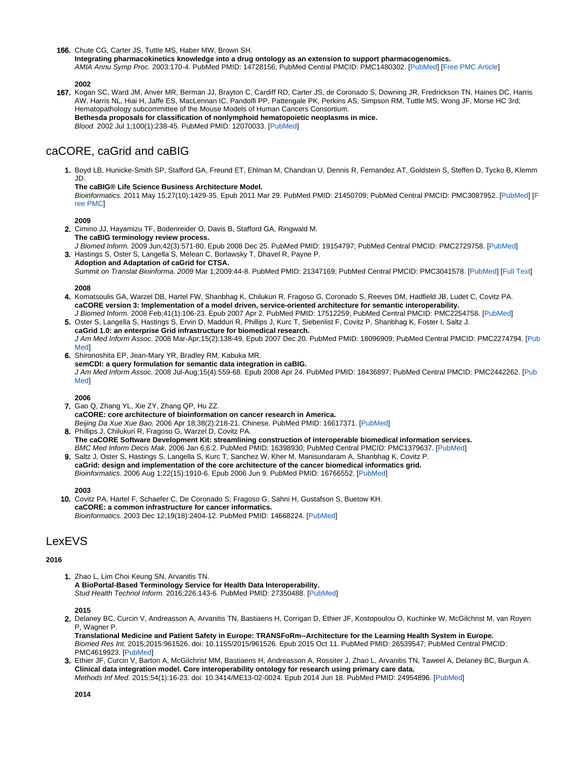166. Chute CG, Carter JS, Tuttle MS, Haber MW, Brown SH.  
**Integrating pharmacokinetics knowledge into a drug ontology as an extension to support pharmacogenomics.**  
*AMIA Annu Symp Proc.* 2003:170-4. PubMed PMID: 14728156; PubMed Central PMCID: PMC1480302. [PubMed] [Free PMC Article]

**2002**

167. Kogan SC, Ward JM, Anver MR, Berman JJ, Brayton C, Cardiff RD, Carter JS, de Coronado S, Downing JR, Fredrickson TN, Haines DC, Harris AW, Harris NL, Hiai H, Jaffe ES, MacLennan IC, Pandolfi PP, Pattengale PK, Perkins AS, Simpson RM, Tuttle MS, Wong JF, Morse HC 3rd; Hematopathology subcommittee of the Mouse Models of Human Cancers Consortium.  
**Bethesda proposals for classification of nonlymphoid hematopoietic neoplasms in mice.**  
*Blood*. 2002 Jul 1;100(1):238-45. PubMed PMID: 12070033. [PubMed]

## caCORE, caGrid and caBIG

1. Boyd LB, Hunicke-Smith SP, Stafford GA, Freund ET, Ehlman M, Chandran U, Dennis R, Fernandez AT, Goldstein S, Steffen D, Tycko B, Klemm JD.  
**The caBIG® Life Science Business Architecture Model.**  
*Bioinformatics.* 2011 May 15;27(10):1429-35. Epub 2011 Mar 29. PubMed PMID: 21450709; PubMed Central PMCID: PMC3087952. [PubMed] [Free PMC]

**2009**

2. Cimino JJ, Hayamizu TF, Bodenreider O, Davis B, Stafford GA, Ringwald M.  
**The caBIG terminology review process.**  
*J Biomed Inform.* 2009 Jun;42(3):571-80. Epub 2008 Dec 25. PubMed PMID: 19154797; PubMed Central PMCID: PMC2729758. [PubMed]
3. Hastings S, Oster S, Langella S, Melean C, Borlawsky T, Dhavel R, Payne P.  
**Adoption and Adaptation of caGrid for CTSA.**  
*Summit on Translat Bioinforma. 2009* Mar 1;2009:44-8. PubMed PMID: 21347169; PubMed Central PMCID: PMC3041578. [PubMed] [Full Text]

**2008**

4. Komatsoulis GA, Warzel DB, Hartel FW, Shanbhag K, Chilukuri R, Fragoso G, Coronado S, Reeves DM, Hadfield JB, Ludet C, Covitz PA.  
**caCORE version 3: Implementation of a model driven, service-oriented architecture for semantic interoperability.**  
*J Biomed Inform.* 2008 Feb;41(1):106-23. Epub 2007 Apr 2. PubMed PMID: 17512259; PubMed Central PMCID: PMC2254758. [PubMed]
5. Oster S, Langella S, Hastings S, Ervin D, Madduri R, Phillips J, Kurc T, Siebenlist F, Covitz P, Shanbhag K, Foster I, Saltz J.  
**caGrid 1.0: an enterprise Grid infrastructure for biomedical research.**  
*J Am Med Inform Assoc*. 2008 Mar-Apr;15(2):138-49. Epub 2007 Dec 20. PubMed PMID: 18096909; PubMed Central PMCID: PMC2274794. [PubMed]
6. Shironoshita EP, Jean-Mary YR, Bradley RM, Kabuka MR.  
**semCDI: a query formulation for semantic data integration in caBIG.**  
*J Am Med Inform Assoc.* 2008 Jul-Aug;15(4):559-68. Epub 2008 Apr 24. PubMed PMID: 18436897; PubMed Central PMCID: PMC2442262. [PubMed]

**2006**

7. Gao Q, Zhang YL, Xie ZY, Zhang QP, Hu ZZ.  
**caCORE: core architecture of bioinformation on cancer research in America.**  
*Beijing Da Xue Xue Bao.* 2006 Apr 18;38(2):218-21. Chinese. PubMed PMID: 16617371. [PubMed]
8. Phillips J, Chilukuri R, Fragoso G, Warzel D, Covitz PA.  
**The caCORE Software Development Kit: streamlining construction of interoperable biomedical information services.**  
*BMC Med Inform Decis Mak*. 2006 Jan 6;6:2. PubMed PMID: 16398930; PubMed Central PMCID: PMC1379637. [PubMed]
9. Saltz J, Oster S, Hastings S, Langella S, Kurc T, Sanchez W, Kher M, Manisundaram A, Shanbhag K, Covitz P.  
**caGrid: design and implementation of the core architecture of the cancer biomedical informatics grid.**  
*Bioinformatics*. 2006 Aug 1;22(15):1910-6. Epub 2006 Jun 9. PubMed PMID: 16766552. [PubMed]

**2003**

10. Covitz PA, Hartel F, Schaefer C, De Coronado S, Fragoso G, Sahni H, Gustafson S, Buetow KH.  
**caCORE: a common infrastructure for cancer informatics.**  
*Bioinformatics.* 2003 Dec 12;19(18):2404-12. PubMed PMID: 14668224. [PubMed]

## LexEVS

**2016**

1. Zhao L, Lim Choi Keung SN, Arvanitis TN.  
**A BioPortal-Based Terminology Service for Health Data Interoperability.**  
*Stud Health Technol Inform.* 2016;226:143-6. PubMed PMID: 27350488. [PubMed]

**2015**

2. Delaney BC, Curcin V, Andreasson A, Arvanitis TN, Bastiaens H, Corrigan D, Ethier JF, Kostopoulou O, Kuchinke W, McGilchrist M, van Royen P, Wagner P.  
**Translational Medicine and Patient Safety in Europe: TRANSFoRm--Architecture for the Learning Health System in Europe.**  
*Biomed Res Int.* 2015;2015:961526. doi: 10.1155/2015/961526. Epub 2015 Oct 11. PubMed PMID: 26539547; PubMed Central PMCID: PMC4619923. [PubMed]
3. Ethier JF, Curcin V, Barton A, McGilchrist MM, Bastiaens H, Andreasson A, Rossiter J, Zhao L, Arvanitis TN, Taweel A, Delaney BC, Burgun A.  
**Clinical data integration model. Core interoperability ontology for research using primary care data.**  
*Methods Inf Med.* 2015;54(1):16-23. doi: 10.3414/ME13-02-0024. Epub 2014 Jun 18. PubMed PMID: 24954896. [PubMed]

**2014**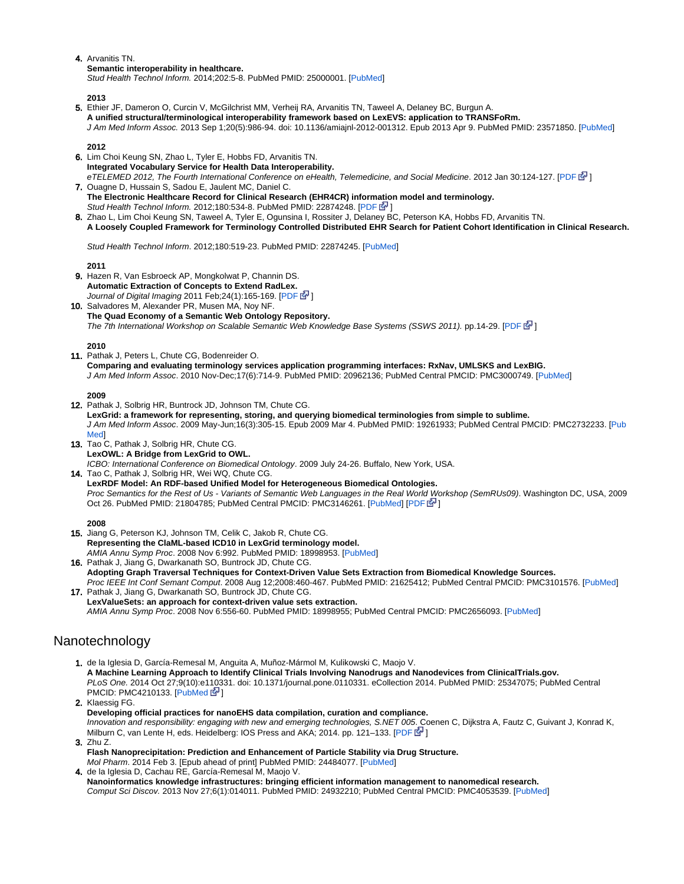4. Arvanitis TN.
   **Semantic interoperability in healthcare.**
   *Stud Health Technol Inform.* 2014;202:5-8. PubMed PMID: 25000001. [PubMed]

**2013**

5. Ethier JF, Dameron O, Curcin V, McGilchrist MM, Verheij RA, Arvanitis TN, Taweel A, Delaney BC, Burgun A.
   **A unified structural/terminological interoperability framework based on LexEVS: application to TRANSFoRm.**
   *J Am Med Inform Assoc.* 2013 Sep 1;20(5):986-94. doi: 10.1136/amiajnl-2012-001312. Epub 2013 Apr 9. PubMed PMID: 23571850. [PubMed]

**2012**

6. Lim Choi Keung SN, Zhao L, Tyler E, Hobbs FD, Arvanitis TN.
   **Integrated Vocabulary Service for Health Data Interoperability.**
   *eTELEMED 2012, The Fourth International Conference on eHealth, Telemedicine, and Social Medicine*. 2012 Jan 30:124-127. [PDF]
7. Ouagne D, Hussain S, Sadou E, Jaulent MC, Daniel C.
   **The Electronic Healthcare Record for Clinical Research (EHR4CR) information model and terminology.**
   *Stud Health Technol Inform.* 2012;180:534-8. PubMed PMID: 22874248. [PDF]
8. Zhao L, Lim Choi Keung SN, Taweel A, Tyler E, Ogunsina I, Rossiter J, Delaney BC, Peterson KA, Hobbs FD, Arvanitis TN.
   **A Loosely Coupled Framework for Terminology Controlled Distributed EHR Search for Patient Cohort Identification in Clinical Research.**
   *Stud Health Technol Inform*. 2012;180:519-23. PubMed PMID: 22874245. [PubMed]

**2011**

9. Hazen R, Van Esbroeck AP, Mongkolwat P, Channin DS.
   **Automatic Extraction of Concepts to Extend RadLex.**
   *Journal of Digital Imaging* 2011 Feb;24(1):165-169. [PDF]
10. Salvadores M, Alexander PR, Musen MA, Noy NF.
    **The Quad Economy of a Semantic Web Ontology Repository.**
    *The 7th International Workshop on Scalable Semantic Web Knowledge Base Systems (SSWS 2011).* pp.14-29. [PDF]

**2010**

11. Pathak J, Peters L, Chute CG, Bodenreider O.
    **Comparing and evaluating terminology services application programming interfaces: RxNav, UMLSKS and LexBIG.**
    *J Am Med Inform Assoc*. 2010 Nov-Dec;17(6):714-9. PubMed PMID: 20962136; PubMed Central PMCID: PMC3000749. [PubMed]

**2009**

12. Pathak J, Solbrig HR, Buntrock JD, Johnson TM, Chute CG.
    **LexGrid: a framework for representing, storing, and querying biomedical terminologies from simple to sublime.**
    *J Am Med Inform Assoc*. 2009 May-Jun;16(3):305-15. Epub 2009 Mar 4. PubMed PMID: 19261933; PubMed Central PMCID: PMC2732233. [PubMed]
13. Tao C, Pathak J, Solbrig HR, Chute CG.
    **LexOWL: A Bridge from LexGrid to OWL.**
    *ICBO: International Conference on Biomedical Ontology*. 2009 July 24-26. Buffalo, New York, USA.
14. Tao C, Pathak J, Solbrig HR, Wei WQ, Chute CG.
    **LexRDF Model: An RDF-based Unified Model for Heterogeneous Biomedical Ontologies.**
    *Proc Semantics for the Rest of Us - Variants of Semantic Web Languages in the Real World Workshop (SemRUs09)*. Washington DC, USA, 2009 Oct 26. PubMed PMID: 21804785; PubMed Central PMCID: PMC3146261. [PubMed] [PDF]

**2008**

15. Jiang G, Peterson KJ, Johnson TM, Celik C, Jakob R, Chute CG.
    **Representing the ClaML-based ICD10 in LexGrid terminology model.**
    *AMIA Annu Symp Proc*. 2008 Nov 6:992. PubMed PMID: 18998953. [PubMed]
16. Pathak J, Jiang G, Dwarkanath SO, Buntrock JD, Chute CG.
    **Adopting Graph Traversal Techniques for Context-Driven Value Sets Extraction from Biomedical Knowledge Sources.**
    *Proc IEEE Int Conf Semant Comput*. 2008 Aug 12;2008:460-467. PubMed PMID: 21625412; PubMed Central PMCID: PMC3101576. [PubMed]
17. Pathak J, Jiang G, Dwarkanath SO, Buntrock JD, Chute CG.
    **LexValueSets: an approach for context-driven value sets extraction.**
    *AMIA Annu Symp Proc*. 2008 Nov 6:556-60. PubMed PMID: 18998995; PubMed Central PMCID: PMC2656093. [PubMed]

## Nanotechnology

1. de la Iglesia D, García-Remesal M, Anguita A, Muñoz-Mármol M, Kulikowski C, Maojo V.
   **A Machine Learning Approach to Identify Clinical Trials Involving Nanodrugs and Nanodevices from ClinicalTrials.gov.**
   *PLoS One.* 2014 Oct 27;9(10):e110331. doi: 10.1371/journal.pone.0110331. eCollection 2014. PubMed PMID: 25347075; PubMed Central PMCID: PMC4210133. [PubMed]
2. Klaessig FG.
   **Developing official practices for nanoEHS data compilation, curation and compliance.**
   *Innovation and responsibility: engaging with new and emerging technologies, S.NET 005*. Coenen C, Dijkstra A, Fautz C, Guivant J, Konrad K, Milburn C, van Lente H, eds. Heidelberg: IOS Press and AKA; 2014. pp. 121–133. [PDF]
3. Zhu Z.
   **Flash Nanoprecipitation: Prediction and Enhancement of Particle Stability via Drug Structure.**
   *Mol Pharm*. 2014 Feb 3. [Epub ahead of print] PubMed PMID: 24484077. [PubMed]
4. de la Iglesia D, Cachau RE, García-Remesal M, Maojo V.
   **Nanoinformatics knowledge infrastructures: bringing efficient information management to nanomedical research.**
   *Comput Sci Discov.* 2013 Nov 27;6(1):014011. PubMed PMID: 24932210; PubMed Central PMCID: PMC4053539. [PubMed]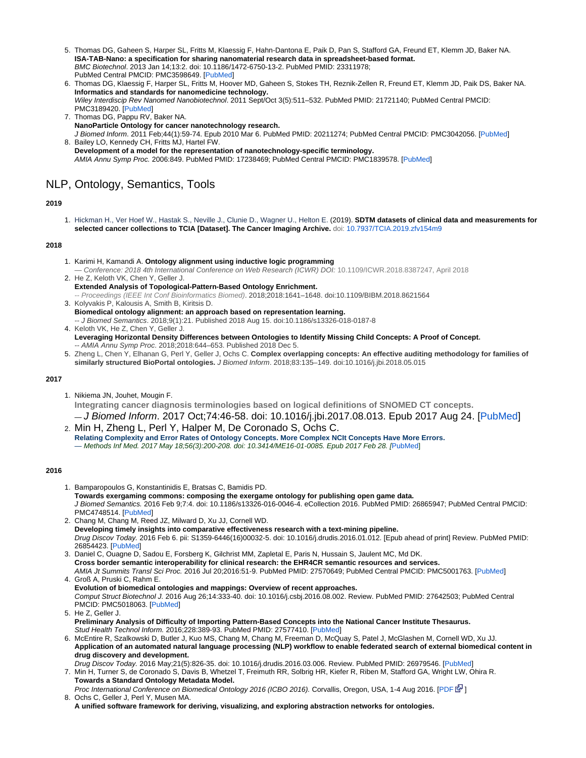5. Thomas DG, Gaheen S, Harper SL, Fritts M, Klaessig F, Hahn-Dantona E, Paik D, Pan S, Stafford GA, Freund ET, Klemm JD, Baker NA. **ISA-TAB-Nano: a specification for sharing nanomaterial research data in spreadsheet-based format.** *BMC Biotechnol*. 2013 Jan 14;13:2. doi: 10.1186/1472-6750-13-2. PubMed PMID: 23311978; PubMed Central PMCID: PMC3598649. [PubMed]
6. Thomas DG, Klaessig F, Harper SL, Fritts M, Hoover MD, Gaheen S, Stokes TH, Reznik-Zellen R, Freund ET, Klemm JD, Paik DS, Baker NA. **Informatics and standards for nanomedicine technology.** *Wiley Interdiscip Rev Nanomed Nanobiotechnol*. 2011 Sept/Oct 3(5):511–532. PubMed PMID: 21721140; PubMed Central PMCID: PMC3189420. [PubMed]
7. Thomas DG, Pappu RV, Baker NA. **NanoParticle Ontology for cancer nanotechnology research.** *J Biomed Inform*. 2011 Feb;44(1):59-74. Epub 2010 Mar 6. PubMed PMID: 20211274; PubMed Central PMCID: PMC3042056. [PubMed]
8. Bailey LO, Kennedy CH, Fritts MJ, Hartel FW. **Development of a model for the representation of nanotechnology-specific terminology.** *AMIA Annu Symp Proc.* 2006:849. PubMed PMID: 17238469; PubMed Central PMCID: PMC1839578. [PubMed]

## NLP, Ontology, Semantics, Tools

### 2019

1. Hickman H., Ver Hoef W., Hastak S., Neville J., Clunie D., Wagner U., Helton E. (2019). **SDTM datasets of clinical data and measurements for selected cancer collections to TCIA [Dataset]. The Cancer Imaging Archive.** doi: 10.7937/TCIA.2019.zfv154m9

### 2018

1. Karimi H, Kamandi A. **Ontology alignment using inductive logic programming** — *Conference: 2018 4th International Conference on Web Research (ICWR) DOI:* 10.1109/ICWR.2018.8387247, April 2018
2. He Z, Keloth VK, Chen Y, Geller J. **Extended Analysis of Topological-Pattern-Based Ontology Enrichment.** -- *Proceedings (IEEE Int Conf Bioinformatics Biomed)*. 2018;2018:1641–1648. doi:10.1109/BIBM.2018.8621564
3. Kolyvakis P, Kalousis A, Smith B, Kiritsis D. **Biomedical ontology alignment: an approach based on representation learning.** -- *J Biomed Semantics*. 2018;9(1):21. Published 2018 Aug 15. doi:10.1186/s13326-018-0187-8
4. Keloth VK, He Z, Chen Y, Geller J. **Leveraging Horizontal Density Differences between Ontologies to Identify Missing Child Concepts: A Proof of Concept.** -- *AMIA Annu Symp Proc*. 2018;2018:644–653. Published 2018 Dec 5.
5. Zheng L, Chen Y, Elhanan G, Perl Y, Geller J, Ochs C. **Complex overlapping concepts: An effective auditing methodology for families of similarly structured BioPortal ontologies.** *J Biomed Inform*. 2018;83:135–149. doi:10.1016/j.jbi.2018.05.015

### 2017

1. Nikiema JN, Jouhet, Mougin F. **Integrating cancer diagnosis terminologies based on logical definitions of SNOMED CT concepts.** — *J Biomed Inform*. 2017 Oct;74:46-58. doi: 10.1016/j.jbi.2017.08.013. Epub 2017 Aug 24. [PubMed]
2. Min H, Zheng L, Perl Y, Halper M, De Coronado S, Ochs C. **Relating Complexity and Error Rates of Ontology Concepts. More Complex NCIt Concepts Have More Errors.** — *Methods Inf Med. 2017 May 18;56(3):200-208. doi: 10.3414/ME16-01-0085. Epub 2017 Feb 28.* [PubMed]

### 2016

1. Bamparopoulos G, Konstantinidis E, Bratsas C, Bamidis PD. **Towards exergaming commons: composing the exergame ontology for publishing open game data.** *J Biomed Semantics.* 2016 Feb 9;7:4. doi: 10.1186/s13326-016-0046-4. eCollection 2016. PubMed PMID: 26865947; PubMed Central PMCID: PMC4748514. [PubMed]
2. Chang M, Chang M, Reed JZ, Milward D, Xu JJ, Cornell WD. **Developing timely insights into comparative effectiveness research with a text-mining pipeline.** *Drug Discov Today.* 2016 Feb 6. pii: S1359-6446(16)00032-5. doi: 10.1016/j.drudis.2016.01.012. [Epub ahead of print] Review. PubMed PMID: 26854423. [PubMed]
3. Daniel C, Ouagne D, Sadou E, Forsberg K, Gilchrist MM, Zapletal E, Paris N, Hussain S, Jaulent MC, Md DK. **Cross border semantic interoperability for clinical research: the EHR4CR semantic resources and services.** *AMIA Jt Summits Transl Sci Proc.* 2016 Jul 20;2016:51-9. PubMed PMID: 27570649; PubMed Central PMCID: PMC5001763. [PubMed]
4. Groß A, Pruski C, Rahm E. **Evolution of biomedical ontologies and mappings: Overview of recent approaches.** *Comput Struct Biotechnol J.* 2016 Aug 26;14:333-40. doi: 10.1016/j.csbj.2016.08.002. Review. PubMed PMID: 27642503; PubMed Central PMCID: PMC5018063. [PubMed]
5. He Z, Geller J. **Preliminary Analysis of Difficulty of Importing Pattern-Based Concepts into the National Cancer Institute Thesaurus.** *Stud Health Technol Inform.* 2016;228:389-93. PubMed PMID: 27577410. [PubMed]
6. McEntire R, Szalkowski D, Butler J, Kuo MS, Chang M, Chang M, Freeman D, McQuay S, Patel J, McGlashen M, Cornell WD, Xu JJ. **Application of an automated natural language processing (NLP) workflow to enable federated search of external biomedical content in drug discovery and development.** *Drug Discov Today.* 2016 May;21(5):826-35. doi: 10.1016/j.drudis.2016.03.006. Review. PubMed PMID: 26979546. [PubMed]
7. Min H, Turner S, de Coronado S, Davis B, Whetzel T, Freimuth RR, Solbrig HR, Kiefer R, Riben M, Stafford GA, Wright LW, Ohira R. **Towards a Standard Ontology Metadata Model.** *Proc International Conference on Biomedical Ontology 2016 (ICBO 2016).* Corvallis, Oregon, USA, 1-4 Aug 2016. [PDF ]
8. Ochs C, Geller J, Perl Y, Musen MA. **A unified software framework for deriving, visualizing, and exploring abstraction networks for ontologies.**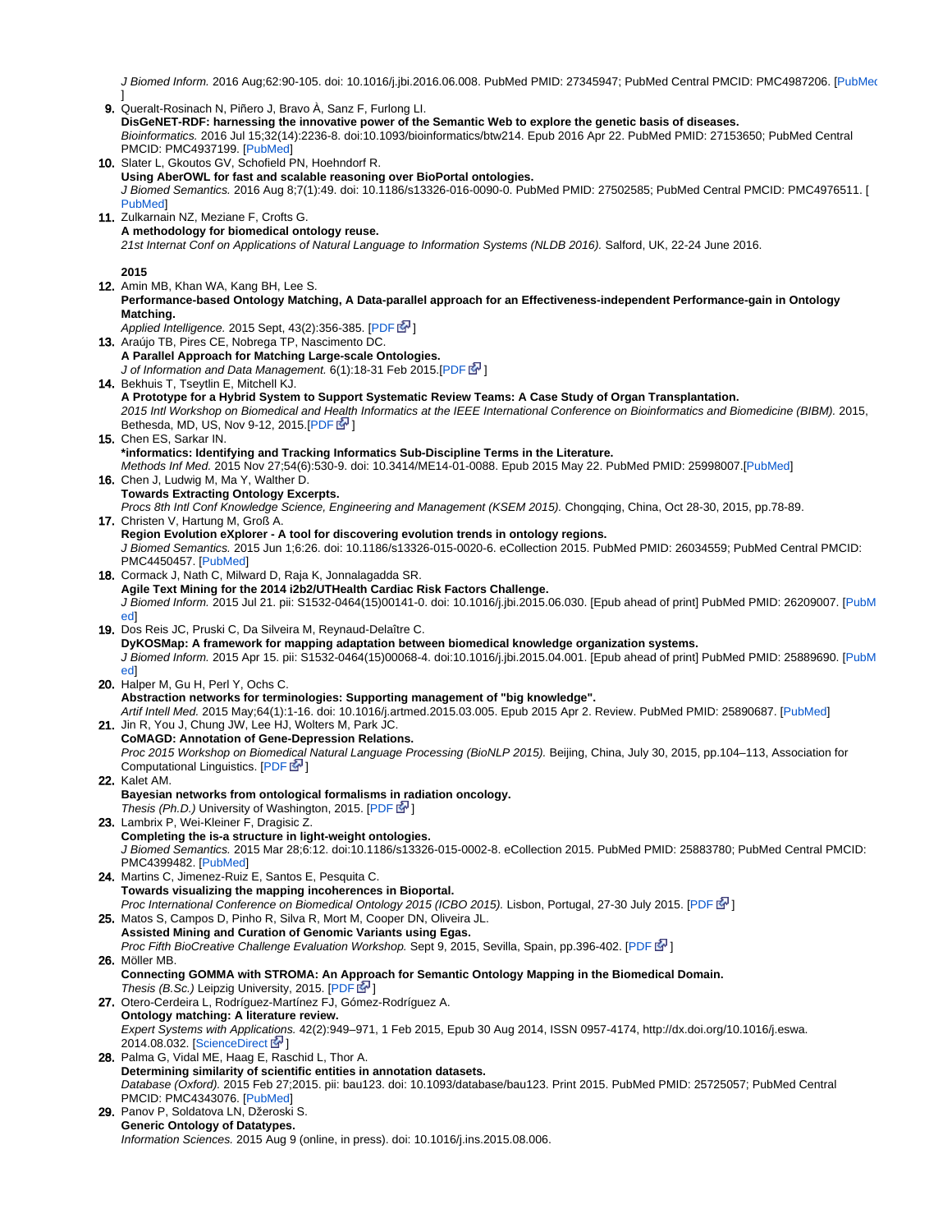*J Biomed Inform.* 2016 Aug;62:90-105. doi: 10.1016/j.jbi.2016.06.008. PubMed PMID: 27345947; PubMed Central PMCID: PMC4987206. [PubMed]

9. Queralt-Rosinach N, Piñero J, Bravo À, Sanz F, Furlong LI.
   **DisGeNET-RDF: harnessing the innovative power of the Semantic Web to explore the genetic basis of diseases.**
   *Bioinformatics.* 2016 Jul 15;32(14):2236-8. doi:10.1093/bioinformatics/btw214. Epub 2016 Apr 22. PubMed PMID: 27153650; PubMed Central PMCID: PMC4937199. [PubMed]
10. Slater L, Gkoutos GV, Schofield PN, Hoehndorf R.
    **Using AberOWL for fast and scalable reasoning over BioPortal ontologies.**
    *J Biomed Semantics.* 2016 Aug 8;7(1):49. doi: 10.1186/s13326-016-0090-0. PubMed PMID: 27502585; PubMed Central PMCID: PMC4976511. [PubMed]
11. Zulkarnain NZ, Meziane F, Crofts G.
    **A methodology for biomedical ontology reuse.**
    *21st Internat Conf on Applications of Natural Language to Information Systems (NLDB 2016).* Salford, UK, 22-24 June 2016.

**2015**

12. Amin MB, Khan WA, Kang BH, Lee S.
    **Performance-based Ontology Matching, A Data-parallel approach for an Effectiveness-independent Performance-gain in Ontology Matching.**
    *Applied Intelligence.* 2015 Sept, 43(2):356-385. [PDF]
13. Araújo TB, Pires CE, Nobrega TP, Nascimento DC.
    **A Parallel Approach for Matching Large-scale Ontologies.**
    *J of Information and Data Management.* 6(1):18-31 Feb 2015.[PDF]
14. Bekhuis T, Tseytlin E, Mitchell KJ.
    **A Prototype for a Hybrid System to Support Systematic Review Teams: A Case Study of Organ Transplantation.**
    *2015 Intl Workshop on Biomedical and Health Informatics at the IEEE International Conference on Bioinformatics and Biomedicine (BIBM).* 2015, Bethesda, MD, US, Nov 9-12, 2015.[PDF]
15. Chen ES, Sarkar IN.
    **\*informatics: Identifying and Tracking Informatics Sub-Discipline Terms in the Literature.**
    *Methods Inf Med.* 2015 Nov 27;54(6):530-9. doi: 10.3414/ME14-01-0088. Epub 2015 May 22. PubMed PMID: 25998007.[PubMed]
16. Chen J, Ludwig M, Ma Y, Walther D.
    **Towards Extracting Ontology Excerpts.**
    *Procs 8th Intl Conf Knowledge Science, Engineering and Management (KSEM 2015).* Chongqing, China, Oct 28-30, 2015, pp.78-89.
17. Christen V, Hartung M, Groß A.
    **Region Evolution eXplorer - A tool for discovering evolution trends in ontology regions.**
    *J Biomed Semantics.* 2015 Jun 1;6:26. doi: 10.1186/s13326-015-0020-6. eCollection 2015. PubMed PMID: 26034559; PubMed Central PMCID: PMC4450457. [PubMed]
18. Cormack J, Nath C, Milward D, Raja K, Jonnalagadda SR.
    **Agile Text Mining for the 2014 i2b2/UTHealth Cardiac Risk Factors Challenge.**
    *J Biomed Inform.* 2015 Jul 21. pii: S1532-0464(15)00141-0. doi: 10.1016/j.jbi.2015.06.030. [Epub ahead of print] PubMed PMID: 26209007. [PubMed]
19. Dos Reis JC, Pruski C, Da Silveira M, Reynaud-Delaître C.
    **DyKOSMap: A framework for mapping adaptation between biomedical knowledge organization systems.**
    *J Biomed Inform.* 2015 Apr 15. pii: S1532-0464(15)00068-4. doi:10.1016/j.jbi.2015.04.001. [Epub ahead of print] PubMed PMID: 25889690. [PubMed]
20. Halper M, Gu H, Perl Y, Ochs C.
    **Abstraction networks for terminologies: Supporting management of "big knowledge".**
    *Artif Intell Med.* 2015 May;64(1):1-16. doi: 10.1016/j.artmed.2015.03.005. Epub 2015 Apr 2. Review. PubMed PMID: 25890687. [PubMed]
21. Jin R, You J, Chung JW, Lee HJ, Wolters M, Park JC.
    **CoMAGD: Annotation of Gene-Depression Relations.**
    *Proc 2015 Workshop on Biomedical Natural Language Processing (BioNLP 2015).* Beijing, China, July 30, 2015, pp.104–113, Association for Computational Linguistics. [PDF]
22. Kalet AM.
    **Bayesian networks from ontological formalisms in radiation oncology.**
    *Thesis (Ph.D.)* University of Washington, 2015. [PDF]
23. Lambrix P, Wei-Kleiner F, Dragisic Z.
    **Completing the is-a structure in light-weight ontologies.**
    *J Biomed Semantics.* 2015 Mar 28;6:12. doi:10.1186/s13326-015-0002-8. eCollection 2015. PubMed PMID: 25883780; PubMed Central PMCID: PMC4399482. [PubMed]
24. Martins C, Jimenez-Ruiz E, Santos E, Pesquita C.
    **Towards visualizing the mapping incoherences in Bioportal.**
    *Proc International Conference on Biomedical Ontology 2015 (ICBO 2015).* Lisbon, Portugal, 27-30 July 2015. [PDF]
25. Matos S, Campos D, Pinho R, Silva R, Mort M, Cooper DN, Oliveira JL.
    **Assisted Mining and Curation of Genomic Variants using Egas.**
    *Proc Fifth BioCreative Challenge Evaluation Workshop.* Sept 9, 2015, Sevilla, Spain, pp.396-402. [PDF]
26. Möller MB.
    **Connecting GOMMA with STROMA: An Approach for Semantic Ontology Mapping in the Biomedical Domain.**
    *Thesis (B.Sc.)* Leipzig University, 2015. [PDF]
27. Otero-Cerdeira L, Rodríguez-Martínez FJ, Gómez-Rodríguez A.
    **Ontology matching: A literature review.**
    *Expert Systems with Applications.* 42(2):949–971, 1 Feb 2015, Epub 30 Aug 2014, ISSN 0957-4174, http://dx.doi.org/10.1016/j.eswa.2014.08.032. [ScienceDirect]
28. Palma G, Vidal ME, Haag E, Raschid L, Thor A.
    **Determining similarity of scientific entities in annotation datasets.**
    *Database (Oxford).* 2015 Feb 27;2015. pii: bau123. doi: 10.1093/database/bau123. Print 2015. PubMed PMID: 25725057; PubMed Central PMCID: PMC4343076. [PubMed]
29. Panov P, Soldatova LN, Džeroski S.
    **Generic Ontology of Datatypes.**
    *Information Sciences.* 2015 Aug 9 (online, in press). doi: 10.1016/j.ins.2015.08.006.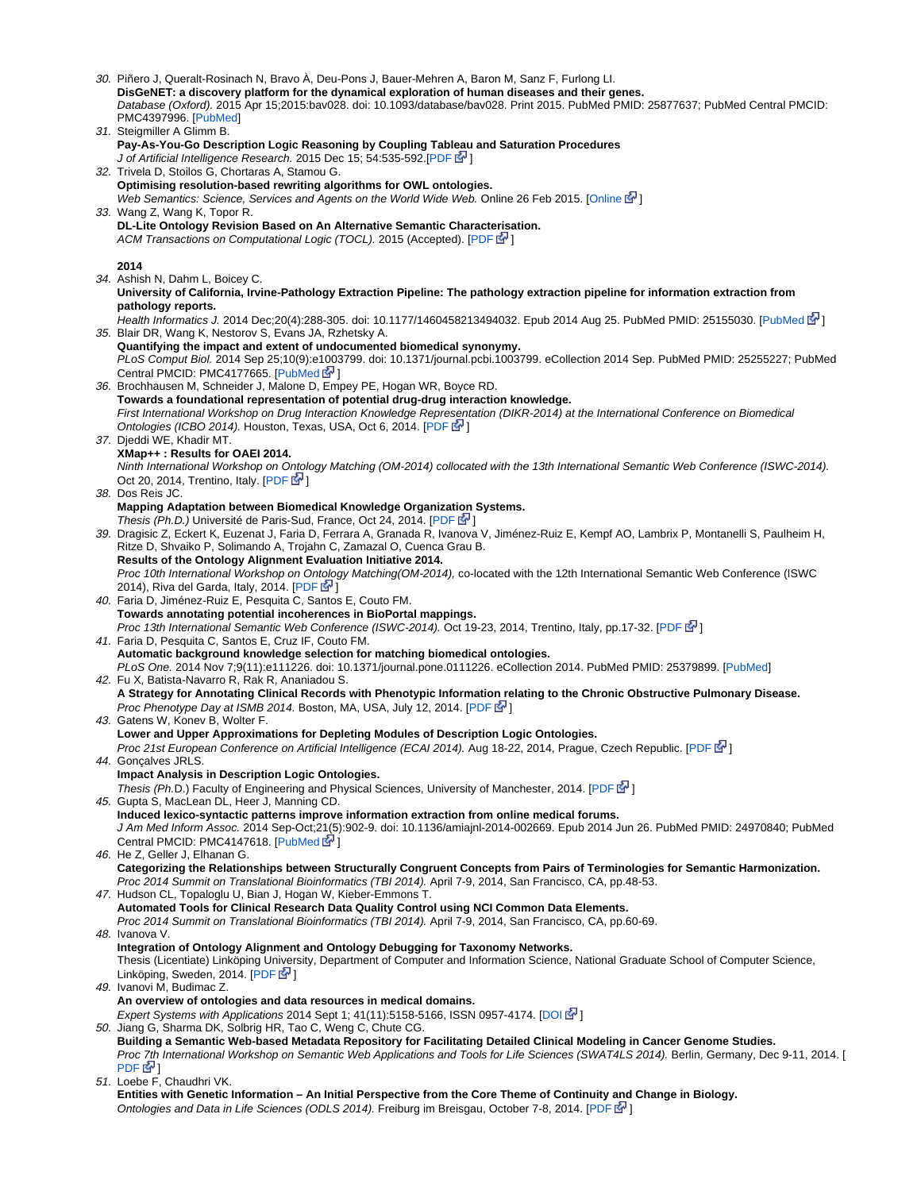30. Piñero J, Queralt-Rosinach N, Bravo À, Deu-Pons J, Bauer-Mehren A, Baron M, Sanz F, Furlong LI.
**DisGeNET: a discovery platform for the dynamical exploration of human diseases and their genes.**
*Database (Oxford).* 2015 Apr 15;2015:bav028. doi: 10.1093/database/bav028. Print 2015. PubMed PMID: 25877637; PubMed Central PMCID: PMC4397996. [PubMed]
31. Steigmiller A Glimm B.
**Pay-As-You-Go Description Logic Reasoning by Coupling Tableau and Saturation Procedures**
*J of Artificial Intelligence Research.* 2015 Dec 15; 54:535-592.[PDF ]
32. Trivela D, Stoilos G, Chortaras A, Stamou G.
**Optimising resolution-based rewriting algorithms for OWL ontologies.**
*Web Semantics: Science, Services and Agents on the World Wide Web.* Online 26 Feb 2015. [Online ]
33. Wang Z, Wang K, Topor R.
**DL-Lite Ontology Revision Based on An Alternative Semantic Characterisation.**
*ACM Transactions on Computational Logic (TOCL).* 2015 (Accepted). [PDF ]

**2014**

34. Ashish N, Dahm L, Boicey C.
**University of California, Irvine-Pathology Extraction Pipeline: The pathology extraction pipeline for information extraction from pathology reports.**
*Health Informatics J.* 2014 Dec;20(4):288-305. doi: 10.1177/1460458213494032. Epub 2014 Aug 25. PubMed PMID: 25155030. [PubMed ]
35. Blair DR, Wang K, Nestorov S, Evans JA, Rzhetsky A.
**Quantifying the impact and extent of undocumented biomedical synonymy.**
*PLoS Comput Biol.* 2014 Sep 25;10(9):e1003799. doi: 10.1371/journal.pcbi.1003799. eCollection 2014 Sep. PubMed PMID: 25255227; PubMed Central PMCID: PMC4177665. [PubMed ]
36. Brochhausen M, Schneider J, Malone D, Empey PE, Hogan WR, Boyce RD.
**Towards a foundational representation of potential drug-drug interaction knowledge.**
*First International Workshop on Drug Interaction Knowledge Representation (DIKR-2014) at the International Conference on Biomedical Ontologies (ICBO 2014).* Houston, Texas, USA, Oct 6, 2014. [PDF ]
37. Djeddi WE, Khadir MT.
**XMap++ : Results for OAEI 2014.**
*Ninth International Workshop on Ontology Matching (OM-2014) collocated with the 13th International Semantic Web Conference (ISWC-2014).* Oct 20, 2014, Trentino, Italy. [PDF ]
38. Dos Reis JC.
**Mapping Adaptation between Biomedical Knowledge Organization Systems.**
*Thesis (Ph.D.)* Université de Paris-Sud, France, Oct 24, 2014. [PDF ]
39. Dragisic Z, Eckert K, Euzenat J, Faria D, Ferrara A, Granada R, Ivanova V, Jiménez-Ruiz E, Kempf AO, Lambrix P, Montanelli S, Paulheim H, Ritze D, Shvaiko P, Solimando A, Trojahn C, Zamazal O, Cuenca Grau B.
**Results of the Ontology Alignment Evaluation Initiative 2014.**
*Proc 10th International Workshop on Ontology Matching(OM-2014),* co-located with the 12th International Semantic Web Conference (ISWC 2014), Riva del Garda, Italy, 2014. [PDF ]
40. Faria D, Jiménez-Ruiz E, Pesquita C, Santos E, Couto FM.
**Towards annotating potential incoherences in BioPortal mappings.**
*Proc 13th International Semantic Web Conference (ISWC-2014).* Oct 19-23, 2014, Trentino, Italy, pp.17-32. [PDF ]
41. Faria D, Pesquita C, Santos E, Cruz IF, Couto FM.
**Automatic background knowledge selection for matching biomedical ontologies.**
*PLoS One.* 2014 Nov 7;9(11):e111226. doi: 10.1371/journal.pone.0111226. eCollection 2014. PubMed PMID: 25379899. [PubMed]
42. Fu X, Batista-Navarro R, Rak R, Ananiadou S.
**A Strategy for Annotating Clinical Records with Phenotypic Information relating to the Chronic Obstructive Pulmonary Disease.**
*Proc Phenotype Day at ISMB 2014.* Boston, MA, USA, July 12, 2014. [PDF ]
43. Gatens W, Konev B, Wolter F.
**Lower and Upper Approximations for Depleting Modules of Description Logic Ontologies.**
*Proc 21st European Conference on Artificial Intelligence (ECAI 2014).* Aug 18-22, 2014, Prague, Czech Republic. [PDF ]
44. Gonçalves JRLS.
**Impact Analysis in Description Logic Ontologies.**
*Thesis (Ph.*D.) Faculty of Engineering and Physical Sciences, University of Manchester, 2014. [PDF ]
45. Gupta S, MacLean DL, Heer J, Manning CD.
**Induced lexico-syntactic patterns improve information extraction from online medical forums.**
*J Am Med Inform Assoc.* 2014 Sep-Oct;21(5):902-9. doi: 10.1136/amiajnl-2014-002669. Epub 2014 Jun 26. PubMed PMID: 24970840; PubMed Central PMCID: PMC4147618. [PubMed ]
46. He Z, Geller J, Elhanan G.
**Categorizing the Relationships between Structurally Congruent Concepts from Pairs of Terminologies for Semantic Harmonization.**
*Proc 2014 Summit on Translational Bioinformatics (TBI 2014).* April 7-9, 2014, San Francisco, CA, pp.48-53.
47. Hudson CL, Topaloglu U, Bian J, Hogan W, Kieber-Emmons T.
**Automated Tools for Clinical Research Data Quality Control using NCI Common Data Elements.**
*Proc 2014 Summit on Translational Bioinformatics (TBI 2014).* April 7-9, 2014, San Francisco, CA, pp.60-69.
48. Ivanova V.
**Integration of Ontology Alignment and Ontology Debugging for Taxonomy Networks.**
Thesis (Licentiate) Linköping University, Department of Computer and Information Science, National Graduate School of Computer Science, Linköping, Sweden, 2014. [PDF ]
49. Ivanovi M, Budimac Z.
**An overview of ontologies and data resources in medical domains.**
*Expert Systems with Applications* 2014 Sept 1; 41(11):5158-5166, ISSN 0957-4174. [DOI ]
50. Jiang G, Sharma DK, Solbrig HR, Tao C, Weng C, Chute CG.
**Building a Semantic Web-based Metadata Repository for Facilitating Detailed Clinical Modeling in Cancer Genome Studies.**
*Proc 7th International Workshop on Semantic Web Applications and Tools for Life Sciences (SWAT4LS 2014).* Berlin, Germany, Dec 9-11, 2014. [ PDF ]
51. Loebe F, Chaudhri VK.
**Entities with Genetic Information – An Initial Perspective from the Core Theme of Continuity and Change in Biology.**
*Ontologies and Data in Life Sciences (ODLS 2014).* Freiburg im Breisgau, October 7-8, 2014. [PDF ]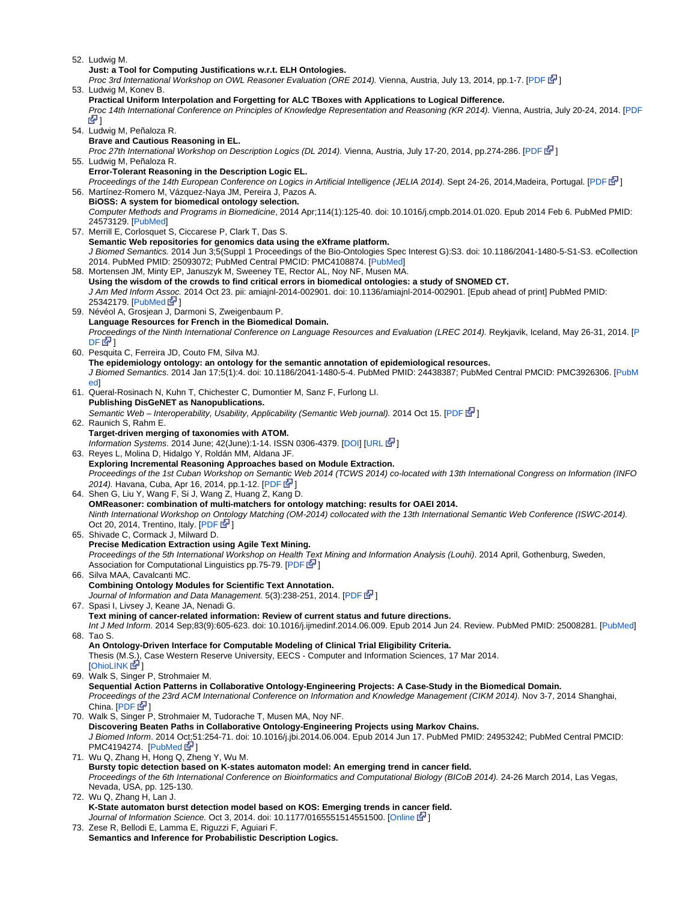52. Ludwig M.
    **Just: a Tool for Computing Justifications w.r.t. ELH Ontologies.**
    *Proc 3rd International Workshop on OWL Reasoner Evaluation (ORE 2014).* Vienna, Austria, July 13, 2014, pp.1-7. [PDF]
53. Ludwig M, Konev B.
    **Practical Uniform Interpolation and Forgetting for ALC TBoxes with Applications to Logical Difference.**
    *Proc 14th International Conference on Principles of Knowledge Representation and Reasoning (KR 2014).* Vienna, Austria, July 20-24, 2014. [PDF]
54. Ludwig M, Peñaloza R.
    **Brave and Cautious Reasoning in EL.**
    *Proc 27th International Workshop on Description Logics (DL 2014).* Vienna, Austria, July 17-20, 2014, pp.274-286. [PDF]
55. Ludwig M, Peñaloza R.
    **Error-Tolerant Reasoning in the Description Logic EL.**
    *Proceedings of the 14th European Conference on Logics in Artificial Intelligence (JELIA 2014).* Sept 24-26, 2014,Madeira, Portugal. [PDF]
56. Martínez-Romero M, Vázquez-Naya JM, Pereira J, Pazos A.
    **BiOSS: A system for biomedical ontology selection.**
    *Computer Methods and Programs in Biomedicine*, 2014 Apr;114(1):125-40. doi: 10.1016/j.cmpb.2014.01.020. Epub 2014 Feb 6. PubMed PMID: 24573129. [PubMed]
57. Merrill E, Corlosquet S, Ciccarese P, Clark T, Das S.
    **Semantic Web repositories for genomics data using the eXframe platform.**
    *J Biomed Semantics.* 2014 Jun 3;5(Suppl 1 Proceedings of the Bio-Ontologies Spec Interest G):S3. doi: 10.1186/2041-1480-5-S1-S3. eCollection 2014. PubMed PMID: 25093072; PubMed Central PMCID: PMC4108874. [PubMed]
58. Mortensen JM, Minty EP, Januszyk M, Sweeney TE, Rector AL, Noy NF, Musen MA.
    **Using the wisdom of the crowds to find critical errors in biomedical ontologies: a study of SNOMED CT.**
    *J Am Med Inform Assoc.* 2014 Oct 23. pii: amiajnl-2014-002901. doi: 10.1136/amiajnl-2014-002901. [Epub ahead of print] PubMed PMID: 25342179. [PubMed]
59. Névéol A, Grosjean J, Darmoni S, Zweigenbaum P.
    **Language Resources for French in the Biomedical Domain.**
    *Proceedings of the Ninth International Conference on Language Resources and Evaluation (LREC 2014).* Reykjavik, Iceland, May 26-31, 2014. [PDF]
60. Pesquita C, Ferreira JD, Couto FM, Silva MJ.
    **The epidemiology ontology: an ontology for the semantic annotation of epidemiological resources.**
    *J Biomed Semantics*. 2014 Jan 17;5(1):4. doi: 10.1186/2041-1480-5-4. PubMed PMID: 24438387; PubMed Central PMCID: PMC3926306. [PubMed]
61. Queral-Rosinach N, Kuhn T, Chichester C, Dumontier M, Sanz F, Furlong LI.
    **Publishing DisGeNET as Nanopublications.**
    *Semantic Web – Interoperability, Usability, Applicability (Semantic Web journal).* 2014 Oct 15. [PDF]
62. Raunich S, Rahm E.
    **Target-driven merging of taxonomies with ATOM.**
    *Information Systems*. 2014 June; 42(June):1-14. ISSN 0306-4379. [DOI] [URL]
63. Reyes L, Molina D, Hidalgo Y, Roldán MM, Aldana JF.
    **Exploring Incremental Reasoning Approaches based on Module Extraction.**
    *Proceedings of the 1st Cuban Workshop on Semantic Web 2014 (TCWS 2014) co-located with 13th International Congress on Information (INFO 2014).* Havana, Cuba, Apr 16, 2014, pp.1-12. [PDF]
64. Shen G, Liu Y, Wang F, Si J, Wang Z, Huang Z, Kang D.
    **OMReasoner: combination of multi-matchers for ontology matching: results for OAEI 2014.**
    *Ninth International Workshop on Ontology Matching (OM-2014) collocated with the 13th International Semantic Web Conference (ISWC-2014).* Oct 20, 2014, Trentino, Italy. [PDF]
65. Shivade C, Cormack J, Milward D.
    **Precise Medication Extraction using Agile Text Mining.**
    *Proceedings of the 5th International Workshop on Health Text Mining and Information Analysis (Louhi)*. 2014 April, Gothenburg, Sweden, Association for Computational Linguistics pp.75-79. [PDF]
66. Silva MAA, Cavalcanti MC.
    **Combining Ontology Modules for Scientific Text Annotation.**
    *Journal of Information and Data Management.* 5(3):238-251, 2014. [PDF]
67. Spasi I, Livsey J, Keane JA, Nenadi G.
    **Text mining of cancer-related information: Review of current status and future directions.**
    *Int J Med Inform*. 2014 Sep;83(9):605-623. doi: 10.1016/j.ijmedinf.2014.06.009. Epub 2014 Jun 24. Review. PubMed PMID: 25008281. [PubMed]
68. Tao S.
    **An Ontology-Driven Interface for Computable Modeling of Clinical Trial Eligibility Criteria.**
    Thesis (M.S.), Case Western Reserve University, EECS - Computer and Information Sciences, 17 Mar 2014. [OhioLINK]
69. Walk S, Singer P, Strohmaier M.
    **Sequential Action Patterns in Collaborative Ontology-Engineering Projects: A Case-Study in the Biomedical Domain.**
    *Proceedings of the 23rd ACM International Conference on Information and Knowledge Management (CIKM 2014).* Nov 3-7, 2014 Shanghai, China. [PDF]
70. Walk S, Singer P, Strohmaier M, Tudorache T, Musen MA, Noy NF.
    **Discovering Beaten Paths in Collaborative Ontology-Engineering Projects using Markov Chains.**
    *J Biomed Inform*. 2014 Oct;51:254-71. doi: 10.1016/j.jbi.2014.06.004. Epub 2014 Jun 17. PubMed PMID: 24953242; PubMed Central PMCID: PMC4194274. [PubMed]
71. Wu Q, Zhang H, Hong Q, Zheng Y, Wu M.
    **Bursty topic detection based on K-states automaton model: An emerging trend in cancer field.**
    *Proceedings of the 6th International Conference on Bioinformatics and Computational Biology (BICoB 2014).* 24-26 March 2014, Las Vegas, Nevada, USA, pp. 125-130.
72. Wu Q, Zhang H, Lan J.
    **K-State automaton burst detection model based on KOS: Emerging trends in cancer field.**
    *Journal of Information Science.* Oct 3, 2014. doi: 10.1177/0165551514551500. [Online]
73. Zese R, Bellodi E, Lamma E, Riguzzi F, Aguiari F.
    **Semantics and Inference for Probabilistic Description Logics.**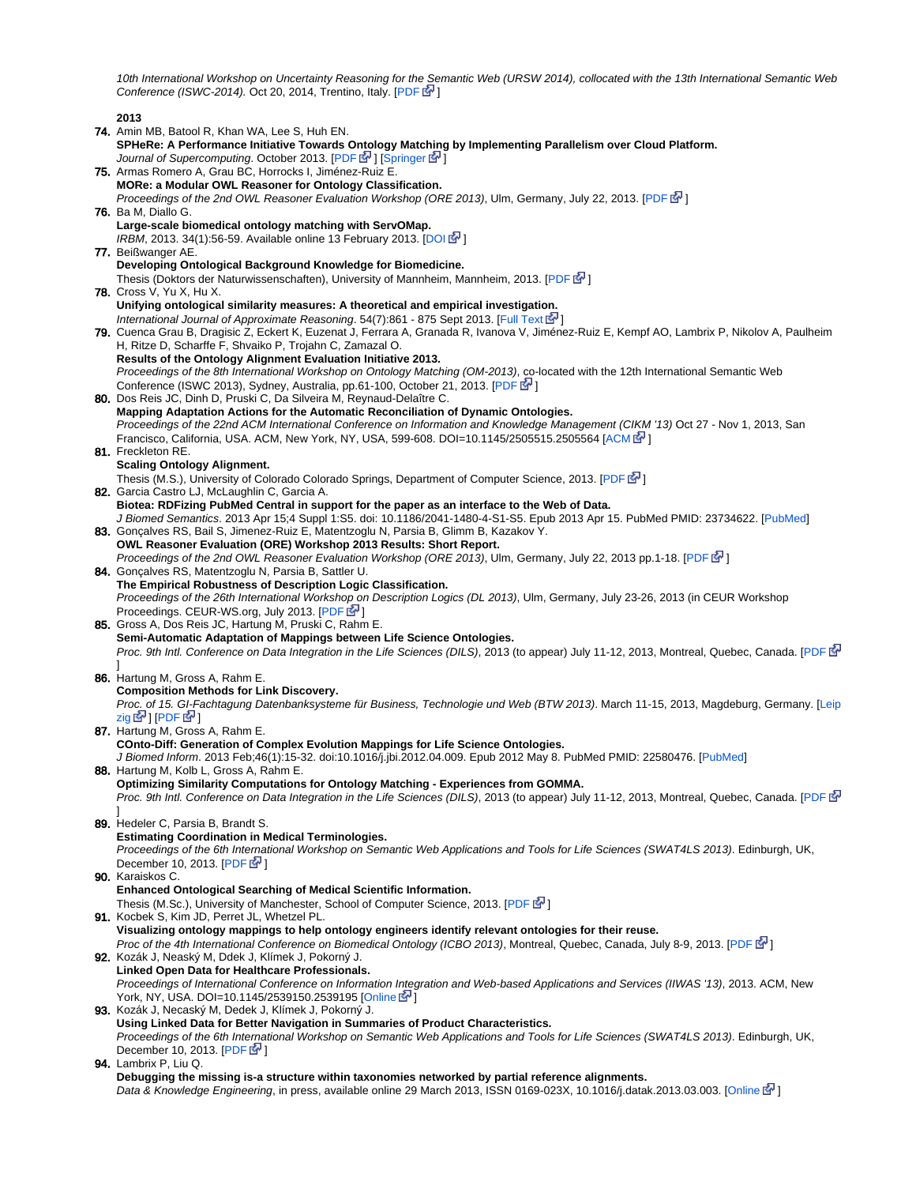*10th International Workshop on Uncertainty Reasoning for the Semantic Web (URSW 2014), collocated with the 13th International Semantic Web Conference (ISWC-2014).* Oct 20, 2014, Trentino, Italy. [PDF]

**2013**

74. Amin MB, Batool R, Khan WA, Lee S, Huh EN.
    **SPHeRe: A Performance Initiative Towards Ontology Matching by Implementing Parallelism over Cloud Platform.**
    *Journal of Supercomputing*. October 2013. [PDF] [Springer]
75. Armas Romero A, Grau BC, Horrocks I, Jiménez-Ruiz E.
    **MORe: a Modular OWL Reasoner for Ontology Classification.**
    *Proceedings of the 2nd OWL Reasoner Evaluation Workshop (ORE 2013)*, Ulm, Germany, July 22, 2013. [PDF]
76. Ba M, Diallo G.
    **Large-scale biomedical ontology matching with ServOMap.**
    *IRBM*, 2013. 34(1):56-59. Available online 13 February 2013. [DOI]
77. Beißwanger AE.
    **Developing Ontological Background Knowledge for Biomedicine.**
    Thesis (Doktors der Naturwissenschaften), University of Mannheim, Mannheim, 2013. [PDF]
78. Cross V, Yu X, Hu X.
    **Unifying ontological similarity measures: A theoretical and empirical investigation.**
    *International Journal of Approximate Reasoning*. 54(7):861 - 875 Sept 2013. [Full Text]
79. Cuenca Grau B, Dragisic Z, Eckert K, Euzenat J, Ferrara A, Granada R, Ivanova V, Jiménez-Ruiz E, Kempf AO, Lambrix P, Nikolov A, Paulheim H, Ritze D, Scharffe F, Shvaiko P, Trojahn C, Zamazal O.
    **Results of the Ontology Alignment Evaluation Initiative 2013.**
    *Proceedings of the 8th International Workshop on Ontology Matching (OM-2013)*, co-located with the 12th International Semantic Web Conference (ISWC 2013), Sydney, Australia, pp.61-100, October 21, 2013. [PDF]
80. Dos Reis JC, Dinh D, Pruski C, Da Silveira M, Reynaud-Delaître C.
    **Mapping Adaptation Actions for the Automatic Reconciliation of Dynamic Ontologies.**
    *Proceedings of the 22nd ACM International Conference on Information and Knowledge Management (CIKM '13)* Oct 27 - Nov 1, 2013, San Francisco, California, USA. ACM, New York, NY, USA, 599-608. DOI=10.1145/2505515.2505564 [ACM]
81. Freckleton RE.
    **Scaling Ontology Alignment.**
    Thesis (M.S.), University of Colorado Colorado Springs, Department of Computer Science, 2013. [PDF]
82. Garcia Castro LJ, McLaughlin C, Garcia A.
    **Biotea: RDFizing PubMed Central in support for the paper as an interface to the Web of Data.**
    *J Biomed Semantics*. 2013 Apr 15;4 Suppl 1:S5. doi: 10.1186/2041-1480-4-S1-S5. Epub 2013 Apr 15. PubMed PMID: 23734622. [PubMed]
83. Gonçalves RS, Bail S, Jimenez-Ruiz E, Matentzoglu N, Parsia B, Glimm B, Kazakov Y.
    **OWL Reasoner Evaluation (ORE) Workshop 2013 Results: Short Report.**
    *Proceedings of the 2nd OWL Reasoner Evaluation Workshop (ORE 2013)*, Ulm, Germany, July 22, 2013 pp.1-18. [PDF]
84. Gonçalves RS, Matentzoglu N, Parsia B, Sattler U.
    **The Empirical Robustness of Description Logic Classification.**
    *Proceedings of the 26th International Workshop on Description Logics (DL 2013)*, Ulm, Germany, July 23-26, 2013 (in CEUR Workshop Proceedings. CEUR-WS.org, July 2013. [PDF]
85. Gross A, Dos Reis JC, Hartung M, Pruski C, Rahm E.
    **Semi-Automatic Adaptation of Mappings between Life Science Ontologies.**
    *Proc. 9th Intl. Conference on Data Integration in the Life Sciences (DILS)*, 2013 (to appear) July 11-12, 2013, Montreal, Quebec, Canada. [PDF]
86. Hartung M, Gross A, Rahm E.
    **Composition Methods for Link Discovery.**
    *Proc. of 15. GI-Fachtagung Datenbanksysteme für Business, Technologie und Web (BTW 2013)*. March 11-15, 2013, Magdeburg, Germany. [Leipzig] [PDF]
87. Hartung M, Gross A, Rahm E.
    **COnto-Diff: Generation of Complex Evolution Mappings for Life Science Ontologies.**
    *J Biomed Inform*. 2013 Feb;46(1):15-32. doi:10.1016/j.jbi.2012.04.009. Epub 2012 May 8. PubMed PMID: 22580476. [PubMed]
88. Hartung M, Kolb L, Gross A, Rahm E.
    **Optimizing Similarity Computations for Ontology Matching - Experiences from GOMMA.**
    *Proc. 9th Intl. Conference on Data Integration in the Life Sciences (DILS)*, 2013 (to appear) July 11-12, 2013, Montreal, Quebec, Canada. [PDF]
89. Hedeler C, Parsia B, Brandt S.
    **Estimating Coordination in Medical Terminologies.**
    *Proceedings of the 6th International Workshop on Semantic Web Applications and Tools for Life Sciences (SWAT4LS 2013)*. Edinburgh, UK, December 10, 2013. [PDF]
90. Karaiskos C.
    **Enhanced Ontological Searching of Medical Scientific Information.**
    Thesis (M.Sc.), University of Manchester, School of Computer Science, 2013. [PDF]
91. Kocbek S, Kim JD, Perret JL, Whetzel PL.
    **Visualizing ontology mappings to help ontology engineers identify relevant ontologies for their reuse.**
    *Proc of the 4th International Conference on Biomedical Ontology (ICBO 2013)*, Montreal, Quebec, Canada, July 8-9, 2013. [PDF]
92. Kozák J, Neaský M, Ddek J, Klímek J, Pokorný J.
    **Linked Open Data for Healthcare Professionals.**
    *Proceedings of International Conference on Information Integration and Web-based Applications and Services (IIWAS '13)*, 2013. ACM, New York, NY, USA. DOI=10.1145/2539150.2539195 [Online]
93. Kozák J, Necaský M, Dedek J, Klímek J, Pokorný J.
    **Using Linked Data for Better Navigation in Summaries of Product Characteristics.**
    *Proceedings of the 6th International Workshop on Semantic Web Applications and Tools for Life Sciences (SWAT4LS 2013)*. Edinburgh, UK, December 10, 2013. [PDF]
94. Lambrix P, Liu Q.
    **Debugging the missing is-a structure within taxonomies networked by partial reference alignments.**
    *Data & Knowledge Engineering*, in press, available online 29 March 2013, ISSN 0169-023X, 10.1016/j.datak.2013.03.003. [Online]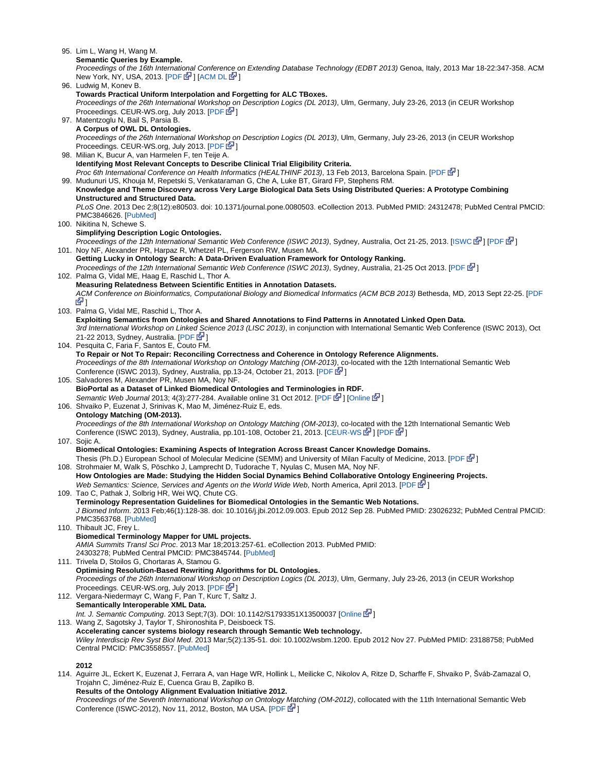95. Lim L, Wang H, Wang M.
    **Semantic Queries by Example.**
    *Proceedings of the 16th International Conference on Extending Database Technology (EDBT 2013)* Genoa, Italy, 2013 Mar 18-22:347-358. ACM New York, NY, USA, 2013. [PDF] [ACM DL]
96. Ludwig M, Konev B.
    **Towards Practical Uniform Interpolation and Forgetting for ALC TBoxes.**
    *Proceedings of the 26th International Workshop on Description Logics (DL 2013)*, Ulm, Germany, July 23-26, 2013 (in CEUR Workshop Proceedings. CEUR-WS.org, July 2013. [PDF]
97. Matentzoglu N, Bail S, Parsia B.
    **A Corpus of OWL DL Ontologies.**
    *Proceedings of the 26th International Workshop on Description Logics (DL 2013)*, Ulm, Germany, July 23-26, 2013 (in CEUR Workshop Proceedings. CEUR-WS.org, July 2013. [PDF]
98. Milian K, Bucur A, van Harmelen F, ten Teije A.
    **Identifying Most Relevant Concepts to Describe Clinical Trial Eligibility Criteria.**
    *Proc 6th International Conference on Health Informatics (HEALTHINF 2013)*, 13 Feb 2013, Barcelona Spain. [PDF]
99. Mudunuri US, Khouja M, Repetski S, Venkataraman G, Che A, Luke BT, Girard FP, Stephens RM.
    **Knowledge and Theme Discovery across Very Large Biological Data Sets Using Distributed Queries: A Prototype Combining Unstructured and Structured Data.**
    *PLoS One*. 2013 Dec 2;8(12):e80503. doi: 10.1371/journal.pone.0080503. eCollection 2013. PubMed PMID: 24312478; PubMed Central PMCID: PMC3846626. [PubMed]
100. Nikitina N, Schewe S.
    **Simplifying Description Logic Ontologies.**
    *Proceedings of the 12th International Semantic Web Conference (ISWC 2013)*, Sydney, Australia, Oct 21-25, 2013. [ISWC] [PDF]
101. Noy NF, Alexander PR, Harpaz R, Whetzel PL, Fergerson RW, Musen MA.
    **Getting Lucky in Ontology Search: A Data-Driven Evaluation Framework for Ontology Ranking.**
    *Proceedings of the 12th International Semantic Web Conference (ISWC 2013)*, Sydney, Australia, 21-25 Oct 2013. [PDF]
102. Palma G, Vidal ME, Haag E, Raschid L, Thor A.
    **Measuring Relatedness Between Scientific Entities in Annotation Datasets.**
    *ACM Conference on Bioinformatics, Computational Biology and Biomedical Informatics (ACM BCB 2013)* Bethesda, MD, 2013 Sept 22-25. [PDF]
103. Palma G, Vidal ME, Raschid L, Thor A.
    **Exploiting Semantics from Ontologies and Shared Annotations to Find Patterns in Annotated Linked Open Data.**
    *3rd International Workshop on Linked Science 2013 (LISC 2013)*, in conjunction with International Semantic Web Conference (ISWC 2013), Oct 21-22 2013, Sydney, Australia. [PDF]
104. Pesquita C, Faria F, Santos E, Couto FM.
    **To Repair or Not To Repair: Reconciling Correctness and Coherence in Ontology Reference Alignments.**
    *Proceedings of the 8th International Workshop on Ontology Matching (OM-2013)*, co-located with the 12th International Semantic Web Conference (ISWC 2013), Sydney, Australia, pp.13-24, October 21, 2013. [PDF]
105. Salvadores M, Alexander PR, Musen MA, Noy NF.
    **BioPortal as a Dataset of Linked Biomedical Ontologies and Terminologies in RDF.**
    *Semantic Web Journal* 2013; 4(3):277-284. Available online 31 Oct 2012. [PDF] [Online]
106. Shvaiko P, Euzenat J, Srinivas K, Mao M, Jiménez-Ruiz E, eds.
    **Ontology Matching (OM-2013).**
    *Proceedings of the 8th International Workshop on Ontology Matching (OM-2013)*, co-located with the 12th International Semantic Web Conference (ISWC 2013), Sydney, Australia, pp.101-108, October 21, 2013. [CEUR-WS] [PDF]
107. Sojic A.
    **Biomedical Ontologies: Examining Aspects of Integration Across Breast Cancer Knowledge Domains.**
    Thesis (Ph.D.) European School of Molecular Medicine (SEMM) and University of Milan Faculty of Medicine, 2013. [PDF]
108. Strohmaier M, Walk S, Pöschko J, Lamprecht D, Tudorache T, Nyulas C, Musen MA, Noy NF.
    **How Ontologies are Made: Studying the Hidden Social Dynamics Behind Collaborative Ontology Engineering Projects.**
    *Web Semantics: Science, Services and Agents on the World Wide Web*, North America, April 2013. [PDF]
109. Tao C, Pathak J, Solbrig HR, Wei WQ, Chute CG.
    **Terminology Representation Guidelines for Biomedical Ontologies in the Semantic Web Notations.**
    *J Biomed Inform*. 2013 Feb;46(1):128-38. doi: 10.1016/j.jbi.2012.09.003. Epub 2012 Sep 28. PubMed PMID: 23026232; PubMed Central PMCID: PMC3563768. [PubMed]
110. Thibault JC, Frey L.
    **Biomedical Terminology Mapper for UML projects.**
    *AMIA Summits Transl Sci Proc*. 2013 Mar 18;2013:257-61. eCollection 2013. PubMed PMID: 24303278; PubMed Central PMCID: PMC3845744. [PubMed]
111. Trivela D, Stoilos G, Chortaras A, Stamou G.
    **Optimising Resolution-Based Rewriting Algorithms for DL Ontologies.**
    *Proceedings of the 26th International Workshop on Description Logics (DL 2013)*, Ulm, Germany, July 23-26, 2013 (in CEUR Workshop Proceedings. CEUR-WS.org, July 2013. [PDF]
112. Vergara-Niedermayr C, Wang F, Pan T, Kurc T, Saltz J.
    **Semantically Interoperable XML Data.**
    *Int. J. Semantic Computing*. 2013 Sept;7(3). DOI: 10.1142/S1793351X13500037 [Online]
113. Wang Z, Sagotsky J, Taylor T, Shironoshita P, Deisboeck TS.
    **Accelerating cancer systems biology research through Semantic Web technology.**
    *Wiley Interdiscip Rev Syst Biol Med*. 2013 Mar;5(2):135-51. doi: 10.1002/wsbm.1200. Epub 2012 Nov 27. PubMed PMID: 23188758; PubMed Central PMCID: PMC3558557. [PubMed]

**2012**

114. Aguirre JL, Eckert K, Euzenat J, Ferrara A, van Hage WR, Hollink L, Meilicke C, Nikolov A, Ritze D, Scharffe F, Shvaiko P, Šváb-Zamazal O, Trojahn C, Jiménez-Ruiz E, Cuenca Grau B, Zapilko B.
    **Results of the Ontology Alignment Evaluation Initiative 2012.**
    *Proceedings of the Seventh International Workshop on Ontology Matching (OM-2012)*, collocated with the 11th International Semantic Web Conference (ISWC-2012), Nov 11, 2012, Boston, MA USA. [PDF]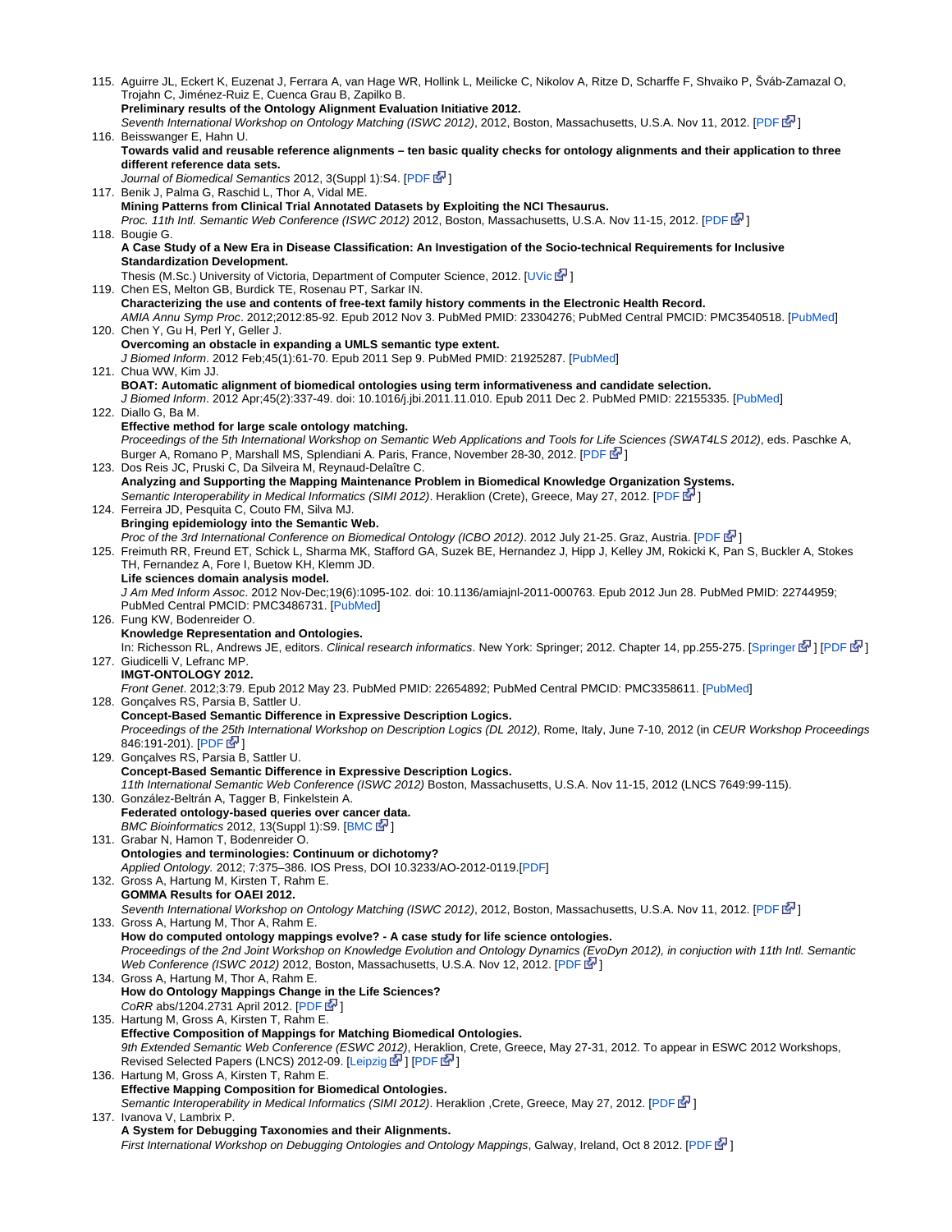115. Aguirre JL, Eckert K, Euzenat J, Ferrara A, van Hage WR, Hollink L, Meilicke C, Nikolov A, Ritze D, Scharffe F, Shvaiko P, Šváb-Zamazal O, Trojahn C, Jiménez-Ruiz E, Cuenca Grau B, Zapilko B.
**Preliminary results of the Ontology Alignment Evaluation Initiative 2012.**
*Seventh International Workshop on Ontology Matching (ISWC 2012)*, 2012, Boston, Massachusetts, U.S.A. Nov 11, 2012. [PDF]
116. Beisswanger E, Hahn U.
**Towards valid and reusable reference alignments – ten basic quality checks for ontology alignments and their application to three different reference data sets.**
*Journal of Biomedical Semantics* 2012, 3(Suppl 1):S4. [PDF]
117. Benik J, Palma G, Raschid L, Thor A, Vidal ME.
**Mining Patterns from Clinical Trial Annotated Datasets by Exploiting the NCI Thesaurus.**
*Proc. 11th Intl. Semantic Web Conference (ISWC 2012)* 2012, Boston, Massachusetts, U.S.A. Nov 11-15, 2012. [PDF]
118. Bougie G.
**A Case Study of a New Era in Disease Classification: An Investigation of the Socio-technical Requirements for Inclusive Standardization Development.**
Thesis (M.Sc.) University of Victoria, Department of Computer Science, 2012. [UVic]
119. Chen ES, Melton GB, Burdick TE, Rosenau PT, Sarkar IN.
**Characterizing the use and contents of free-text family history comments in the Electronic Health Record.**
*AMIA Annu Symp Proc*. 2012;2012:85-92. Epub 2012 Nov 3. PubMed PMID: 23304276; PubMed Central PMCID: PMC3540518. [PubMed]
120. Chen Y, Gu H, Perl Y, Geller J.
**Overcoming an obstacle in expanding a UMLS semantic type extent.**
*J Biomed Inform*. 2012 Feb;45(1):61-70. Epub 2011 Sep 9. PubMed PMID: 21925287. [PubMed]
121. Chua WW, Kim JJ.
**BOAT: Automatic alignment of biomedical ontologies using term informativeness and candidate selection.**
*J Biomed Inform*. 2012 Apr;45(2):337-49. doi: 10.1016/j.jbi.2011.11.010. Epub 2011 Dec 2. PubMed PMID: 22155335. [PubMed]
122. Diallo G, Ba M.
**Effective method for large scale ontology matching.**
*Proceedings of the 5th International Workshop on Semantic Web Applications and Tools for Life Sciences (SWAT4LS 2012)*, eds. Paschke A, Burger A, Romano P, Marshall MS, Splendiani A. Paris, France, November 28-30, 2012. [PDF]
123. Dos Reis JC, Pruski C, Da Silveira M, Reynaud-Delaître C.
**Analyzing and Supporting the Mapping Maintenance Problem in Biomedical Knowledge Organization Systems.**
*Semantic Interoperability in Medical Informatics (SIMI 2012)*. Heraklion (Crete), Greece, May 27, 2012. [PDF]
124. Ferreira JD, Pesquita C, Couto FM, Silva MJ.
**Bringing epidemiology into the Semantic Web.**
*Proc of the 3rd International Conference on Biomedical Ontology (ICBO 2012)*. 2012 July 21-25. Graz, Austria. [PDF]
125. Freimuth RR, Freund ET, Schick L, Sharma MK, Stafford GA, Suzek BE, Hernandez J, Hipp J, Kelley JM, Rokicki K, Pan S, Buckler A, Stokes TH, Fernandez A, Fore I, Buetow KH, Klemm JD.
**Life sciences domain analysis model.**
*J Am Med Inform Assoc*. 2012 Nov-Dec;19(6):1095-102. doi: 10.1136/amiajnl-2011-000763. Epub 2012 Jun 28. PubMed PMID: 22744959; PubMed Central PMCID: PMC3486731. [PubMed]
126. Fung KW, Bodenreider O.
**Knowledge Representation and Ontologies.**
In: Richesson RL, Andrews JE, editors. *Clinical research informatics*. New York: Springer; 2012. Chapter 14, pp.255-275. [Springer] [PDF]
127. Giudicelli V, Lefranc MP.
**IMGT-ONTOLOGY 2012.**
*Front Genet*. 2012;3:79. Epub 2012 May 23. PubMed PMID: 22654892; PubMed Central PMCID: PMC3358611. [PubMed]
128. Gonçalves RS, Parsia B, Sattler U.
**Concept-Based Semantic Difference in Expressive Description Logics.**
*Proceedings of the 25th International Workshop on Description Logics (DL 2012)*, Rome, Italy, June 7-10, 2012 (in *CEUR Workshop Proceedings* 846:191-201). [PDF]
129. Gonçalves RS, Parsia B, Sattler U.
**Concept-Based Semantic Difference in Expressive Description Logics.**
*11th International Semantic Web Conference (ISWC 2012)* Boston, Massachusetts, U.S.A. Nov 11-15, 2012 (LNCS 7649:99-115).
130. González-Beltrán A, Tagger B, Finkelstein A.
**Federated ontology-based queries over cancer data.**
*BMC Bioinformatics* 2012, 13(Suppl 1):S9. [BMC]
131. Grabar N, Hamon T, Bodenreider O.
**Ontologies and terminologies: Continuum or dichotomy?**
*Applied Ontology.* 2012; 7:375–386. IOS Press, DOI 10.3233/AO-2012-0119.[PDF]
132. Gross A, Hartung M, Kirsten T, Rahm E.
**GOMMA Results for OAEI 2012.**
*Seventh International Workshop on Ontology Matching (ISWC 2012)*, 2012, Boston, Massachusetts, U.S.A. Nov 11, 2012. [PDF]
133. Gross A, Hartung M, Thor A, Rahm E.
**How do computed ontology mappings evolve? - A case study for life science ontologies.**
*Proceedings of the 2nd Joint Workshop on Knowledge Evolution and Ontology Dynamics (EvoDyn 2012), in conjuction with 11th Intl. Semantic Web Conference (ISWC 2012)* 2012, Boston, Massachusetts, U.S.A. Nov 12, 2012. [PDF]
134. Gross A, Hartung M, Thor A, Rahm E.
**How do Ontology Mappings Change in the Life Sciences?**
*CoRR* abs/1204.2731 April 2012. [PDF]
135. Hartung M, Gross A, Kirsten T, Rahm E.
**Effective Composition of Mappings for Matching Biomedical Ontologies.**
*9th Extended Semantic Web Conference (ESWC 2012)*, Heraklion, Crete, Greece, May 27-31, 2012. To appear in ESWC 2012 Workshops, Revised Selected Papers (LNCS) 2012-09. [Leipzig] [PDF]
136. Hartung M, Gross A, Kirsten T, Rahm E.
**Effective Mapping Composition for Biomedical Ontologies.**
*Semantic Interoperability in Medical Informatics (SIMI 2012)*. Heraklion ,Crete, Greece, May 27, 2012. [PDF]
137. Ivanova V, Lambrix P.
**A System for Debugging Taxonomies and their Alignments.**
*First International Workshop on Debugging Ontologies and Ontology Mappings*, Galway, Ireland, Oct 8 2012. [PDF]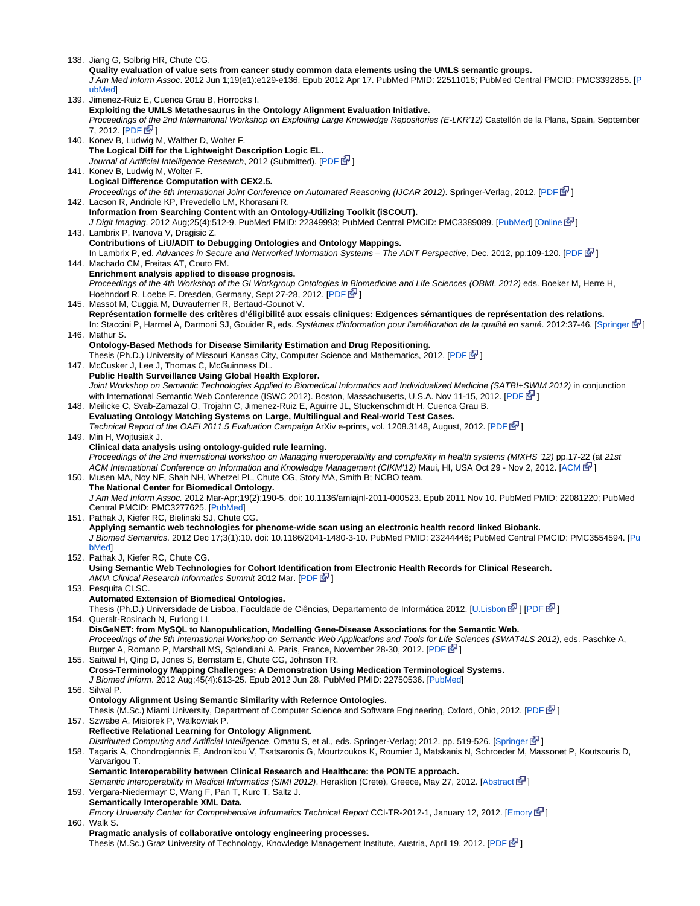138. Jiang G, Solbrig HR, Chute CG.
**Quality evaluation of value sets from cancer study common data elements using the UMLS semantic groups.**
*J Am Med Inform Assoc*. 2012 Jun 1;19(e1):e129-e136. Epub 2012 Apr 17. PubMed PMID: 22511016; PubMed Central PMCID: PMC3392855. [PubMed]
139. Jimenez-Ruiz E, Cuenca Grau B, Horrocks I.
**Exploiting the UMLS Metathesaurus in the Ontology Alignment Evaluation Initiative.**
*Proceedings of the 2nd International Workshop on Exploiting Large Knowledge Repositories (E-LKR'12)* Castellón de la Plana, Spain, September 7, 2012. [PDF]
140. Konev B, Ludwig M, Walther D, Wolter F.
**The Logical Diff for the Lightweight Description Logic EL.**
*Journal of Artificial Intelligence Research*, 2012 (Submitted). [PDF]
141. Konev B, Ludwig M, Wolter F.
**Logical Difference Computation with CEX2.5.**
*Proceedings of the 6th International Joint Conference on Automated Reasoning (IJCAR 2012)*. Springer-Verlag, 2012. [PDF]
142. Lacson R, Andriole KP, Prevedello LM, Khorasani R.
**Information from Searching Content with an Ontology-Utilizing Toolkit (iSCOUT).**
*J Digit Imaging*. 2012 Aug;25(4):512-9. PubMed PMID: 22349993; PubMed Central PMCID: PMC3389089. [PubMed] [Online]
143. Lambrix P, Ivanova V, Dragisic Z.
**Contributions of LiU/ADIT to Debugging Ontologies and Ontology Mappings.**
In Lambrix P, ed. *Advances in Secure and Networked Information Systems – The ADIT Perspective*, Dec. 2012, pp.109-120. [PDF]
144. Machado CM, Freitas AT, Couto FM.
**Enrichment analysis applied to disease prognosis.**
*Proceedings of the 4th Workshop of the GI Workgroup Ontologies in Biomedicine and Life Sciences (OBML 2012)* eds. Boeker M, Herre H, Hoehndorf R, Loebe F. Dresden, Germany, Sept 27-28, 2012. [PDF]
145. Massot M, Cuggia M, Duvauferrier R, Bertaud-Gounot V.
**Représentation formelle des critères d'éligibilité aux essais cliniques: Exigences sémantiques de représentation des relations.**
In: Staccini P, Harmel A, Darmoni SJ, Gouider R, eds. *Systèmes d'information pour l'amélioration de la qualité en santé*. 2012:37-46. [Springer]
146. Mathur S.
**Ontology-Based Methods for Disease Similarity Estimation and Drug Repositioning.**
Thesis (Ph.D.) University of Missouri Kansas City, Computer Science and Mathematics, 2012. [PDF]
147. McCusker J, Lee J, Thomas C, McGuinness DL.
**Public Health Surveillance Using Global Health Explorer.**
*Joint Workshop on Semantic Technologies Applied to Biomedical Informatics and Individualized Medicine (SATBI+SWIM 2012)* in conjunction with International Semantic Web Conference (ISWC 2012). Boston, Massachusetts, U.S.A. Nov 11-15, 2012. [PDF]
148. Meilicke C, Svab-Zamazal O, Trojahn C, Jimenez-Ruiz E, Aguirre JL, Stuckenschmidt H, Cuenca Grau B.
**Evaluating Ontology Matching Systems on Large, Multilingual and Real-world Test Cases.**
*Technical Report of the OAEI 2011.5 Evaluation Campaign* ArXiv e-prints, vol. 1208.3148, August, 2012. [PDF]
149. Min H, Wojtusiak J.
**Clinical data analysis using ontology-guided rule learning.**
*Proceedings of the 2nd international workshop on Managing interoperability and compleXity in health systems (MIXHS '12)* pp.17-22 (at *21st ACM International Conference on Information and Knowledge Management (CIKM'12)* Maui, HI, USA Oct 29 - Nov 2, 2012. [ACM]
150. Musen MA, Noy NF, Shah NH, Whetzel PL, Chute CG, Story MA, Smith B; NCBO team.
**The National Center for Biomedical Ontology.**
*J Am Med Inform Assoc.* 2012 Mar-Apr;19(2):190-5. doi: 10.1136/amiajnl-2011-000523. Epub 2011 Nov 10. PubMed PMID: 22081220; PubMed Central PMCID: PMC3277625. [PubMed]
151. Pathak J, Kiefer RC, Bielinski SJ, Chute CG.
**Applying semantic web technologies for phenome-wide scan using an electronic health record linked Biobank.**
*J Biomed Semantics*. 2012 Dec 17;3(1):10. doi: 10.1186/2041-1480-3-10. PubMed PMID: 23244446; PubMed Central PMCID: PMC3554594. [PubMed]
152. Pathak J, Kiefer RC, Chute CG.
**Using Semantic Web Technologies for Cohort Identification from Electronic Health Records for Clinical Research.**
*AMIA Clinical Research Informatics Summit* 2012 Mar. [PDF]
153. Pesquita CLSC.
**Automated Extension of Biomedical Ontologies.**
Thesis (Ph.D.) Universidade de Lisboa, Faculdade de Ciências, Departamento de Informática 2012. [U.Lisbon] [PDF]
154. Queralt-Rosinach N, Furlong LI.
**DisGeNET: from MySQL to Nanopublication, Modelling Gene-Disease Associations for the Semantic Web.**
*Proceedings of the 5th International Workshop on Semantic Web Applications and Tools for Life Sciences (SWAT4LS 2012)*, eds. Paschke A, Burger A, Romano P, Marshall MS, Splendiani A. Paris, France, November 28-30, 2012. [PDF]
155. Saitwal H, Qing D, Jones S, Bernstam E, Chute CG, Johnson TR.
**Cross-Terminology Mapping Challenges: A Demonstration Using Medication Terminological Systems.**
*J Biomed Inform*. 2012 Aug;45(4):613-25. Epub 2012 Jun 28. PubMed PMID: 22750536. [PubMed]
156. Silwal P.
**Ontology Alignment Using Semantic Similarity with Refernce Ontologies.**
Thesis (M.Sc.) Miami University, Department of Computer Science and Software Engineering, Oxford, Ohio, 2012. [PDF]
157. Szwabe A, Misiorek P, Walkowiak P.
**Reflective Relational Learning for Ontology Alignment.**
*Distributed Computing and Artificial Intelligence*, Omatu S, et al., eds. Springer-Verlag; 2012. pp. 519-526. [Springer]
158. Tagaris A, Chondrogiannis E, Andronikou V, Tsatsaronis G, Mourtzoukos K, Roumier J, Matskanis N, Schroeder M, Massonet P, Koutsouris D, Varvarigou T.
**Semantic Interoperability between Clinical Research and Healthcare: the PONTE approach.**
*Semantic Interoperability in Medical Informatics (SIMI 2012)*. Heraklion (Crete), Greece, May 27, 2012. [Abstract]
159. Vergara-Niedermayr C, Wang F, Pan T, Kurc T, Saltz J.
**Semantically Interoperable XML Data.**
*Emory University Center for Comprehensive Informatics Technical Report* CCI-TR-2012-1, January 12, 2012. [Emory]
160. Walk S.
**Pragmatic analysis of collaborative ontology engineering processes.**
Thesis (M.Sc.) Graz University of Technology, Knowledge Management Institute, Austria, April 19, 2012. [PDF]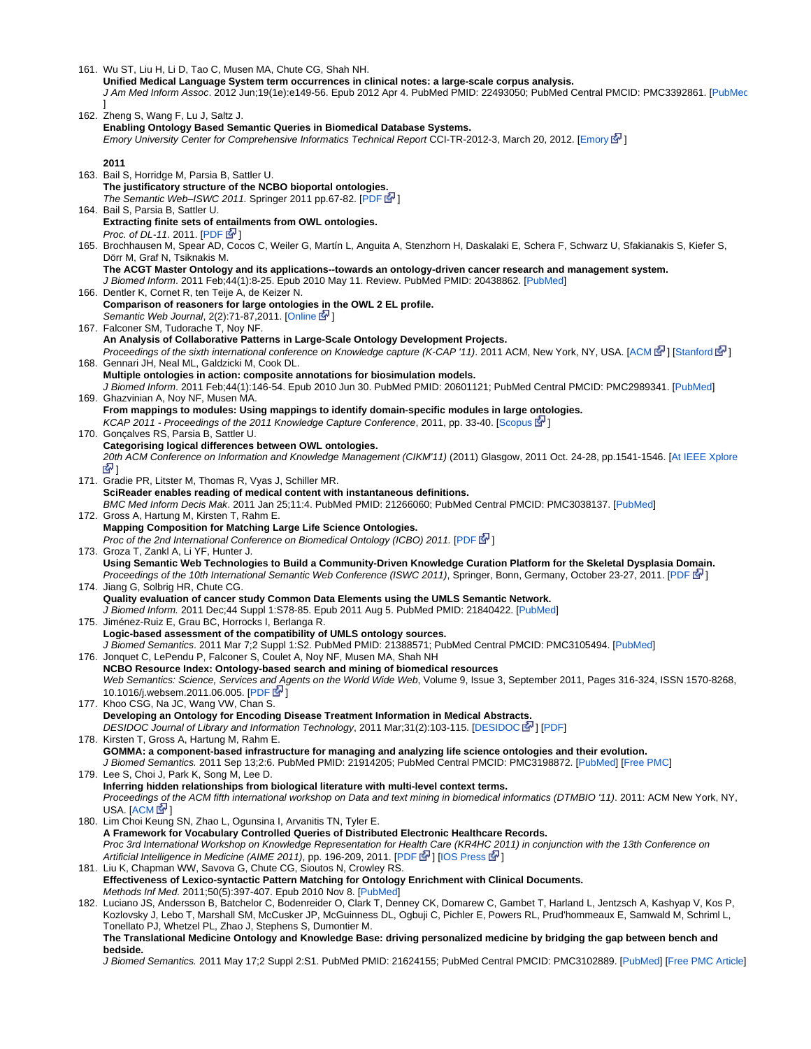161. Wu ST, Liu H, Li D, Tao C, Musen MA, Chute CG, Shah NH.
**Unified Medical Language System term occurrences in clinical notes: a large-scale corpus analysis.**
*J Am Med Inform Assoc*. 2012 Jun;19(1e):e149-56. Epub 2012 Apr 4. PubMed PMID: 22493050; PubMed Central PMCID: PMC3392861. [PubMed]
162. Zheng S, Wang F, Lu J, Saltz J.
**Enabling Ontology Based Semantic Queries in Biomedical Database Systems.**
*Emory University Center for Comprehensive Informatics Technical Report* CCI-TR-2012-3, March 20, 2012. [Emory]

**2011**

163. Bail S, Horridge M, Parsia B, Sattler U.
**The justificatory structure of the NCBO bioportal ontologies.**
*The Semantic Web–ISWC 2011.* Springer 2011 pp.67-82. [PDF]
164. Bail S, Parsia B, Sattler U.
**Extracting finite sets of entailments from OWL ontologies.**
*Proc. of DL-11*. 2011. [PDF]
165. Brochhausen M, Spear AD, Cocos C, Weiler G, Martín L, Anguita A, Stenzhorn H, Daskalaki E, Schera F, Schwarz U, Sfakianakis S, Kiefer S, Dörr M, Graf N, Tsiknakis M.
**The ACGT Master Ontology and its applications--towards an ontology-driven cancer research and management system.**
*J Biomed Inform*. 2011 Feb;44(1):8-25. Epub 2010 May 11. Review. PubMed PMID: 20438862. [PubMed]
166. Dentler K, Cornet R, ten Teije A, de Keizer N.
**Comparison of reasoners for large ontologies in the OWL 2 EL profile.**
*Semantic Web Journal*, 2(2):71-87,2011. [Online]
167. Falconer SM, Tudorache T, Noy NF.
**An Analysis of Collaborative Patterns in Large-Scale Ontology Development Projects.**
*Proceedings of the sixth international conference on Knowledge capture (K-CAP '11)*. 2011 ACM, New York, NY, USA. [ACM] [Stanford]
168. Gennari JH, Neal ML, Galdzicki M, Cook DL.
**Multiple ontologies in action: composite annotations for biosimulation models.**
*J Biomed Inform*. 2011 Feb;44(1):146-54. Epub 2010 Jun 30. PubMed PMID: 20601121; PubMed Central PMCID: PMC2989341. [PubMed]
169. Ghazvinian A, Noy NF, Musen MA.
**From mappings to modules: Using mappings to identify domain-specific modules in large ontologies.**
*KCAP 2011 - Proceedings of the 2011 Knowledge Capture Conference*, 2011, pp. 33-40. [Scopus]
170. Gonçalves RS, Parsia B, Sattler U.
**Categorising logical differences between OWL ontologies.**
*20th ACM Conference on Information and Knowledge Management (CIKM'11)* (2011) Glasgow, 2011 Oct. 24-28, pp.1541-1546. [At IEEE Xplore]
171. Gradie PR, Litster M, Thomas R, Vyas J, Schiller MR.
**SciReader enables reading of medical content with instantaneous definitions.**
*BMC Med Inform Decis Mak*. 2011 Jan 25;11:4. PubMed PMID: 21266060; PubMed Central PMCID: PMC3038137. [PubMed]
172. Gross A, Hartung M, Kirsten T, Rahm E.
**Mapping Composition for Matching Large Life Science Ontologies.**
*Proc of the 2nd International Conference on Biomedical Ontology (ICBO) 2011.* [PDF]
173. Groza T, Zankl A, Li YF, Hunter J.
**Using Semantic Web Technologies to Build a Community-Driven Knowledge Curation Platform for the Skeletal Dysplasia Domain.**
*Proceedings of the 10th International Semantic Web Conference (ISWC 2011)*, Springer, Bonn, Germany, October 23-27, 2011. [PDF]
174. Jiang G, Solbrig HR, Chute CG.
**Quality evaluation of cancer study Common Data Elements using the UMLS Semantic Network.**
*J Biomed Inform.* 2011 Dec;44 Suppl 1:S78-85. Epub 2011 Aug 5. PubMed PMID: 21840422. [PubMed]
175. Jiménez-Ruiz E, Grau BC, Horrocks I, Berlanga R.
**Logic-based assessment of the compatibility of UMLS ontology sources.**
*J Biomed Semantics*. 2011 Mar 7;2 Suppl 1:S2. PubMed PMID: 21388571; PubMed Central PMCID: PMC3105494. [PubMed]
176. Jonquet C, LePendu P, Falconer S, Coulet A, Noy NF, Musen MA, Shah NH
**NCBO Resource Index: Ontology-based search and mining of biomedical resources**
*Web Semantics: Science, Services and Agents on the World Wide Web*, Volume 9, Issue 3, September 2011, Pages 316-324, ISSN 1570-8268, 10.1016/j.websem.2011.06.005. [PDF]
177. Khoo CSG, Na JC, Wang VW, Chan S.
**Developing an Ontology for Encoding Disease Treatment Information in Medical Abstracts.**
*DESIDOC Journal of Library and Information Technology*, 2011 Mar;31(2):103-115. [DESIDOC] [PDF]
178. Kirsten T, Gross A, Hartung M, Rahm E.
**GOMMA: a component-based infrastructure for managing and analyzing life science ontologies and their evolution.**
*J Biomed Semantics.* 2011 Sep 13;2:6. PubMed PMID: 21914205; PubMed Central PMCID: PMC3198872. [PubMed] [Free PMC]
179. Lee S, Choi J, Park K, Song M, Lee D.
**Inferring hidden relationships from biological literature with multi-level context terms.**
*Proceedings of the ACM fifth international workshop on Data and text mining in biomedical informatics (DTMBIO '11)*. 2011: ACM New York, NY, USA. [ACM]
180. Lim Choi Keung SN, Zhao L, Ogunsina I, Arvanitis TN, Tyler E.
**A Framework for Vocabulary Controlled Queries of Distributed Electronic Healthcare Records.**
*Proc 3rd International Workshop on Knowledge Representation for Health Care (KR4HC 2011) in conjunction with the 13th Conference on Artificial Intelligence in Medicine (AIME 2011)*, pp. 196-209, 2011. [PDF] [IOS Press]
181. Liu K, Chapman WW, Savova G, Chute CG, Sioutos N, Crowley RS.
**Effectiveness of Lexico-syntactic Pattern Matching for Ontology Enrichment with Clinical Documents.**
*Methods Inf Med.* 2011;50(5):397-407. Epub 2010 Nov 8. [PubMed]
182. Luciano JS, Andersson B, Batchelor C, Bodenreider O, Clark T, Denney CK, Domarew C, Gambet T, Harland L, Jentzsch A, Kashyap V, Kos P, Kozlovsky J, Lebo T, Marshall SM, McCusker JP, McGuinness DL, Ogbuji C, Pichler E, Powers RL, Prud'hommeaux E, Samwald M, Schriml L, Tonellato PJ, Whetzel PL, Zhao J, Stephens S, Dumontier M.
**The Translational Medicine Ontology and Knowledge Base: driving personalized medicine by bridging the gap between bench and bedside.**
*J Biomed Semantics.* 2011 May 17;2 Suppl 2:S1. PubMed PMID: 21624155; PubMed Central PMCID: PMC3102889. [PubMed] [Free PMC Article]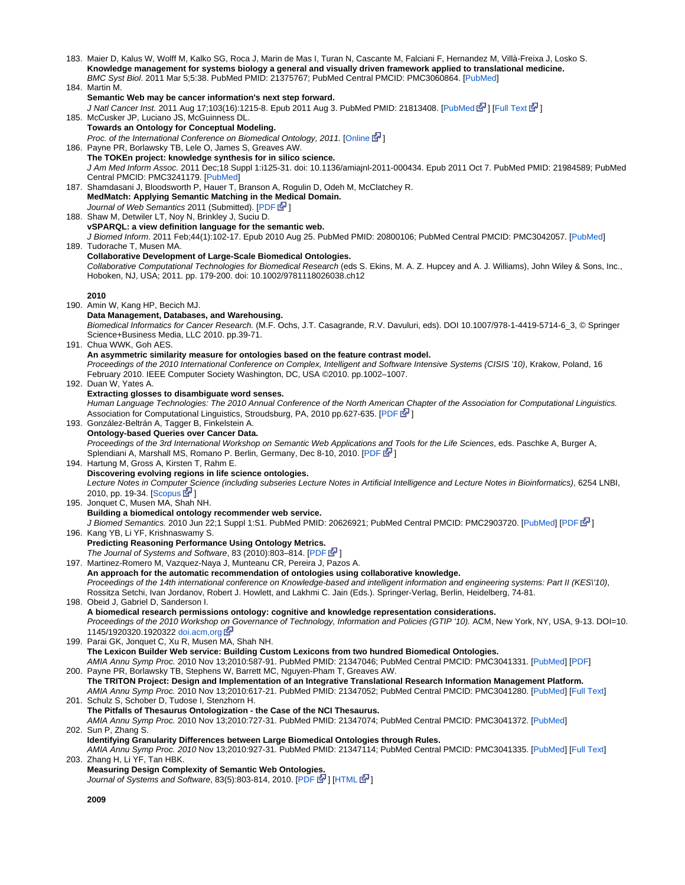183. Maier D, Kalus W, Wolff M, Kalko SG, Roca J, Marin de Mas I, Turan N, Cascante M, Falciani F, Hernandez M, Villà-Freixa J, Losko S.
**Knowledge management for systems biology a general and visually driven framework applied to translational medicine.**
*BMC Syst Biol*. 2011 Mar 5;5:38. PubMed PMID: 21375767; PubMed Central PMCID: PMC3060864. [PubMed]

184. Martin M.
**Semantic Web may be cancer information's next step forward.**
*J Natl Cancer Inst.* 2011 Aug 17;103(16):1215-8. Epub 2011 Aug 3. PubMed PMID: 21813408. [PubMed] [Full Text]

185. McCusker JP, Luciano JS, McGuinness DL.
**Towards an Ontology for Conceptual Modeling.**
*Proc. of the International Conference on Biomedical Ontology, 2011.* [Online]

186. Payne PR, Borlawsky TB, Lele O, James S, Greaves AW.
**The TOKEn project: knowledge synthesis for in silico science.**
*J Am Med Inform Assoc.* 2011 Dec;18 Suppl 1:i125-31. doi: 10.1136/amiajnl-2011-000434. Epub 2011 Oct 7. PubMed PMID: 21984589; PubMed Central PMCID: PMC3241179. [PubMed]

187. Shamdasani J, Bloodsworth P, Hauer T, Branson A, Rogulin D, Odeh M, McClatchey R.
**MedMatch: Applying Semantic Matching in the Medical Domain.**
*Journal of Web Semantics* 2011 (Submitted). [PDF]

188. Shaw M, Detwiler LT, Noy N, Brinkley J, Suciu D.
**vSPARQL: a view definition language for the semantic web.**
*J Biomed Inform*. 2011 Feb;44(1):102-17. Epub 2010 Aug 25. PubMed PMID: 20800106; PubMed Central PMCID: PMC3042057. [PubMed]

189. Tudorache T, Musen MA.
**Collaborative Development of Large-Scale Biomedical Ontologies.**
*Collaborative Computational Technologies for Biomedical Research* (eds S. Ekins, M. A. Z. Hupcey and A. J. Williams), John Wiley & Sons, Inc., Hoboken, NJ, USA; 2011. pp. 179-200. doi: 10.1002/9781118026038.ch12

**2010**

190. Amin W, Kang HP, Becich MJ.
**Data Management, Databases, and Warehousing.**
*Biomedical Informatics for Cancer Research.* (M.F. Ochs, J.T. Casagrande, R.V. Davuluri, eds). DOI 10.1007/978-1-4419-5714-6_3, © Springer Science+Business Media, LLC 2010. pp.39-71.

191. Chua WWK, Goh AES.
**An asymmetric similarity measure for ontologies based on the feature contrast model.**
*Proceedings of the 2010 International Conference on Complex, Intelligent and Software Intensive Systems (CISIS '10)*, Krakow, Poland, 16 February 2010. IEEE Computer Society Washington, DC, USA ©2010. pp.1002–1007.

192. Duan W, Yates A.
**Extracting glosses to disambiguate word senses.**
*Human Language Technologies: The 2010 Annual Conference of the North American Chapter of the Association for Computational Linguistics.* Association for Computational Linguistics, Stroudsburg, PA, 2010 pp.627-635. [PDF]

193. González-Beltrán A, Tagger B, Finkelstein A.
**Ontology-based Queries over Cancer Data.**
*Proceedings of the 3rd International Workshop on Semantic Web Applications and Tools for the Life Sciences*, eds. Paschke A, Burger A, Splendiani A, Marshall MS, Romano P. Berlin, Germany, Dec 8-10, 2010. [PDF]

194. Hartung M, Gross A, Kirsten T, Rahm E.
**Discovering evolving regions in life science ontologies.**
*Lecture Notes in Computer Science (including subseries Lecture Notes in Artificial Intelligence and Lecture Notes in Bioinformatics)*, 6254 LNBI, 2010, pp. 19-34. [Scopus]

195. Jonquet C, Musen MA, Shah NH.
**Building a biomedical ontology recommender web service.**
*J Biomed Semantics.* 2010 Jun 22;1 Suppl 1:S1. PubMed PMID: 20626921; PubMed Central PMCID: PMC2903720. [PubMed] [PDF]

196. Kang YB, Li YF, Krishnaswamy S.
**Predicting Reasoning Performance Using Ontology Metrics.**
*The Journal of Systems and Software*, 83 (2010):803–814. [PDF]

197. Martinez-Romero M, Vazquez-Naya J, Munteanu CR, Pereira J, Pazos A.
**An approach for the automatic recommendation of ontologies using collaborative knowledge.**
*Proceedings of the 14th international conference on Knowledge-based and intelligent information and engineering systems: Part II (KES\'10)*, Rossitza Setchi, Ivan Jordanov, Robert J. Howlett, and Lakhmi C. Jain (Eds.). Springer-Verlag, Berlin, Heidelberg, 74-81.

198. Obeid J, Gabriel D, Sanderson I.
**A biomedical research permissions ontology: cognitive and knowledge representation considerations.**
*Proceedings of the 2010 Workshop on Governance of Technology, Information and Policies (GTIP '10).* ACM, New York, NY, USA, 9-13. DOI=10.1145/1920320.1920322 doi.acm,org

199. Parai GK, Jonquet C, Xu R, Musen MA, Shah NH.
**The Lexicon Builder Web service: Building Custom Lexicons from two hundred Biomedical Ontologies.**
*AMIA Annu Symp Proc.* 2010 Nov 13;2010:587-91. PubMed PMID: 21347046; PubMed Central PMCID: PMC3041331. [PubMed] [PDF]

200. Payne PR, Borlawsky TB, Stephens W, Barrett MC, Nguyen-Pham T, Greaves AW.
**The TRITON Project: Design and Implementation of an Integrative Translational Research Information Management Platform.**
*AMIA Annu Symp Proc.* 2010 Nov 13;2010:617-21. PubMed PMID: 21347052; PubMed Central PMCID: PMC3041280. [PubMed] [Full Text]

201. Schulz S, Schober D, Tudose I, Stenzhorn H.
**The Pitfalls of Thesaurus Ontologization - the Case of the NCI Thesaurus.**
*AMIA Annu Symp Proc.* 2010 Nov 13;2010:727-31. PubMed PMID: 21347074; PubMed Central PMCID: PMC3041372. [PubMed]

202. Sun P, Zhang S.
**Identifying Granularity Differences between Large Biomedical Ontologies through Rules.**
*AMIA Annu Symp Proc. 2010* Nov 13;2010:927-31. PubMed PMID: 21347114; PubMed Central PMCID: PMC3041335. [PubMed] [Full Text]

203. Zhang H, Li YF, Tan HBK.
**Measuring Design Complexity of Semantic Web Ontologies.**
*Journal of Systems and Software*, 83(5):803-814, 2010. [PDF] [HTML]

**2009**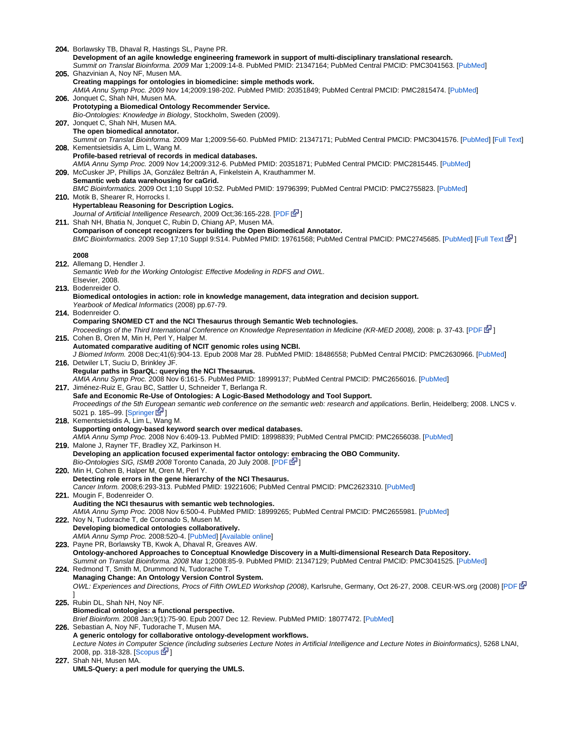**204.** Borlawsky TB, Dhaval R, Hastings SL, Payne PR.
**Development of an agile knowledge engineering framework in support of multi-disciplinary translational research.**
*Summit on Translat Bioinforma. 2009* Mar 1;2009:14-8. PubMed PMID: 21347164; PubMed Central PMCID: PMC3041563. [PubMed]

**205.** Ghazvinian A, Noy NF, Musen MA.
**Creating mappings for ontologies in biomedicine: simple methods work.**
*AMIA Annu Symp Proc. 2009* Nov 14;2009:198-202. PubMed PMID: 20351849; PubMed Central PMCID: PMC2815474. [PubMed]

**206.** Jonquet C, Shah NH, Musen MA.
**Prototyping a Biomedical Ontology Recommender Service.**
*Bio-Ontologies: Knowledge in Biology*, Stockholm, Sweden (2009).

**207.** Jonquet C, Shah NH, Musen MA.
**The open biomedical annotator.**
*Summit on Translat Bioinforma.* 2009 Mar 1;2009:56-60. PubMed PMID: 21347171; PubMed Central PMCID: PMC3041576. [PubMed] [Full Text]

**208.** Kementsietsidis A, Lim L, Wang M.
**Profile-based retrieval of records in medical databases.**
*AMIA Annu Symp Proc.* 2009 Nov 14;2009:312-6. PubMed PMID: 20351871; PubMed Central PMCID: PMC2815445. [PubMed]

**209.** McCusker JP, Phillips JA, González Beltrán A, Finkelstein A, Krauthammer M.
**Semantic web data warehousing for caGrid.**
*BMC Bioinformatics.* 2009 Oct 1;10 Suppl 10:S2. PubMed PMID: 19796399; PubMed Central PMCID: PMC2755823. [PubMed]

**210.** Motik B, Shearer R, Horrocks I.
**Hypertableau Reasoning for Description Logics.**
*Journal of Artificial Intelligence Research*, 2009 Oct;36:165-228. [PDF]

**211.** Shah NH, Bhatia N, Jonquet C, Rubin D, Chiang AP, Musen MA.
**Comparison of concept recognizers for building the Open Biomedical Annotator.**
*BMC Bioinformatics.* 2009 Sep 17;10 Suppl 9:S14. PubMed PMID: 19761568; PubMed Central PMCID: PMC2745685. [PubMed] [Full Text]

### 2008

**212.** Allemang D, Hendler J.
*Semantic Web for the Working Ontologist: Effective Modeling in RDFS and OWL.*
Elsevier, 2008.

**213.** Bodenreider O.
**Biomedical ontologies in action: role in knowledge management, data integration and decision support.**
*Yearbook of Medical Informatics* (2008) pp.67-79.

**214.** Bodenreider O.
**Comparing SNOMED CT and the NCI Thesaurus through Semantic Web technologies.**
*Proceedings of the Third International Conference on Knowledge Representation in Medicine (KR-MED 2008),* 2008: p. 37-43. [PDF]

**215.** Cohen B, Oren M, Min H, Perl Y, Halper M.
**Automated comparative auditing of NCIT genomic roles using NCBI.**
*J Biomed Inform.* 2008 Dec;41(6):904-13. Epub 2008 Mar 28. PubMed PMID: 18486558; PubMed Central PMCID: PMC2630966. [PubMed]

**216.** Detwiler LT, Suciu D, Brinkley JF.
**Regular paths in SparQL: querying the NCI Thesaurus.**
*AMIA Annu Symp Proc.* 2008 Nov 6:161-5. PubMed PMID: 18999137; PubMed Central PMCID: PMC2656016. [PubMed]

**217.** Jiménez-Ruiz E, Grau BC, Sattler U, Schneider T, Berlanga R.
**Safe and Economic Re-Use of Ontologies: A Logic-Based Methodology and Tool Support.**
*Proceedings of the 5th European semantic web conference on the semantic web: research and applications*. Berlin, Heidelberg; 2008. LNCS v. 5021 p. 185–99. [Springer]

**218.** Kementsietsidis A, Lim L, Wang M.
**Supporting ontology-based keyword search over medical databases.**
*AMIA Annu Symp Proc.* 2008 Nov 6:409-13. PubMed PMID: 18998839; PubMed Central PMCID: PMC2656038. [PubMed]

**219.** Malone J, Rayner TF, Bradley XZ, Parkinson H.
**Developing an application focused experimental factor ontology: embracing the OBO Community.**
*Bio-Ontologies SIG, ISMB 2008* Toronto Canada, 20 July 2008. [PDF]

**220.** Min H, Cohen B, Halper M, Oren M, Perl Y.
**Detecting role errors in the gene hierarchy of the NCI Thesaurus.**
*Cancer Inform.* 2008;6:293-313. PubMed PMID: 19221606; PubMed Central PMCID: PMC2623310. [PubMed]

**221.** Mougin F, Bodenreider O.
**Auditing the NCI thesaurus with semantic web technologies.**
*AMIA Annu Symp Proc.* 2008 Nov 6:500-4. PubMed PMID: 18999265; PubMed Central PMCID: PMC2655981. [PubMed]

**222.** Noy N, Tudorache T, de Coronado S, Musen M.
**Developing biomedical ontologies collaboratively.**
*AMIA Annu Symp Proc.* 2008:520-4. [PubMed] [Available online]

**223.** Payne PR, Borlawsky TB, Kwok A, Dhaval R, Greaves AW.
**Ontology-anchored Approaches to Conceptual Knowledge Discovery in a Multi-dimensional Research Data Repository.**
*Summit on Translat Bioinforma. 2008* Mar 1;2008:85-9. PubMed PMID: 21347129; PubMed Central PMCID: PMC3041525. [PubMed]

**224.** Redmond T, Smith M, Drummond N, Tudorache T.
**Managing Change: An Ontology Version Control System.**
*OWL: Experiences and Directions, Procs of Fifth OWLED Workshop (2008)*, Karlsruhe, Germany, Oct 26-27, 2008. CEUR-WS.org (2008) [PDF]

**225.** Rubin DL, Shah NH, Noy NF.
**Biomedical ontologies: a functional perspective.**
*Brief Bioinform.* 2008 Jan;9(1):75-90. Epub 2007 Dec 12. Review. PubMed PMID: 18077472. [PubMed]

**226.** Sebastian A, Noy NF, Tudorache T, Musen MA.
**A generic ontology for collaborative ontology-development workflows.**
*Lecture Notes in Computer Science (including subseries Lecture Notes in Artificial Intelligence and Lecture Notes in Bioinformatics)*, 5268 LNAI, 2008, pp. 318-328. [Scopus]

**227.** Shah NH, Musen MA.
**UMLS-Query: a perl module for querying the UMLS.**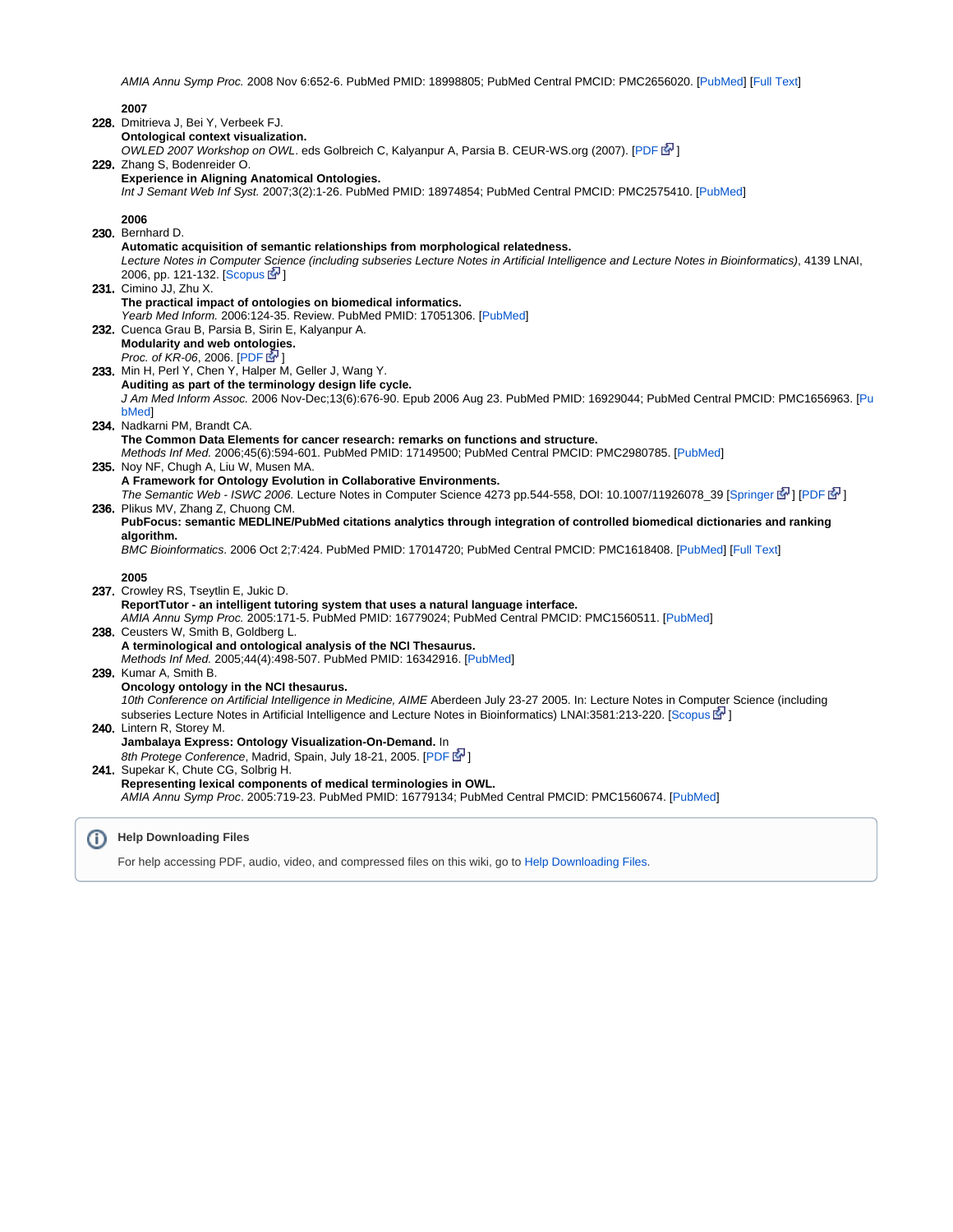*AMIA Annu Symp Proc.* 2008 Nov 6:652-6. PubMed PMID: 18998805; PubMed Central PMCID: PMC2656020. [PubMed] [Full Text]

**2007**

228. Dmitrieva J, Bei Y, Verbeek FJ.
**Ontological context visualization.**
*OWLED 2007 Workshop on OWL.* eds Golbreich C, Kalyanpur A, Parsia B. CEUR-WS.org (2007). [PDF]
229. Zhang S, Bodenreider O.
**Experience in Aligning Anatomical Ontologies.**
*Int J Semant Web Inf Syst.* 2007;3(2):1-26. PubMed PMID: 18974854; PubMed Central PMCID: PMC2575410. [PubMed]

**2006**

230. Bernhard D.
**Automatic acquisition of semantic relationships from morphological relatedness.**
*Lecture Notes in Computer Science (including subseries Lecture Notes in Artificial Intelligence and Lecture Notes in Bioinformatics)*, 4139 LNAI, 2006, pp. 121-132. [Scopus]
231. Cimino JJ, Zhu X.
**The practical impact of ontologies on biomedical informatics.**
*Yearb Med Inform.* 2006:124-35. Review. PubMed PMID: 17051306. [PubMed]
232. Cuenca Grau B, Parsia B, Sirin E, Kalyanpur A.
**Modularity and web ontologies.**
*Proc. of KR-06*, 2006. [PDF]
233. Min H, Perl Y, Chen Y, Halper M, Geller J, Wang Y.
**Auditing as part of the terminology design life cycle.**
*J Am Med Inform Assoc.* 2006 Nov-Dec;13(6):676-90. Epub 2006 Aug 23. PubMed PMID: 16929044; PubMed Central PMCID: PMC1656963. [PubMed]
234. Nadkarni PM, Brandt CA.
**The Common Data Elements for cancer research: remarks on functions and structure.**
*Methods Inf Med.* 2006;45(6):594-601. PubMed PMID: 17149500; PubMed Central PMCID: PMC2980785. [PubMed]
235. Noy NF, Chugh A, Liu W, Musen MA.
**A Framework for Ontology Evolution in Collaborative Environments.**
*The Semantic Web - ISWC 2006.* Lecture Notes in Computer Science 4273 pp.544-558, DOI: 10.1007/11926078_39 [Springer] [PDF]
236. Plikus MV, Zhang Z, Chuong CM.
**PubFocus: semantic MEDLINE/PubMed citations analytics through integration of controlled biomedical dictionaries and ranking algorithm.**
*BMC Bioinformatics.* 2006 Oct 2;7:424. PubMed PMID: 17014720; PubMed Central PMCID: PMC1618408. [PubMed] [Full Text]

**2005**

237. Crowley RS, Tseytlin E, Jukic D.
**ReportTutor - an intelligent tutoring system that uses a natural language interface.**
*AMIA Annu Symp Proc.* 2005:171-5. PubMed PMID: 16779024; PubMed Central PMCID: PMC1560511. [PubMed]
238. Ceusters W, Smith B, Goldberg L.
**A terminological and ontological analysis of the NCI Thesaurus.**
*Methods Inf Med.* 2005;44(4):498-507. PubMed PMID: 16342916. [PubMed]
239. Kumar A, Smith B.
**Oncology ontology in the NCI thesaurus.**
*10th Conference on Artificial Intelligence in Medicine, AIME* Aberdeen July 23-27 2005. In: Lecture Notes in Computer Science (including subseries Lecture Notes in Artificial Intelligence and Lecture Notes in Bioinformatics) LNAI:3581:213-220. [Scopus]
240. Lintern R, Storey M.
**Jambalaya Express: Ontology Visualization-On-Demand.** In
*8th Protege Conference*, Madrid, Spain, July 18-21, 2005. [PDF]
241. Supekar K, Chute CG, Solbrig H.
**Representing lexical components of medical terminologies in OWL.**
*AMIA Annu Symp Proc*. 2005:719-23. PubMed PMID: 16779134; PubMed Central PMCID: PMC1560674. [PubMed]

**Help Downloading Files**

For help accessing PDF, audio, video, and compressed files on this wiki, go to Help Downloading Files.